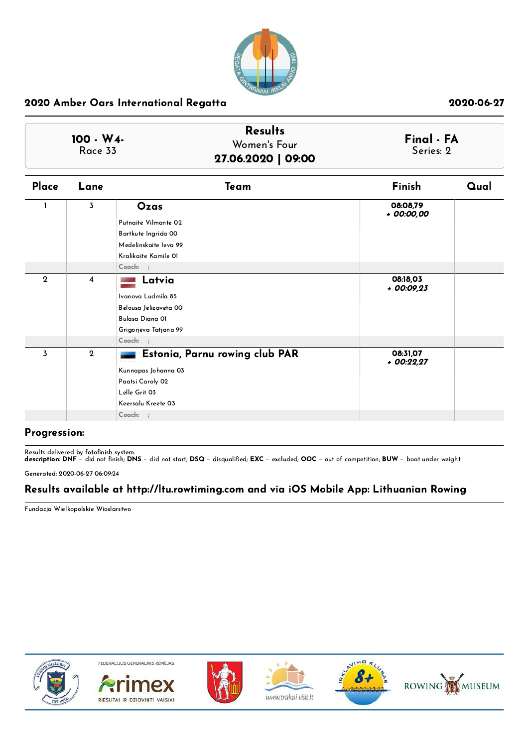## 2020 Amber Oars International Regatta

2020-06-27

| 100 - W4- Race 33 | Results Women's Four 27.06.2020 \| 09:00 | Final - FA Series: 2 |
|---|---|---|

| Place | Lane | Team | Finish | Qual |
|---|---|---|---|---|
| 1 | 3 | **Ozas**<br>Putnaite Vilmante 02<br>Bartkute Ingrida 00<br>Medelinskaite Ieva 99<br>Kralikaite Kamile 01<br>Coach: ; | 08:08,79<br>*+ 00:00,00* | |
| 2 | 4 | **Latvia**<br>Ivanova Ludmila 85<br>Belousa Jelizaveta 00<br>Bulasa Diana 01<br>Grigorjeva Tatjana 99<br>Coach: ; | 08:18,03<br>*+ 00:09,23* | |
| 3 | 2 | **Estonia, Parnu rowing club PAR**<br>Kunnapas Johanna 03<br>Paatsi Caroly 02<br>Lelle Grit 03<br>Keersalu Kreete 03<br>Coach: ; | 08:31,07<br>*+ 00:22,27* | |

**Progression:**

Results delivered by fotofinish system.
**description: DNF** – did not finish; **DNS** – did not start; **DSQ** – disqualified; **EXC** – excluded; **OOC** – out of competition; **BUW** – boat under weight

Generated: 2020-06-27 06:09:24

**Results available at http://ltu.rowtiming.com and via iOS Mobile App: Lithuanian Rowing**

Fundacja Wielkopolskie Wioslarstwo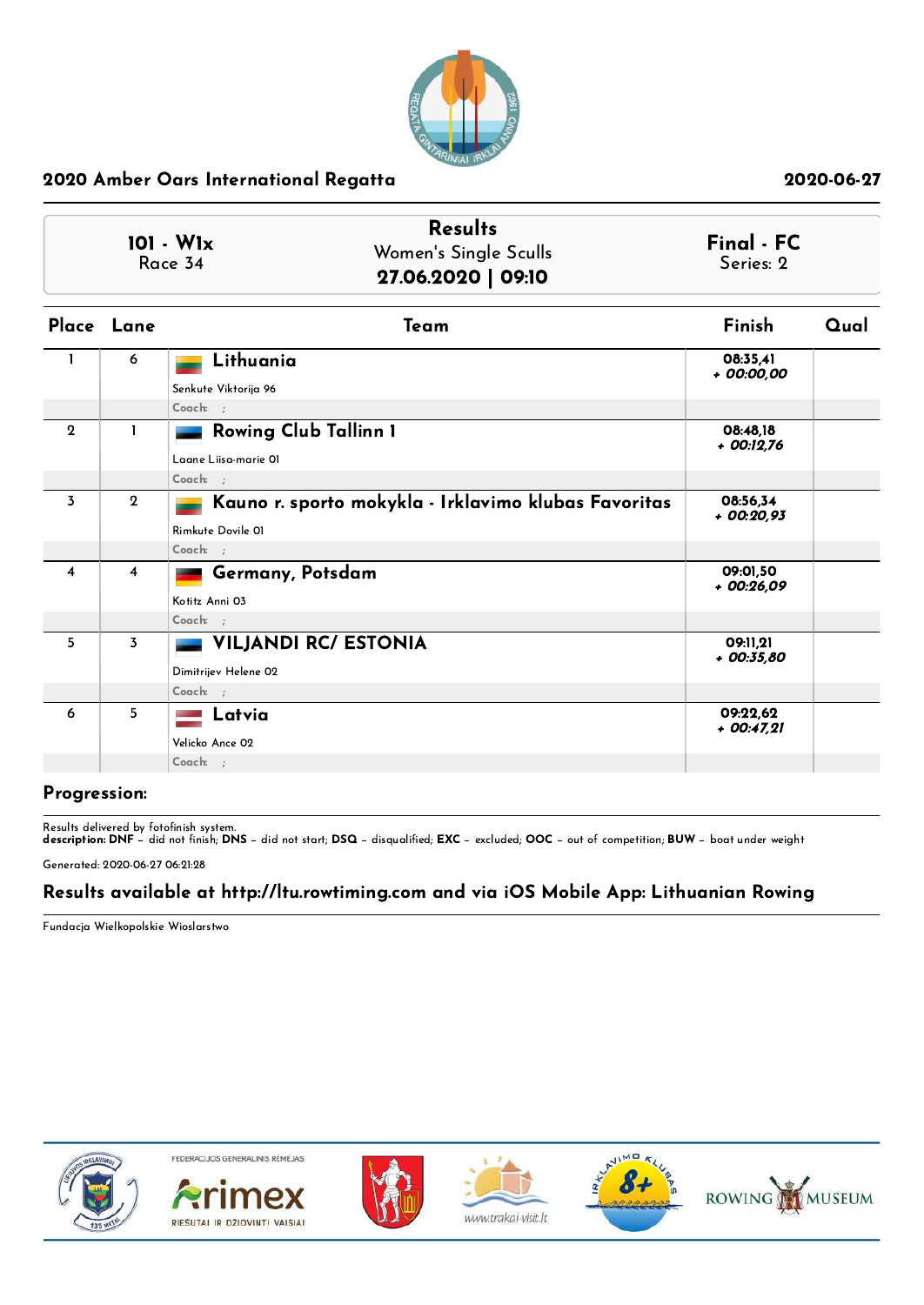## 2020 Amber Oars International Regatta

2020-06-27

| 101 - W1x Race 34 | Results Women's Single Sculls **27.06.2020 \| 09:10** | Final - FC Series: 2 |
|---|---|---|

| Place | Lane | Team | Finish | Qual |
|---|---|---|---|---|
| 1 | 6 | **Lithuania**<br>Senkute Viktorija 96<br>Coach: ; | 08:35,41<br>*+ 00:00,00* | |
| 2 | 1 | **Rowing Club Tallinn 1**<br>Laane Liisa-marie 01<br>Coach: ; | 08:48,18<br>*+ 00:12,76* | |
| 3 | 2 | **Kauno r. sporto mokykla - Irklavimo klubas Favoritas**<br>Rimkute Dovile 01<br>Coach: ; | 08:56,34<br>*+ 00:20,93* | |
| 4 | 4 | **Germany, Potsdam**<br>Kotitz Anni 03<br>Coach: ; | 09:01,50<br>*+ 00:26,09* | |
| 5 | 3 | **VILJANDI RC/ ESTONIA**<br>Dimitrijev Helene 02<br>Coach: ; | 09:11,21<br>*+ 00:35,80* | |
| 6 | 5 | **Latvia**<br>Velicko Ance 02<br>Coach: ; | 09:22,62<br>*+ 00:47,21* | |

**Progression:**

Results delivered by fotofinish system.
**description: DNF** – did not finish; **DNS** – did not start; **DSQ** – disqualified; **EXC** – excluded; **OOC** – out of competition; **BUW** – boat under weight

Generated: 2020-06-27 06:21:28

**Results available at http://ltu.rowtiming.com and via iOS Mobile App: Lithuanian Rowing**

Fundacja Wielkopolskie Wioslarstwo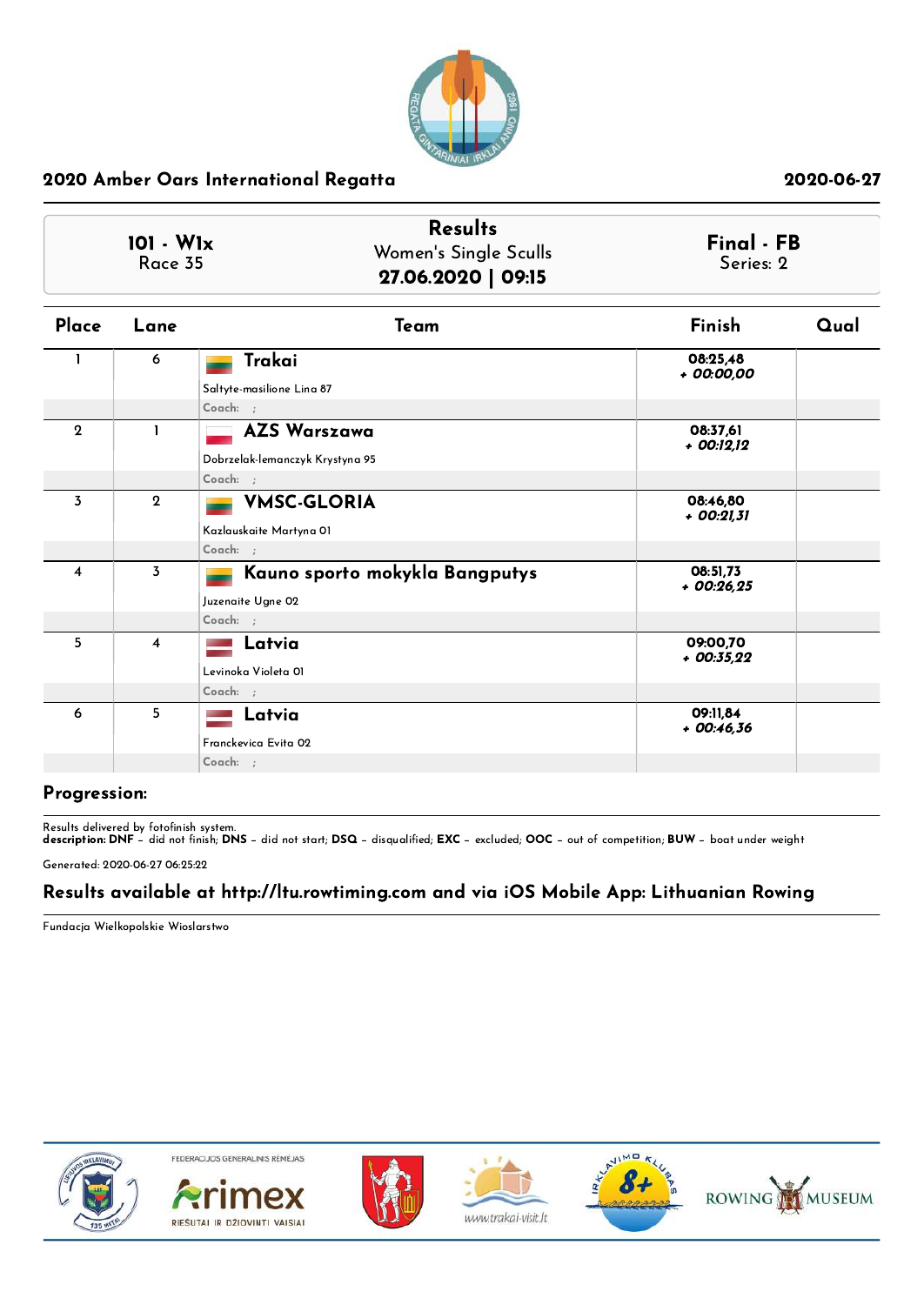## 2020 Amber Oars International Regatta

2020-06-27

| 101 - W1x<br>Race 35 | Results<br>Women's Single Sculls<br>**27.06.2020 \| 09:15** | Final - FB<br>Series: 2 |
|---|---|---|

| Place | Lane | Team | Finish | Qual |
|---|---|---|---|---|
| 1 | 6 | **Trakai**<br>Saltyte-masilione Lina 87<br>Coach: ; | 08:25,48<br>+ 00:00,00 | |
| 2 | 1 | **AZS Warszawa**<br>Dobrzelak-lemanczyk Krystyna 95<br>Coach: ; | 08:37,61<br>+ 00:12,12 | |
| 3 | 2 | **VMSC-GLORIA**<br>Kazlauskaite Martyna 01<br>Coach: ; | 08:46,80<br>+ 00:21,31 | |
| 4 | 3 | **Kauno sporto mokykla Bangputys**<br>Juzenaite Ugne 02<br>Coach: ; | 08:51,73<br>+ 00:26,25 | |
| 5 | 4 | **Latvia**<br>Levinoka Violeta 01<br>Coach: ; | 09:00,70<br>+ 00:35,22 | |
| 6 | 5 | **Latvia**<br>Franckevica Evita 02<br>Coach: ; | 09:11,84<br>+ 00:46,36 | |

**Progression:**

Results delivered by fotofinish system.
**description: DNF** – did not finish; **DNS** – did not start; **DSQ** – disqualified; **EXC** – excluded; **OOC** – out of competition; **BUW** – boat under weight

Generated: 2020-06-27 06:25:22

**Results available at http://ltu.rowtiming.com and via iOS Mobile App: Lithuanian Rowing**

Fundacja Wielkopolskie Wioslarstwo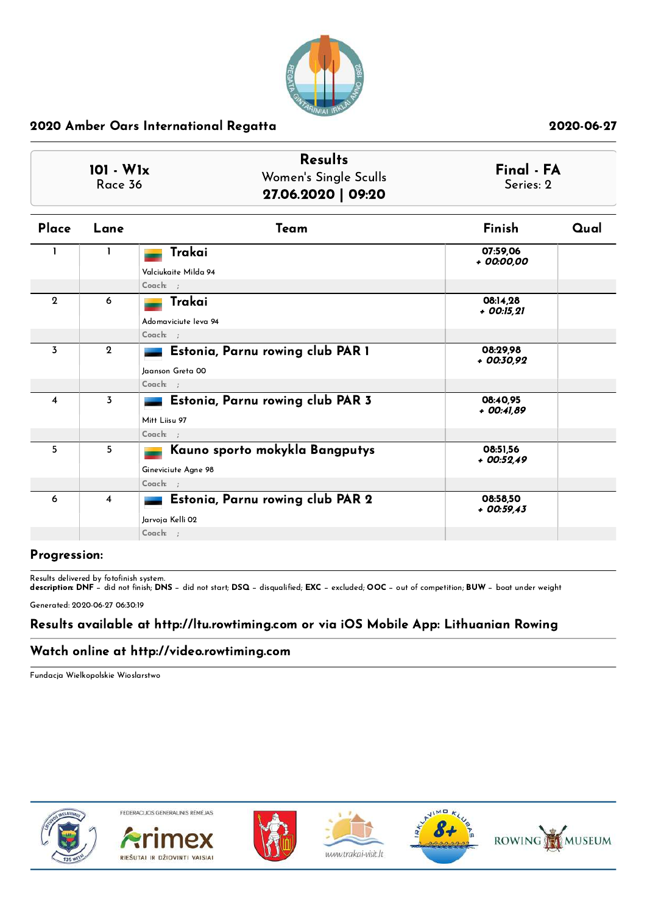## 2020 Amber Oars International Regatta

2020-06-27

| 101 - W1x<br>Race 36 | Results<br>Women's Single Sculls<br>**27.06.2020 \| 09:20** | Final - FA<br>Series: 2 |
|---|---|---|

| Place | Lane | Team | Finish | Qual |
|---|---|---|---|---|
| 1 | 1 | **Trakai**<br>Valciukaite Milda 94<br>Coach: ; | 07:59,06<br>*+ 00:00,00* | |
| 2 | 6 | **Trakai**<br>Adomaviciute Ieva 94<br>Coach: ; | 08:14,28<br>*+ 00:15,21* | |
| 3 | 2 | **Estonia, Parnu rowing club PAR 1**<br>Jaanson Greta 00<br>Coach: ; | 08:29,98<br>*+ 00:30,92* | |
| 4 | 3 | **Estonia, Parnu rowing club PAR 3**<br>Mitt Liisu 97<br>Coach: ; | 08:40,95<br>*+ 00:41,89* | |
| 5 | 5 | **Kauno sporto mokykla Bangputys**<br>Gineviciute Agne 98<br>Coach: ; | 08:51,56<br>*+ 00:52,49* | |
| 6 | 4 | **Estonia, Parnu rowing club PAR 2**<br>Jarvoja Kelli 02<br>Coach: ; | 08:58,50<br>*+ 00:59,43* | |

**Progression:**

Results delivered by fotofinish system.
**description: DNF** – did not finish; **DNS** – did not start; **DSQ** – disqualified; **EXC** – excluded; **OOC** – out of competition; **BUW** – boat under weight

Generated: 2020-06-27 06:30:19

**Results available at http://ltu.rowtiming.com or via iOS Mobile App: Lithuanian Rowing**

**Watch online at http://video.rowtiming.com**

Fundacja Wielkopolskie Wioslarstwo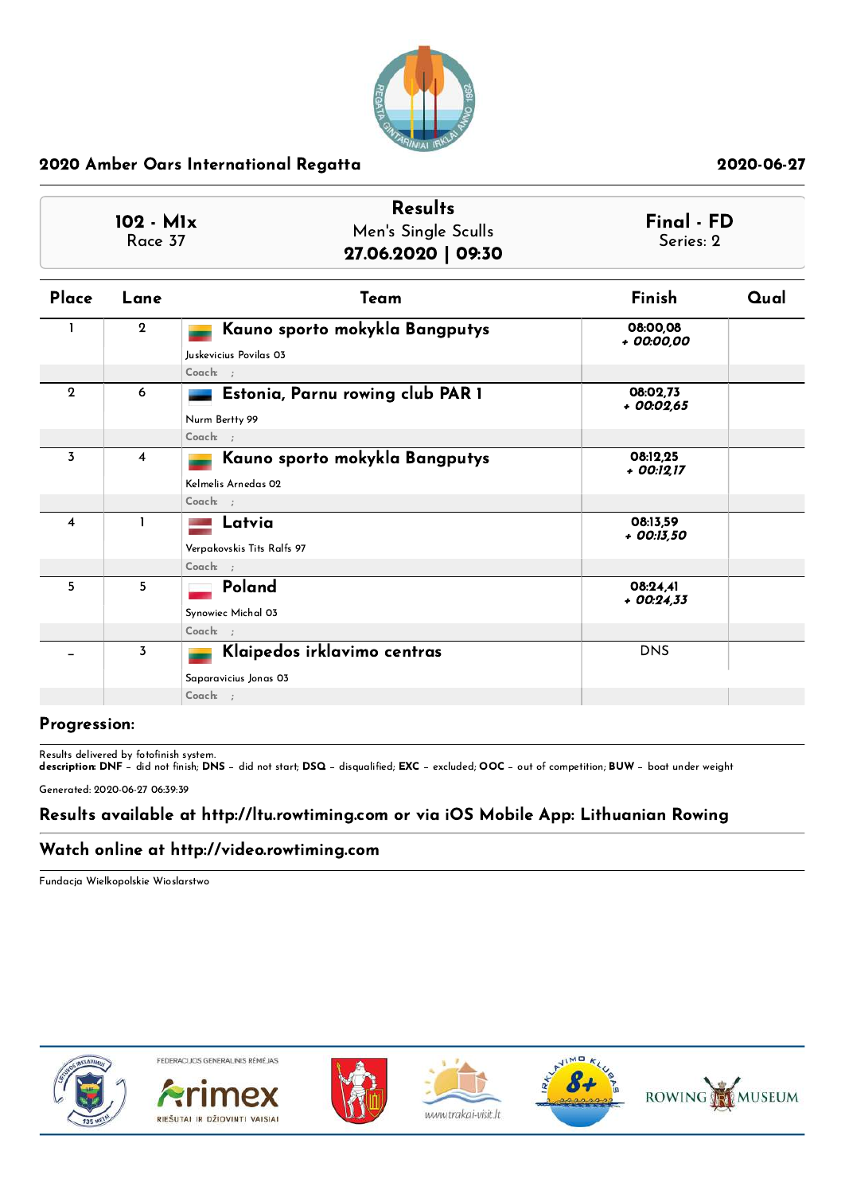## 2020 Amber Oars International Regatta

2020-06-27

| 102 - M1x<br>Race 37 | Results<br>Men's Single Sculls<br>**27.06.2020 \| 09:30** | Final - FD<br>Series: 2 |
|---|---|---|

| Place | Lane | Team | Finish | Qual |
|---|---|---|---|---|
| 1 | 2 | **Kauno sporto mokykla Bangputys**<br>Juskevicius Povilas 03<br>Coach: ; | 08:00,08<br>*+ 00:00,00* | |
| 2 | 6 | **Estonia, Parnu rowing club PAR 1**<br>Nurm Bertty 99<br>Coach: ; | 08:02,73<br>*+ 00:02,65* | |
| 3 | 4 | **Kauno sporto mokykla Bangputys**<br>Kelmelis Arnedas 02<br>Coach: ; | 08:12,25<br>*+ 00:12,17* | |
| 4 | 1 | **Latvia**<br>Verpakovskis Tits Ralfs 97<br>Coach: ; | 08:13,59<br>*+ 00:13,50* | |
| 5 | 5 | **Poland**<br>Synowiec Michal 03<br>Coach: ; | 08:24,41<br>*+ 00:24,33* | |
| - | 3 | **Klaipedos irklavimo centras**<br>Saparavicius Jonas 03<br>Coach: ; | DNS | |

**Progression:**

Results delivered by fotofinish system.
**description: DNF** – did not finish; **DNS** – did not start; **DSQ** – disqualified; **EXC** – excluded; **OOC** – out of competition; **BUW** – boat under weight

Generated: 2020-06-27 06:39:39

**Results available at http://ltu.rowtiming.com or via iOS Mobile App: Lithuanian Rowing**

**Watch online at http://video.rowtiming.com**

Fundacja Wielkopolskie Wioslarstwo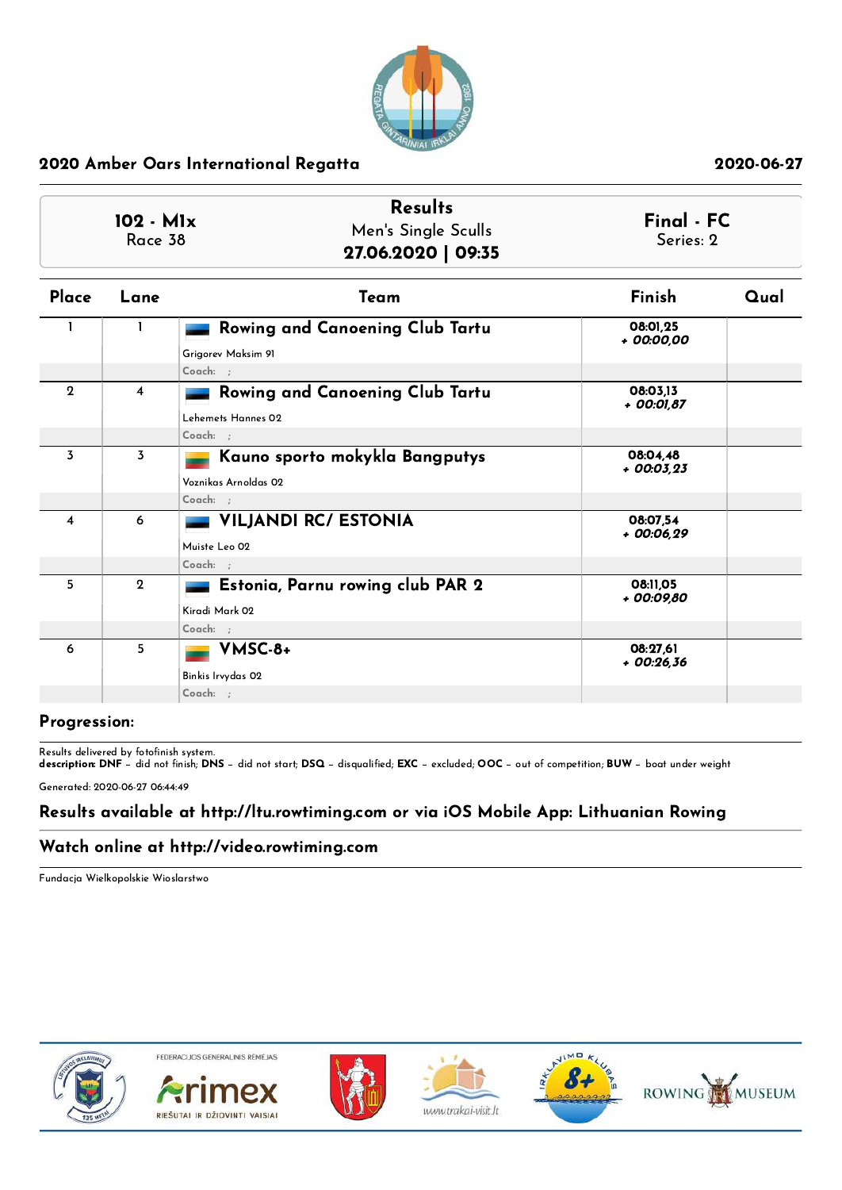## 2020 Amber Oars International Regatta

2020-06-27

| 102 - M1x<br>Race 38 | Results<br>Men's Single Sculls<br>**27.06.2020 \| 09:35** | Final - FC<br>Series: 2 |
|---|---|---|

| Place | Lane | Team | Finish | Qual |
|---|---|---|---|---|
| 1 | 1 | **Rowing and Canoening Club Tartu**<br>Grigorev Maksim 91<br>Coach: ; | 08:01,25<br>*+ 00:00,00* | |
| 2 | 4 | **Rowing and Canoening Club Tartu**<br>Lehemets Hannes 02<br>Coach: ; | 08:03,13<br>*+ 00:01,87* | |
| 3 | 3 | **Kauno sporto mokykla Bangputys**<br>Voznikas Arnoldas 02<br>Coach: ; | 08:04,48<br>*+ 00:03,23* | |
| 4 | 6 | **VILJANDI RC/ ESTONIA**<br>Muiste Leo 02<br>Coach: ; | 08:07,54<br>*+ 00:06,29* | |
| 5 | 2 | **Estonia, Parnu rowing club PAR 2**<br>Kiradi Mark 02<br>Coach: ; | 08:11,05<br>*+ 00:09,80* | |
| 6 | 5 | **VMSC-8+**<br>Binkis Irvydas 02<br>Coach: ; | 08:27,61<br>*+ 00:26,36* | |

### Progression:

Results delivered by fotofinish system.
**description: DNF** – did not finish; **DNS** – did not start; **DSQ** – disqualified; **EXC** – excluded; **OOC** – out of competition; **BUW** – boat under weight

Generated: 2020-06-27 06:44:49

### Results available at http://ltu.rowtiming.com or via iOS Mobile App: Lithuanian Rowing

### Watch online at http://video.rowtiming.com

Fundacja Wielkopolskie Wioslarstwo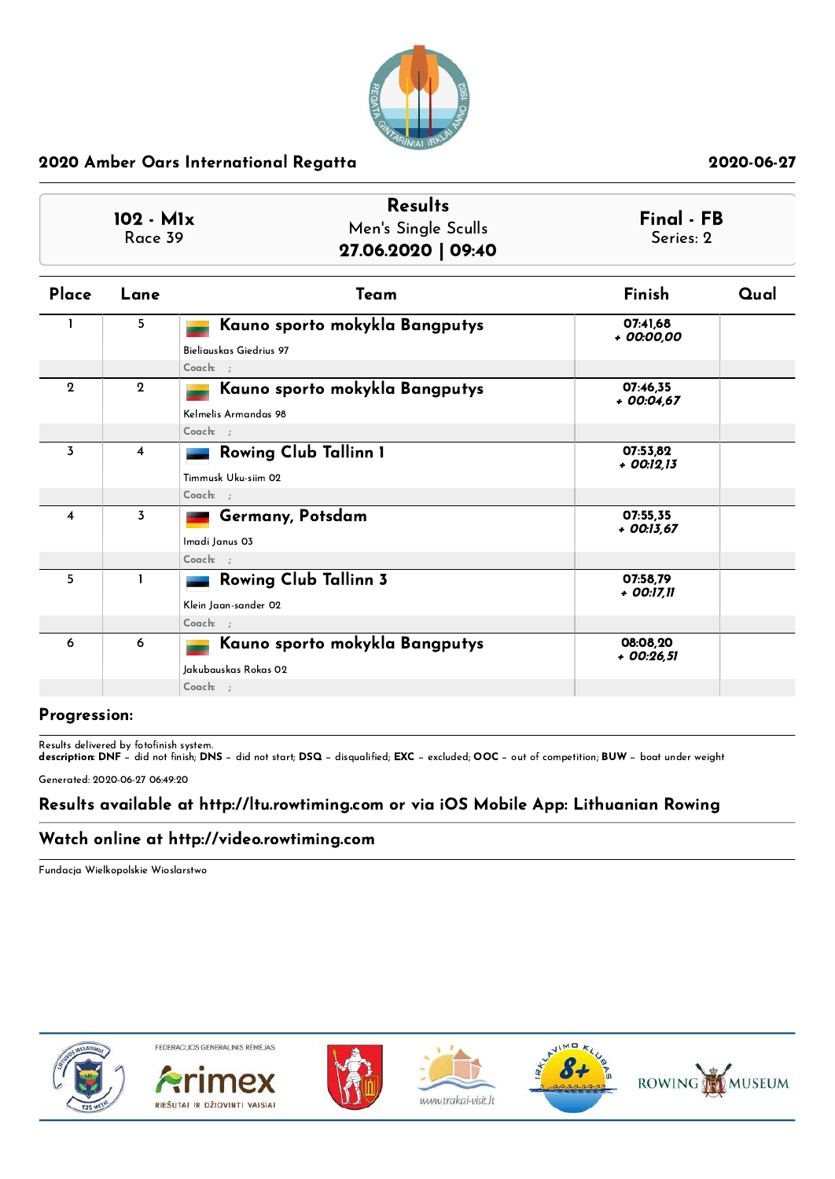## 2020 Amber Oars International Regatta

2020-06-27

**102 - M1x**
Race 39

**Results**
Men's Single Sculls
**27.06.2020 | 09:40**

**Final - FB**
Series: 2

| Place | Lane | Team | Finish | Qual |
|---|---|---|---|---|
| 1 | 5 | **Kauno sporto mokykla Bangputys**<br>Bieliauskas Giedrius 97<br>Coach: ; | 07:41,68<br>+ 00:00,00 | |
| 2 | 2 | **Kauno sporto mokykla Bangputys**<br>Kelmelis Armandas 98<br>Coach: ; | 07:46,35<br>+ 00:04,67 | |
| 3 | 4 | **Rowing Club Tallinn 1**<br>Timmusk Uku-siim 02<br>Coach: ; | 07:53,82<br>+ 00:12,13 | |
| 4 | 3 | **Germany, Potsdam**<br>Imadi Janus 03<br>Coach: ; | 07:55,35<br>+ 00:13,67 | |
| 5 | 1 | **Rowing Club Tallinn 3**<br>Klein Jaan-sander 02<br>Coach: ; | 07:58,79<br>+ 00:17,11 | |
| 6 | 6 | **Kauno sporto mokykla Bangputys**<br>Jakubauskas Rokas 02<br>Coach: ; | 08:08,20<br>+ 00:26,51 | |

**Progression:**

Results delivered by fotofinish system.
**description: DNF** – did not finish; **DNS** – did not start; **DSQ** – disqualified; **EXC** – excluded; **OOC** – out of competition; **BUW** – boat under weight

Generated: 2020-06-27 06:49:20

**Results available at http://ltu.rowtiming.com or via iOS Mobile App: Lithuanian Rowing**

**Watch online at http://video.rowtiming.com**

Fundacja Wielkopolskie Wioslarstwo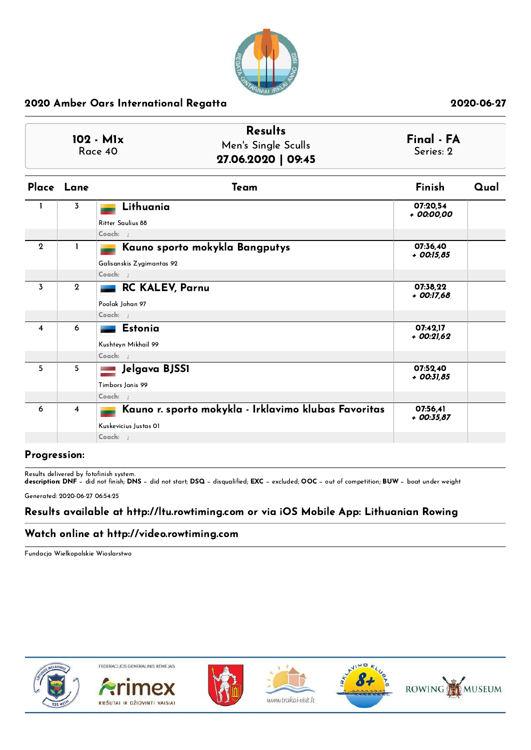## 2020 Amber Oars International Regatta

2020-06-27

| 102 - M1x<br>Race 40 | Results<br>Men's Single Sculls<br>**27.06.2020 \| 09:45** | Final - FA<br>Series: 2 |
|---|---|---|

| Place | Lane | Team | Finish | Qual |
|---|---|---|---|---|
| 1 | 3 | **Lithuania**<br>Ritter Saulius 88<br>Coach: ; | 07:20,54<br>*+ 00:00,00* | |
| 2 | 1 | **Kauno sporto mokykla Bangputys**<br>Galisanskis Zygimantas 92<br>Coach: ; | 07:36,40<br>*+ 00:15,85* | |
| 3 | 2 | **RC KALEV, Parnu**<br>Poolak Johan 97<br>Coach: ; | 07:38,22<br>*+ 00:17,68* | |
| 4 | 6 | **Estonia**<br>Kushteyn Mikhail 99<br>Coach: ; | 07:42,17<br>*+ 00:21,62* | |
| 5 | 5 | **Jelgava BJSSI**<br>Timbors Janis 99<br>Coach: ; | 07:52,40<br>*+ 00:31,85* | |
| 6 | 4 | **Kauno r. sporto mokykla - Irklavimo klubas Favoritas**<br>Kuskevicius Justas 01<br>Coach: ; | 07:56,41<br>*+ 00:35,87* | |

**Progression:**

Results delivered by fotofinish system.
**description: DNF** – did not finish; **DNS** – did not start; **DSQ** – disqualified; **EXC** – excluded; **OOC** – out of competition; **BUW** – boat under weight

Generated: 2020-06-27 06:54:25

**Results available at http://ltu.rowtiming.com or via iOS Mobile App: Lithuanian Rowing**

**Watch online at http://video.rowtiming.com**

Fundacja Wielkopolskie Wioslarstwo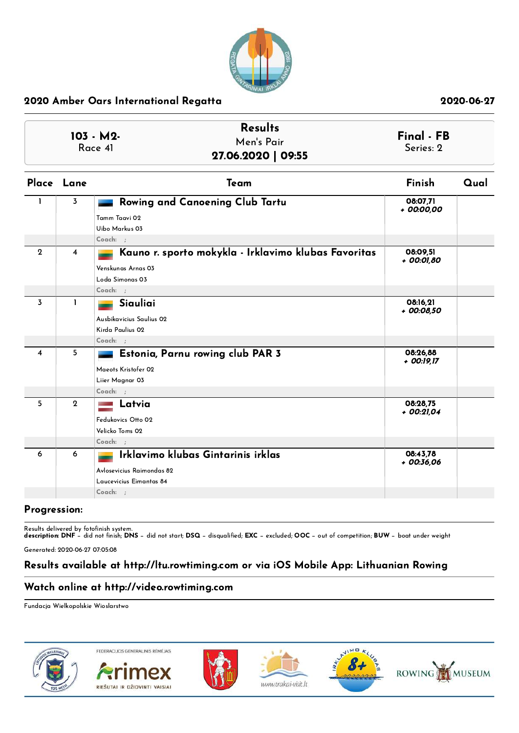## 2020 Amber Oars International Regatta

2020-06-27

| 103 - M2- Race 41 | Results Men's Pair **27.06.2020 \| 09:55** | Final - FB Series: 2 |
|---|---|---|

| Place | Lane | Team | Finish | Qual |
|---|---|---|---|---|
| 1 | 3 | **Rowing and Canoening Club Tartu**<br>Tamm Taavi 02<br>Uibo Markus 03<br>Coach: ; | 08:07,71<br>*+ 00:00,00* | |
| 2 | 4 | **Kauno r. sporto mokykla - Irklavimo klubas Favoritas**<br>Venskunas Arnas 03<br>Loda Simonas 03<br>Coach: ; | 08:09,51<br>*+ 00:01,80* | |
| 3 | 1 | **Siauliai**<br>Ausbikavicius Saulius 02<br>Kirda Paulius 02<br>Coach: ; | 08:16,21<br>*+ 00:08,50* | |
| 4 | 5 | **Estonia, Parnu rowing club PAR 3**<br>Maeots Kristofer 02<br>Liier Magnar 03<br>Coach: ; | 08:26,88<br>*+ 00:19,17* | |
| 5 | 2 | **Latvia**<br>Fedukovics Otto 02<br>Velicko Toms 02<br>Coach: ; | 08:28,75<br>*+ 00:21,04* | |
| 6 | 6 | **Irklavimo klubas Gintarinis irklas**<br>Avlosevicius Raimondas 82<br>Laucevicius Eimantas 84<br>Coach: ; | 08:43,78<br>*+ 00:36,06* | |

**Progression:**

Results delivered by fotofinish system.
**description: DNF** – did not finish; **DNS** – did not start; **DSQ** – disqualified; **EXC** – excluded; **OOC** – out of competition; **BUW** – boat under weight

Generated: 2020-06-27 07:05:08

### Results available at http://ltu.rowtiming.com or via iOS Mobile App: Lithuanian Rowing

### Watch online at http://video.rowtiming.com

Fundacja Wielkopolskie Wioslarstwo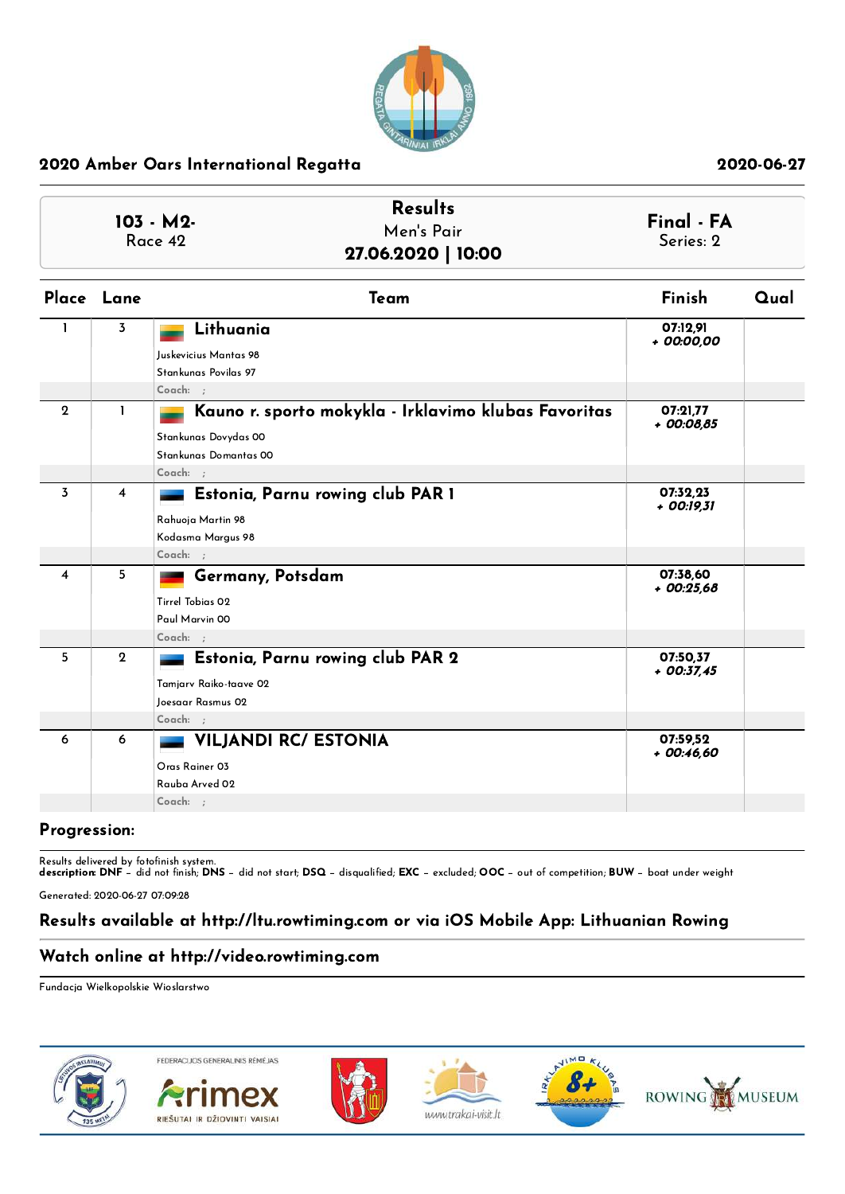## 2020 Amber Oars International Regatta

2020-06-27

| 103 - M2- Race 42 | Results Men's Pair **27.06.2020 \| 10:00** | Final - FA Series: 2 |
|---|---|---|

| Place | Lane | Team | Finish | Qual |
|---|---|---|---|---|
| 1 | 3 | **Lithuania**<br>Juskevicius Mantas 98<br>Stankunas Povilas 97<br>Coach: ; | 07:12,91<br>*+ 00:00,00* | |
| 2 | 1 | **Kauno r. sporto mokykla - Irklavimo klubas Favoritas**<br>Stankunas Dovydas 00<br>Stankunas Domantas 00<br>Coach: ; | 07:21,77<br>*+ 00:08,85* | |
| 3 | 4 | **Estonia, Parnu rowing club PAR 1**<br>Rahuoja Martin 98<br>Kodasma Margus 98<br>Coach: ; | 07:32,23<br>*+ 00:19,31* | |
| 4 | 5 | **Germany, Potsdam**<br>Tirrel Tobias 02<br>Paul Marvin 00<br>Coach: ; | 07:38,60<br>*+ 00:25,68* | |
| 5 | 2 | **Estonia, Parnu rowing club PAR 2**<br>Tamjarv Raiko-taave 02<br>Joesaar Rasmus 02<br>Coach: ; | 07:50,37<br>*+ 00:37,45* | |
| 6 | 6 | **VILJANDI RC/ ESTONIA**<br>Oras Rainer 03<br>Rauba Arved 02<br>Coach: ; | 07:59,52<br>*+ 00:46,60* | |

**Progression:**

Results delivered by fotofinish system.
**description: DNF** – did not finish; **DNS** – did not start; **DSQ** – disqualified; **EXC** – excluded; **OOC** – out of competition; **BUW** – boat under weight

Generated: 2020-06-27 07:09:28

### Results available at http://ltu.rowtiming.com or via iOS Mobile App: Lithuanian Rowing

### Watch online at http://video.rowtiming.com

Fundacja Wielkopolskie Wioslarstwo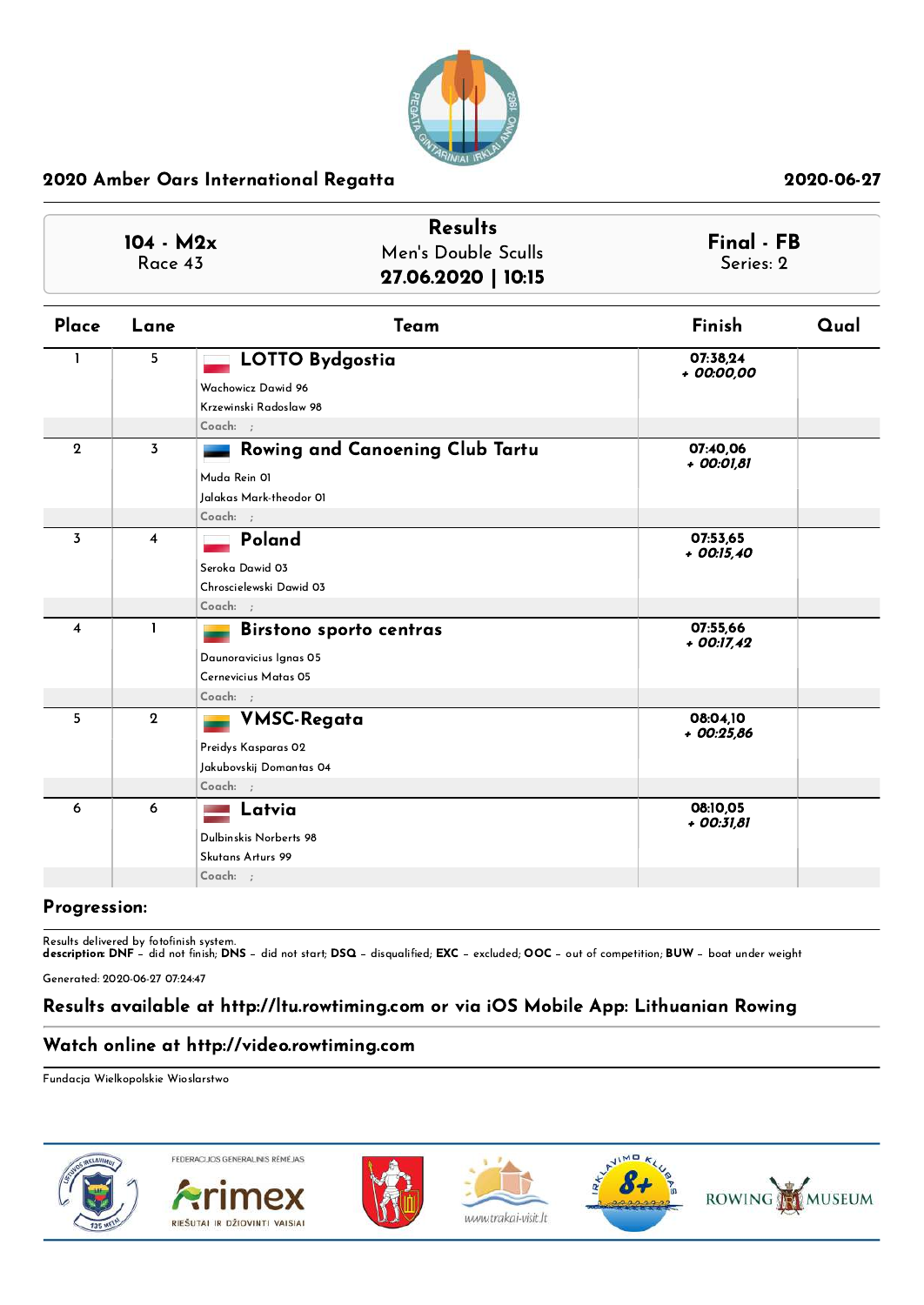## 2020 Amber Oars International Regatta

2020-06-27

**104 - M2x**
Race 43

**Results**
Men's Double Sculls
**27.06.2020 | 10:15**

**Final - FB**
Series: 2

| Place | Lane | Team | Finish | Qual |
|---|---|---|---|---|
| 1 | 5 | **LOTTO Bydgostia**<br>Wachowicz Dawid 96<br>Krzewinski Radoslaw 98<br>Coach: ; | 07:38,24<br>+ 00:00,00 | |
| 2 | 3 | **Rowing and Canoening Club Tartu**<br>Muda Rein 01<br>Jalakas Mark-theodor 01<br>Coach: ; | 07:40,06<br>+ 00:01,81 | |
| 3 | 4 | **Poland**<br>Seroka Dawid 03<br>Chroscielewski Dawid 03<br>Coach: ; | 07:53,65<br>+ 00:15,40 | |
| 4 | 1 | **Birstono sporto centras**<br>Daunoravicius Ignas 05<br>Cernevicius Matas 05<br>Coach: ; | 07:55,66<br>+ 00:17,42 | |
| 5 | 2 | **VMSC-Regata**<br>Preidys Kasparas 02<br>Jakubovskij Domantas 04<br>Coach: ; | 08:04,10<br>+ 00:25,86 | |
| 6 | 6 | **Latvia**<br>Dulbinskis Norberts 98<br>Skutans Arturs 99<br>Coach: ; | 08:10,05<br>+ 00:31,81 | |

**Progression:**

Results delivered by fotofinish system.
**description: DNF** – did not finish; **DNS** – did not start; **DSQ** – disqualified; **EXC** – excluded; **OOC** – out of competition; **BUW** – boat under weight

Generated: 2020-06-27 07:24:47

### Results available at http://ltu.rowtiming.com or via iOS Mobile App: Lithuanian Rowing

### Watch online at http://video.rowtiming.com

Fundacja Wielkopolskie Wioslarstwo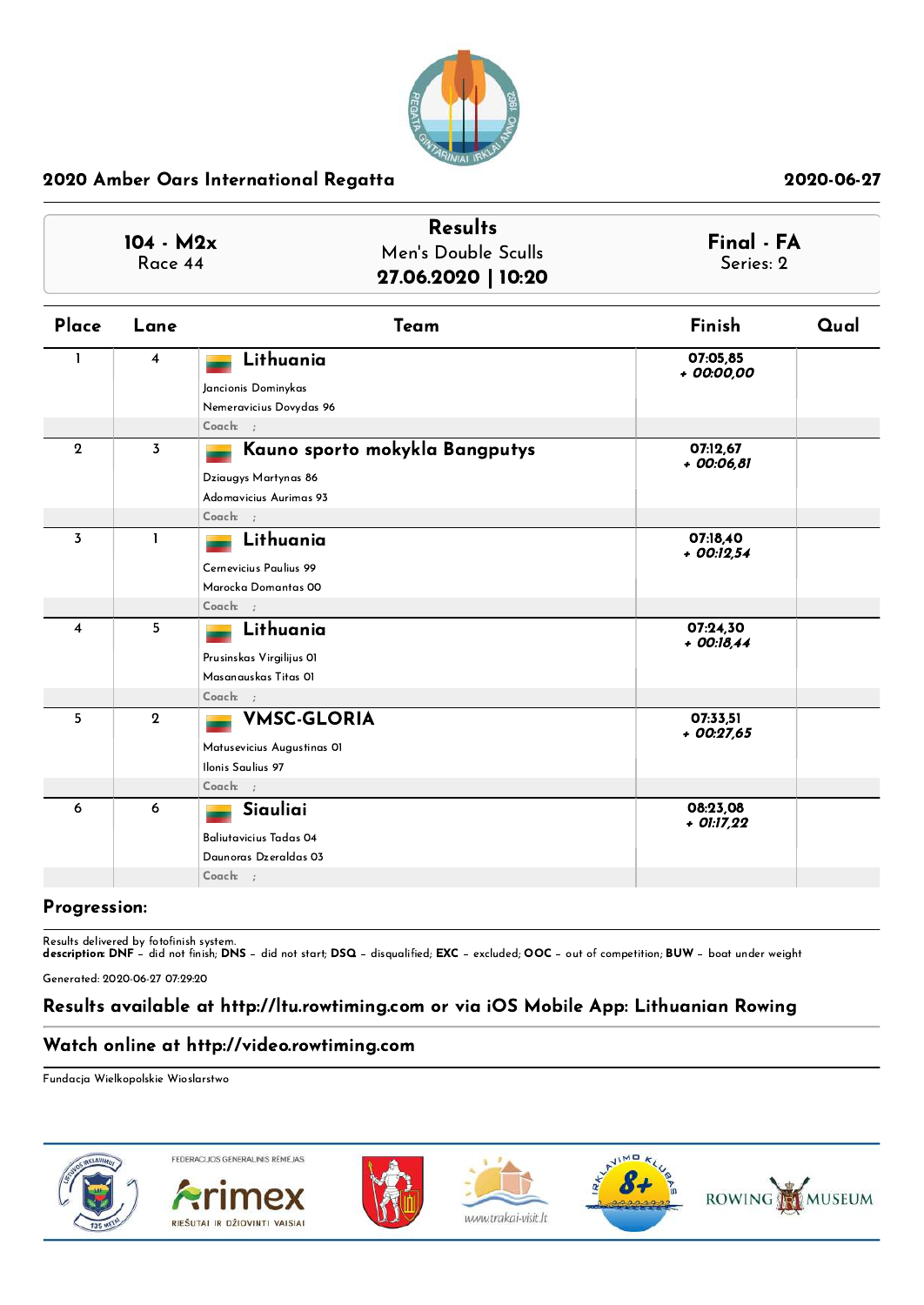## 2020 Amber Oars International Regatta

2020-06-27

| 104 - M2x<br>Race 44 | Results<br>Men's Double Sculls<br>**27.06.2020 \| 10:20** | **Final - FA**<br>Series: 2 |
|---|---|---|

| Place | Lane | Team | Finish | Qual |
|---|---|---|---|---|
| 1 | 4 | **Lithuania**<br>Jancionis Dominykas<br>Nemeravicius Dovydas 96<br>Coach: ; | 07:05,85<br>*+ 00:00,00* | |
| 2 | 3 | **Kauno sporto mokykla Bangputys**<br>Dziaugys Martynas 86<br>Adomavicius Aurimas 93<br>Coach: ; | 07:12,67<br>*+ 00:06,81* | |
| 3 | 1 | **Lithuania**<br>Cernevicius Paulius 99<br>Marocka Domantas 00<br>Coach: ; | 07:18,40<br>*+ 00:12,54* | |
| 4 | 5 | **Lithuania**<br>Prusinskas Virgilijus 01<br>Masanauskas Titas 01<br>Coach: ; | 07:24,30<br>*+ 00:18,44* | |
| 5 | 2 | **VMSC-GLORIA**<br>Matusevicius Augustinas 01<br>Ilonis Saulius 97<br>Coach: ; | 07:33,51<br>*+ 00:27,65* | |
| 6 | 6 | **Siauliai**<br>Baliutavicius Tadas 04<br>Daunoras Dzeraldas 03<br>Coach: ; | 08:23,08<br>*+ 01:17,22* | |

**Progression:**

Results delivered by fotofinish system.
**description: DNF** – did not finish; **DNS** – did not start; **DSQ** – disqualified; **EXC** – excluded; **OOC** – out of competition; **BUW** – boat under weight

Generated: 2020-06-27 07:29:20

**Results available at http://ltu.rowtiming.com or via iOS Mobile App: Lithuanian Rowing**

**Watch online at http://video.rowtiming.com**

Fundacja Wielkopolskie Wioslarstwo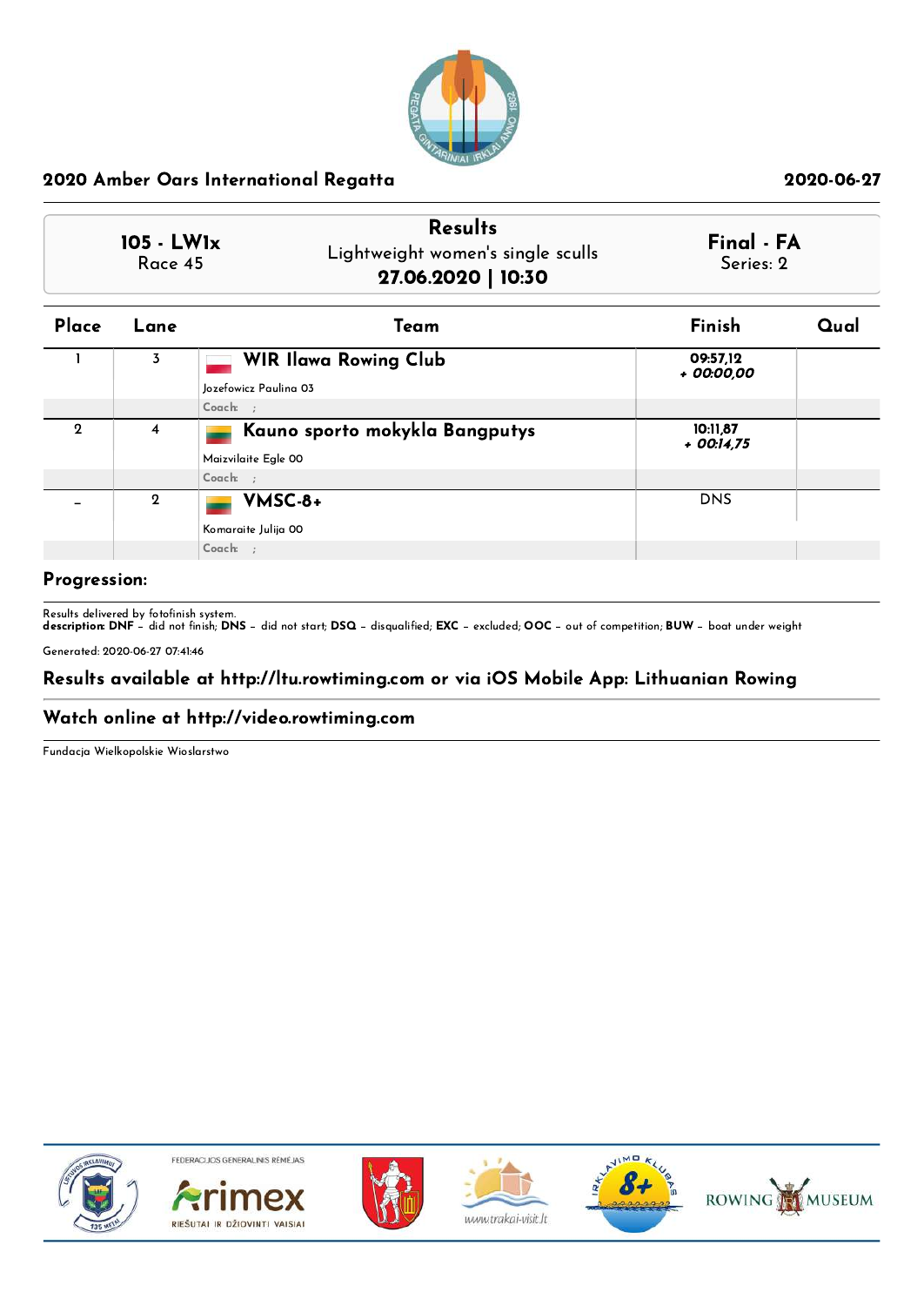## 2020 Amber Oars International Regatta

2020-06-27

| 105 - LW1x<br>Race 45 | Results<br>Lightweight women's single sculls<br>**27.06.2020 \| 10:30** | Final - FA<br>Series: 2 |
|---|---|---|

| Place | Lane | Team | Finish | Qual |
|---|---|---|---|---|
| 1 | 3 | **WIR Ilawa Rowing Club**<br>Jozefowicz Paulina 03<br>Coach: ; | 09:57,12<br>*+ 00:00,00* | |
| 2 | 4 | **Kauno sporto mokykla Bangputys**<br>Maizvilaite Egle 00<br>Coach: ; | 10:11,87<br>*+ 00:14,75* | |
| - | 2 | **VMSC-8+**<br>Komaraite Julija 00<br>Coach: ; | DNS | |

**Progression:**

Results delivered by fotofinish system.
**description: DNF** – did not finish; **DNS** – did not start; **DSQ** – disqualified; **EXC** – excluded; **OOC** – out of competition; **BUW** – boat under weight

Generated: 2020-06-27 07:41:46

### Results available at http://ltu.rowtiming.com or via iOS Mobile App: Lithuanian Rowing

### Watch online at http://video.rowtiming.com

Fundacja Wielkopolskie Wioslarstwo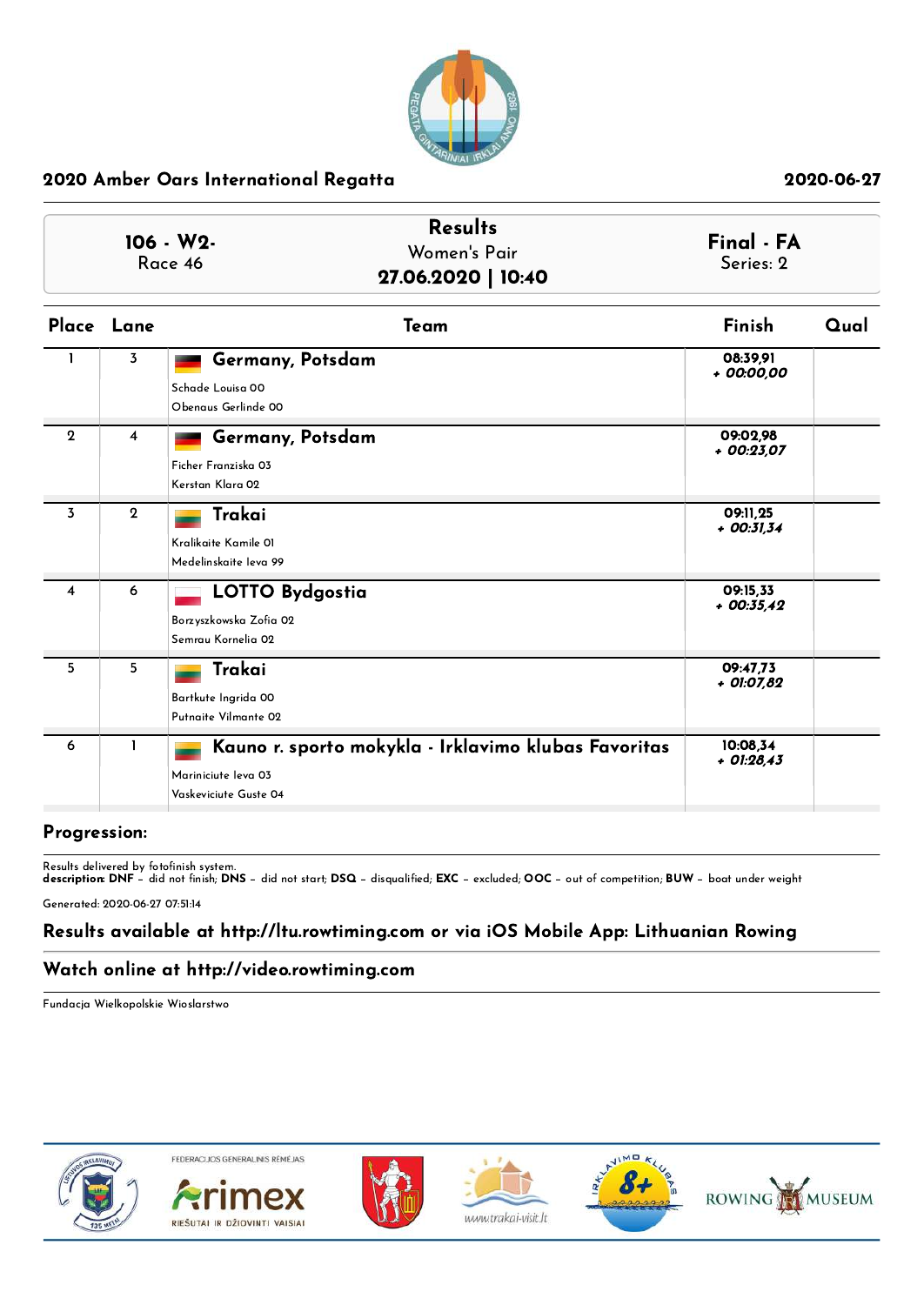## 2020 Amber Oars International Regatta

2020-06-27

| 106 - W2- Race 46 | Results Women's Pair **27.06.2020 \| 10:40** | **Final - FA** Series: 2 |
|---|---|---|

| Place | Lane | Team | Finish | Qual |
|---|---|---|---|---|
| 1 | 3 | **Germany, Potsdam**<br>Schade Louisa 00<br>Obenaus Gerlinde 00 | 08:39,91<br>*+ 00:00,00* | |
| 2 | 4 | **Germany, Potsdam**<br>Ficher Franziska 03<br>Kerstan Klara 02 | 09:02,98<br>*+ 00:23,07* | |
| 3 | 2 | **Trakai**<br>Kralikaite Kamile 01<br>Medelinskaite Ieva 99 | 09:11,25<br>*+ 00:31,34* | |
| 4 | 6 | **LOTTO Bydgostia**<br>Borzyszkowska Zofia 02<br>Semrau Kornelia 02 | 09:15,33<br>*+ 00:35,42* | |
| 5 | 5 | **Trakai**<br>Bartkute Ingrida 00<br>Putnaite Vilmante 02 | 09:47,73<br>*+ 01:07,82* | |
| 6 | 1 | **Kauno r. sporto mokykla - Irklavimo klubas Favoritas**<br>Mariniciute Ieva 03<br>Vaskeviciute Guste 04 | 10:08,34<br>*+ 01:28,43* | |

**Progression:**

Results delivered by fotofinish system.
**description: DNF** – did not finish; **DNS** – did not start; **DSQ** – disqualified; **EXC** – excluded; **OOC** – out of competition; **BUW** – boat under weight

Generated: 2020-06-27 07:51:14

**Results available at http://ltu.rowtiming.com or via iOS Mobile App: Lithuanian Rowing**

**Watch online at http://video.rowtiming.com**

Fundacja Wielkopolskie Wioslarstwo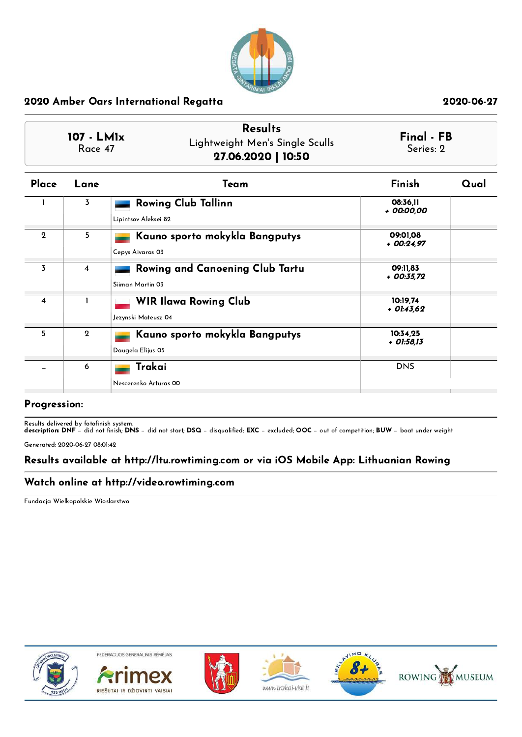## 2020 Amber Oars International Regatta

2020-06-27

**107 - LM1x**
Race 47

**Results**
Lightweight Men's Single Sculls
**27.06.2020 | 10:50**

**Final - FB**
Series: 2

| Place | Lane | Team | Finish | Qual |
|---|---|---|---|---|
| 1 | 3 | **Rowing Club Tallinn**<br>Lipintsov Aleksei 82 | 08:36,11<br>*+ 00:00,00* | |
| 2 | 5 | **Kauno sporto mokykla Bangputys**<br>Cepys Aivaras 03 | 09:01,08<br>*+ 00:24,97* | |
| 3 | 4 | **Rowing and Canoening Club Tartu**<br>Siiman Martin 03 | 09:11,83<br>*+ 00:35,72* | |
| 4 | 1 | **WIR Ilawa Rowing Club**<br>Jezynski Mateusz 04 | 10:19,74<br>*+ 01:43,62* | |
| 5 | 2 | **Kauno sporto mokykla Bangputys**<br>Daugela Elijus 05 | 10:34,25<br>*+ 01:58,13* | |
| - | 6 | **Trakai**<br>Nescerenko Arturas 00 | DNS | |

**Progression:**

Results delivered by fotofinish system.
**description: DNF** – did not finish; **DNS** – did not start; **DSQ** – disqualified; **EXC** – excluded; **OOC** – out of competition; **BUW** – boat under weight

Generated: 2020-06-27 08:01:42

**Results available at http://ltu.rowtiming.com or via iOS Mobile App: Lithuanian Rowing**

**Watch online at http://video.rowtiming.com**

Fundacja Wielkopolskie Wioslarstwo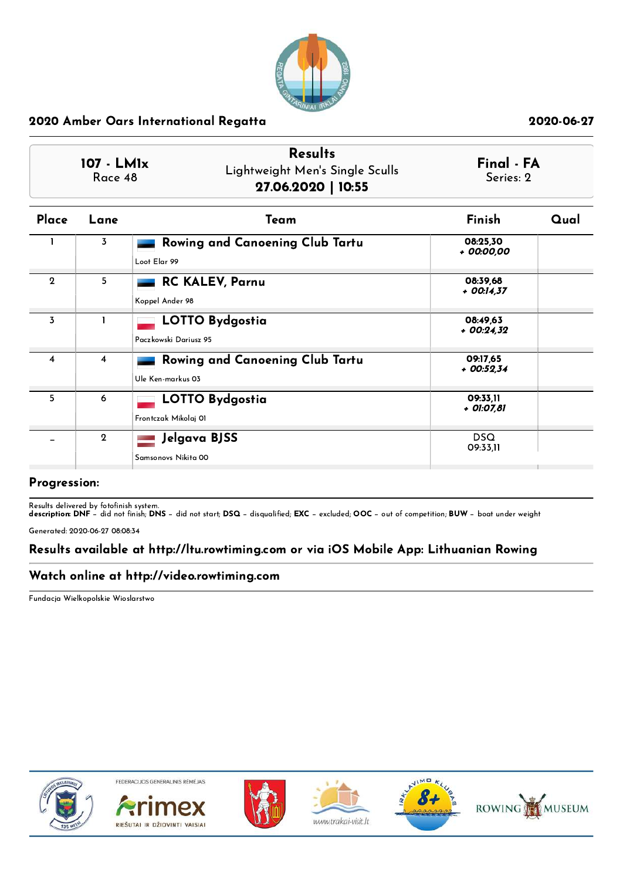## 2020 Amber Oars International Regatta

2020-06-27

**107 - LM1x**
Race 48

**Results**
Lightweight Men's Single Sculls
**27.06.2020 | 10:55**

**Final - FA**
Series: 2

| Place | Lane | Team | Finish | Qual |
|---|---|---|---|---|
| 1 | 3 | **Rowing and Canoening Club Tartu**<br>Loot Elar 99 | **08:25,30**<br>***+ 00:00,00*** | |
| 2 | 5 | **RC KALEV, Parnu**<br>Koppel Ander 98 | **08:39,68**<br>***+ 00:14,37*** | |
| 3 | 1 | **LOTTO Bydgostia**<br>Paczkowski Dariusz 95 | **08:49,63**<br>***+ 00:24,32*** | |
| 4 | 4 | **Rowing and Canoening Club Tartu**<br>Ule Ken-markus 03 | **09:17,65**<br>***+ 00:52,34*** | |
| 5 | 6 | **LOTTO Bydgostia**<br>Frontczak Mikolaj 01 | **09:33,11**<br>***+ 01:07,81*** | |
| - | 2 | **Jelgava BJSS**<br>Samsonovs Nikita 00 | DSQ<br>09:33,11 | |

**Progression:**

Results delivered by fotofinish system.
**description: DNF** – did not finish; **DNS** – did not start; **DSQ** – disqualified; **EXC** – excluded; **OOC** – out of competition; **BUW** – boat under weight

Generated: 2020-06-27 08:08:34

**Results available at http://ltu.rowtiming.com or via iOS Mobile App: Lithuanian Rowing**

**Watch online at http://video.rowtiming.com**

Fundacja Wielkopolskie Wioslarstwo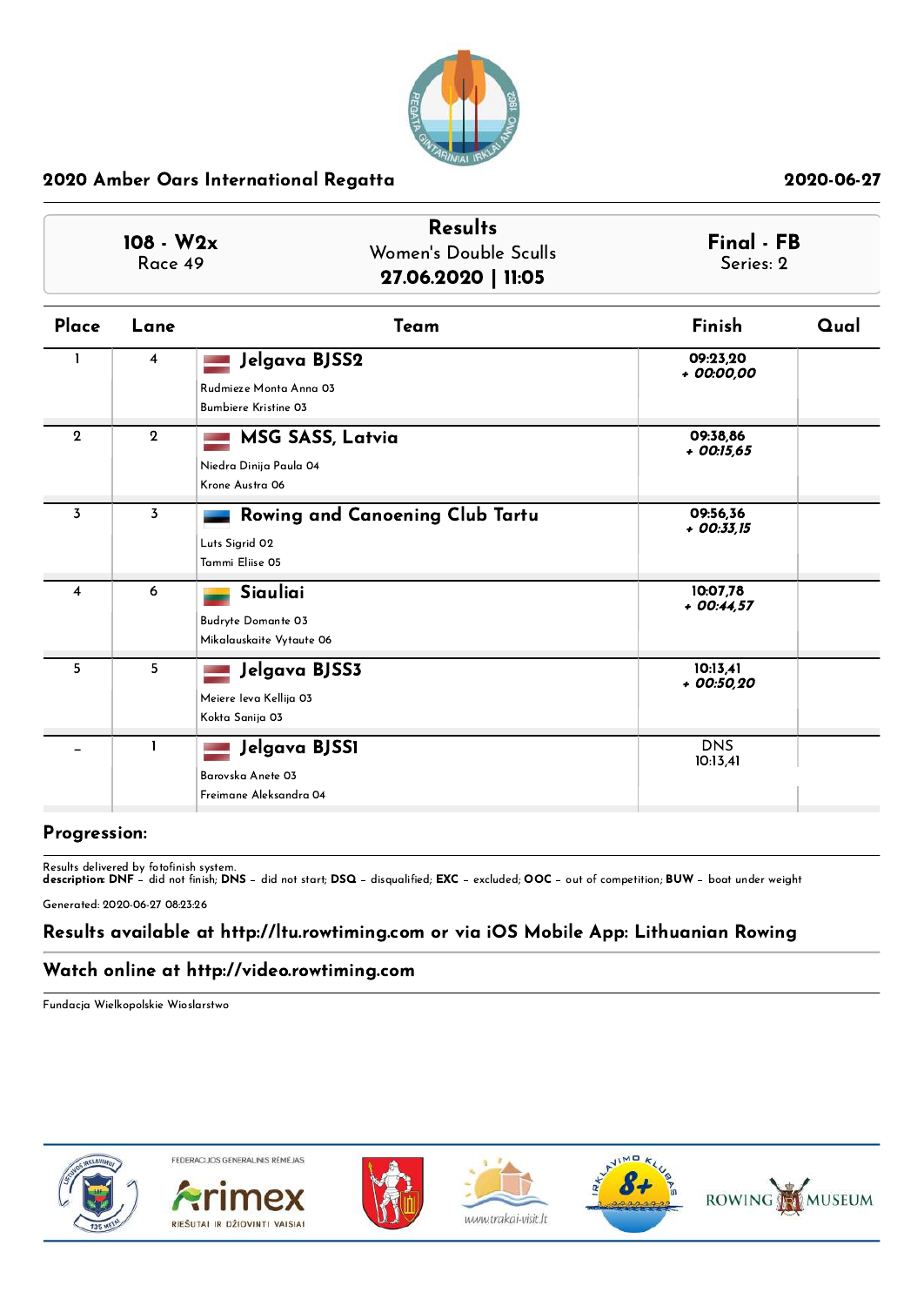## 2020 Amber Oars International Regatta

2020-06-27

| 108 - W2x Race 49 | Results Women's Double Sculls **27.06.2020 \| 11:05** | Final - FB Series: 2 |
|---|---|---|

| Place | Lane | Team | Finish | Qual |
|---|---|---|---|---|
| 1 | 4 | **Jelgava BJSS2**<br>Rudmieze Monta Anna 03<br>Bumbiere Kristine 03 | 09:23,20<br>*+ 00:00,00* | |
| 2 | 2 | **MSG SASS, Latvia**<br>Niedra Dinija Paula 04<br>Krone Austra 06 | 09:38,86<br>*+ 00:15,65* | |
| 3 | 3 | **Rowing and Canoeing Club Tartu**<br>Luts Sigrid 02<br>Tammi Eliise 05 | 09:56,36<br>*+ 00:33,15* | |
| 4 | 6 | **Siauliai**<br>Budryte Domante 03<br>Mikalauskaite Vytaute 06 | 10:07,78<br>*+ 00:44,57* | |
| 5 | 5 | **Jelgava BJSS3**<br>Meiere Ieva Kellija 03<br>Kokta Sanija 03 | 10:13,41<br>*+ 00:50,20* | |
| - | 1 | **Jelgava BJSS1**<br>Barovska Anete 03<br>Freimane Aleksandra 04 | DNS<br>10:13,41 | |

**Progression:**

Results delivered by fotofinish system.
**description: DNF** – did not finish; **DNS** – did not start; **DSQ** – disqualified; **EXC** – excluded; **OOC** – out of competition; **BUW** – boat under weight

Generated: 2020-06-27 08:23:26

### Results available at http://ltu.rowtiming.com or via iOS Mobile App: Lithuanian Rowing

### Watch online at http://video.rowtiming.com

Fundacja Wielkopolskie Wioslarstwo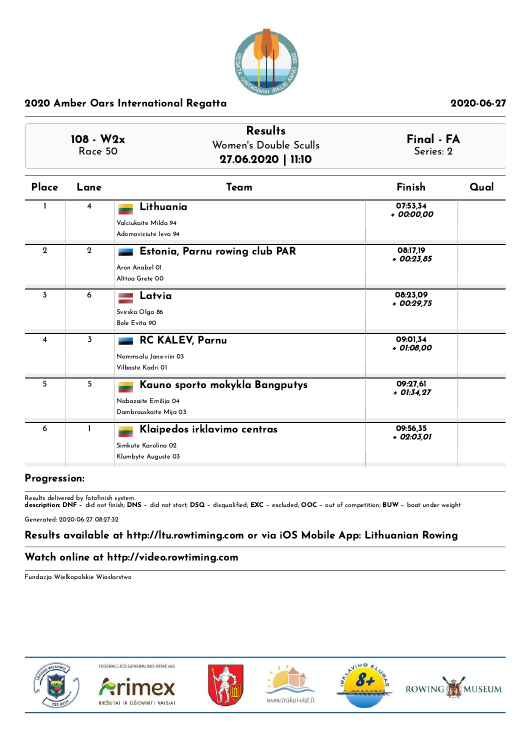## 2020 Amber Oars International Regatta

2020-06-27

**108 - W2x**
Race 50

**Results**
Women's Double Sculls
**27.06.2020 | 11:10**

**Final - FA**
Series: 2

| Place | Lane | Team | Finish | Qual |
|---|---|---|---|---|
| 1 | 4 | **Lithuania**<br>Valciukaite Milda 94<br>Adomaviciute Ieva 94 | 07:53,34<br>*+ 00:00,00* | |
| 2 | 2 | **Estonia, Parnu rowing club PAR**<br>Aron Anabel 01<br>Alttoa Grete 00 | 08:17,19<br>*+ 00:23,85* | |
| 3 | 6 | **Latvia**<br>Svirska Olga 86<br>Bole Evita 90 | 08:23,09<br>*+ 00:29,75* | |
| 4 | 3 | **RC KALEV, Parnu**<br>Nommsalu Jane-riin 03<br>Vilbaste Kadri 01 | 09:01,34<br>*+ 01:08,00* | |
| 5 | 5 | **Kauno sporto mokykla Bangputys**<br>Nabazaite Emilija 04<br>Dambrauskaite Mija 03 | 09:27,61<br>*+ 01:34,27* | |
| 6 | 1 | **Klaipedos irklavimo centras**<br>Simkute Karolina 02<br>Klumbyte Auguste 03 | 09:56,35<br>*+ 02:03,01* | |

**Progression:**

Results delivered by fotofinish system.
**description: DNF** – did not finish; **DNS** – did not start; **DSQ** – disqualified; **EXC** – excluded; **OOC** – out of competition; **BUW** – boat under weight

Generated: 2020-06-27 08:27:32

**Results available at http://ltu.rowtiming.com or via iOS Mobile App: Lithuanian Rowing**

**Watch online at http://video.rowtiming.com**

Fundacja Wielkopolskie Wioslarstwo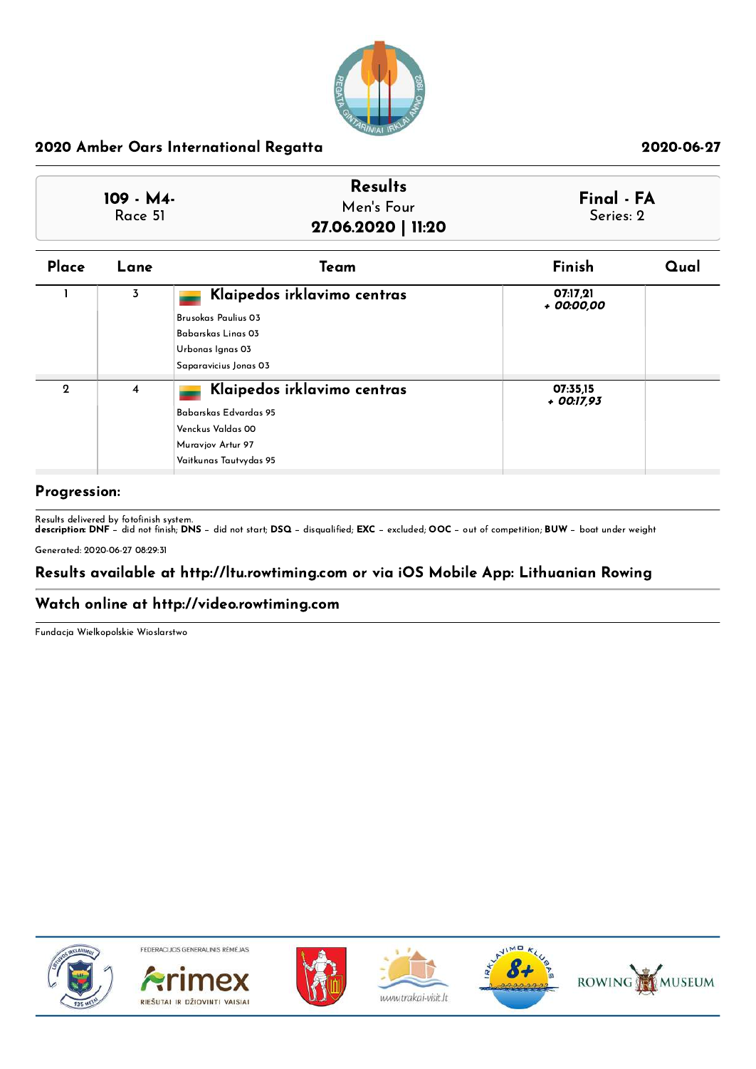## 2020 Amber Oars International Regatta

2020-06-27

| 109 - M4- Race 51 | Results Men's Four 27.06.2020 \| 11:20 | Final - FA Series: 2 |
|---|---|---|

| Place | Lane | Team | Finish | Qual |
|---|---|---|---|---|
| 1 | 3 | **Klaipedos irklavimo centras**<br>Brusokas Paulius 03<br>Babarskas Linas 03<br>Urbonas Ignas 03<br>Saparavicius Jonas 03 | 07:17,21<br>*+ 00:00,00* | |
| 2 | 4 | **Klaipedos irklavimo centras**<br>Babarskas Edvardas 95<br>Venckus Valdas 00<br>Muravjov Artur 97<br>Vaitkunas Tautvydas 95 | 07:35,15<br>*+ 00:17,93* | |

**Progression:**

Results delivered by fotofinish system.
**description: DNF** – did not finish; **DNS** – did not start; **DSQ** – disqualified; **EXC** – excluded; **OOC** – out of competition; **BUW** – boat under weight

Generated: 2020-06-27 08:29:31

**Results available at http://ltu.rowtiming.com or via iOS Mobile App: Lithuanian Rowing**

**Watch online at http://video.rowtiming.com**

Fundacja Wielkopolskie Wioslarstwo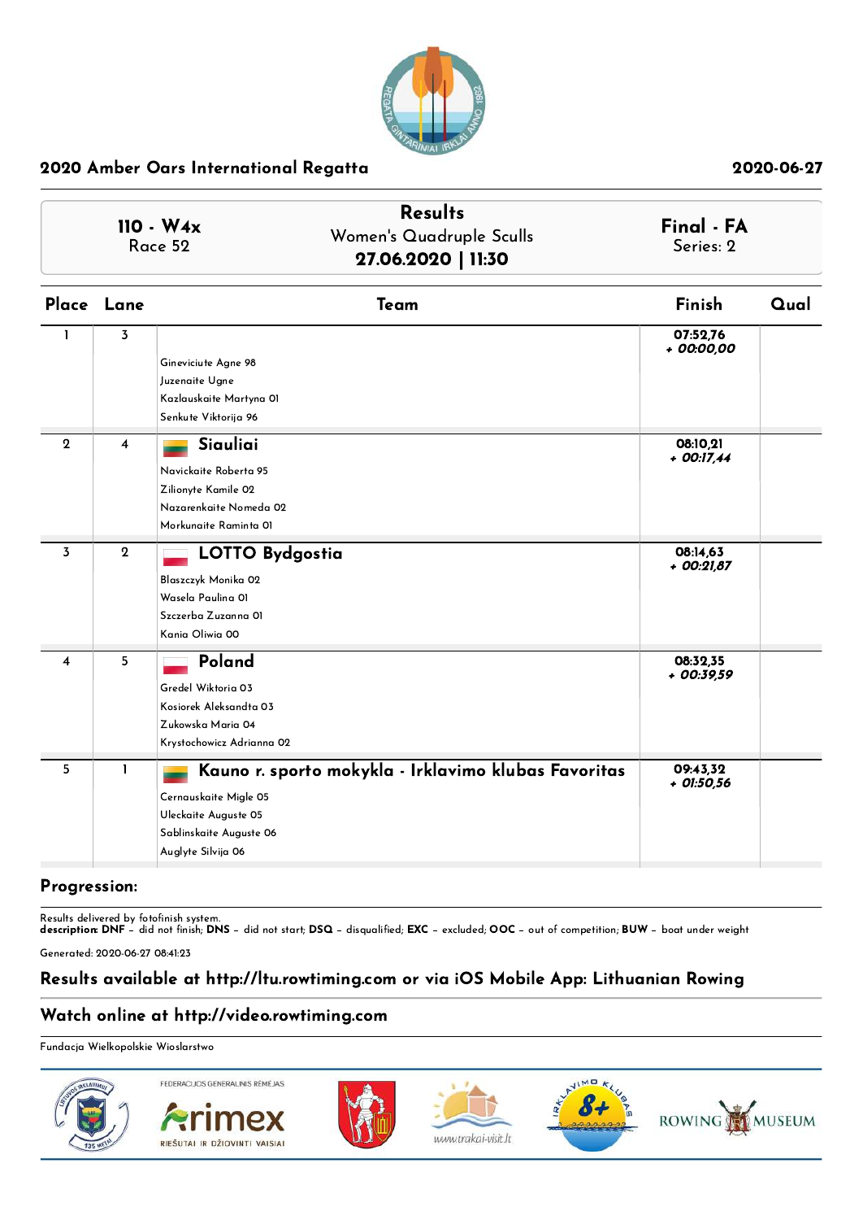## 2020 Amber Oars International Regatta

2020-06-27

| 110 - W4x<br>Race 52 | **Results**<br>Women's Quadruple Sculls<br>**27.06.2020 \| 11:30** | **Final - FA**<br>Series: 2 |
|---|---|---|

| Place | Lane | Team | Finish | Qual |
|---|---|---|---|---|
| 1 | 3 | Gineviciute Agne 98<br>Juzenaite Ugne<br>Kazlauskaite Martyna 01<br>Senkute Viktorija 96 | 07:52,76<br>*+ 00:00,00* | |
| 2 | 4 | **Siauliai**<br>Navickaite Roberta 95<br>Zilionyte Kamile 02<br>Nazarenkaite Nomeda 02<br>Morkunaite Raminta 01 | 08:10,21<br>*+ 00:17,44* | |
| 3 | 2 | **LOTTO Bydgostia**<br>Blaszczyk Monika 02<br>Wasela Paulina 01<br>Szczerba Zuzanna 01<br>Kania Oliwia 00 | 08:14,63<br>*+ 00:21,87* | |
| 4 | 5 | **Poland**<br>Gredel Wiktoria 03<br>Kosiorek Aleksandta 03<br>Zukowska Maria 04<br>Krystochowicz Adrianna 02 | 08:32,35<br>*+ 00:39,59* | |
| 5 | 1 | **Kauno r. sporto mokykla - Irklavimo klubas Favoritas**<br>Cernauskaite Migle 05<br>Uleckaite Auguste 05<br>Sablinskaite Auguste 06<br>Auglyte Silvija 06 | 09:43,32<br>*+ 01:50,56* | |

### Progression:

Results delivered by fotofinish system.
**description**: **DNF** – did not finish; **DNS** – did not start; **DSQ** – disqualified; **EXC** – excluded; **OOC** – out of competition; **BUW** – boat under weight

Generated: 2020-06-27 08:41:23

### Results available at http://ltu.rowtiming.com or via iOS Mobile App: Lithuanian Rowing

### Watch online at http://video.rowtiming.com

Fundacja Wielkopolskie Wioslarstwo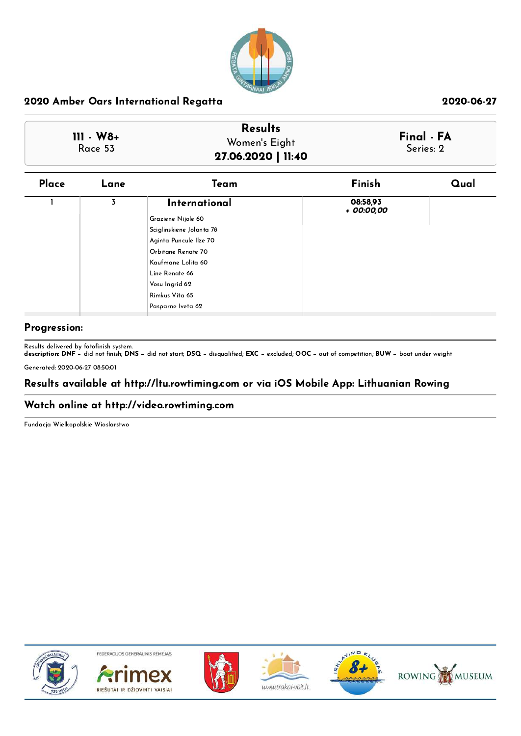## 2020 Amber Oars International Regatta

2020-06-27

| 111 - W8+<br>Race 53 | Results<br>Women's Eight<br>**27.06.2020 \| 11:40** | Final - FA<br>Series: 2 |
|---|---|---|

| Place | Lane | Team | Finish | Qual |
|---|---|---|---|---|
| 1 | 3 | **International**<br>Graziene Nijole 60<br>Sciglinskiene Jolanta 78<br>Aginta Puncule Ilze 70<br>Orbitane Renate 70<br>Kaufmane Lolita 60<br>Line Renate 66<br>Vosu Ingrid 62<br>Rimkus Vita 65<br>Pasparne Iveta 62 | **08:58,93**<br>***+ 00:00,00*** | |

### Progression:

Results delivered by fotofinish system.
**description: DNF** – did not finish; **DNS** – did not start; **DSQ** – disqualified; **EXC** – excluded; **OOC** – out of competition; **BUW** – boat under weight

Generated: 2020-06-27 08:50:01

### Results available at http://ltu.rowtiming.com or via iOS Mobile App: Lithuanian Rowing

### Watch online at http://video.rowtiming.com

Fundacja Wielkopolskie Wioslarstwo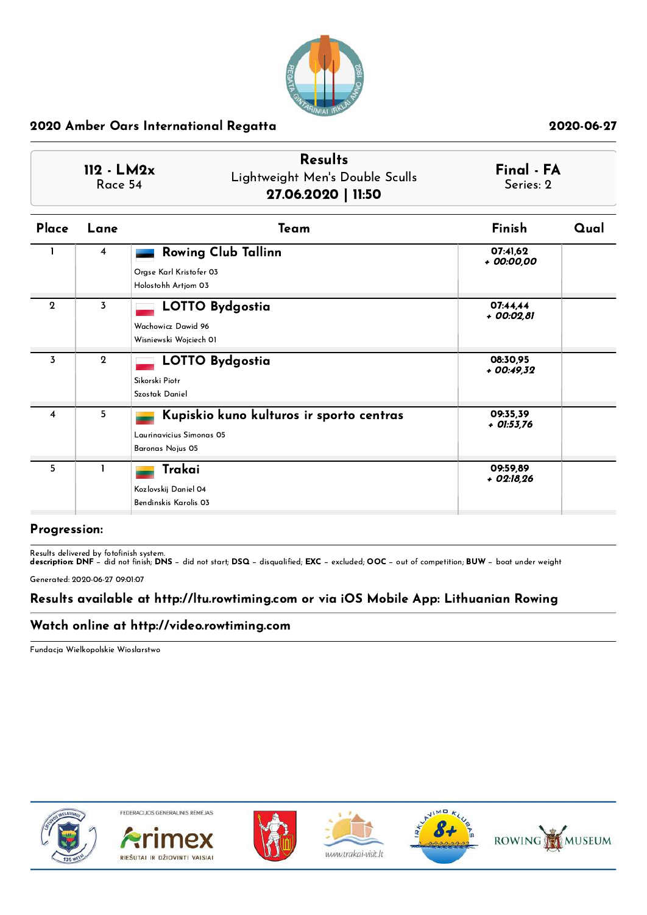## 2020 Amber Oars International Regatta

2020-06-27

**112 - LM2x**
Race 54

**Results**
Lightweight Men's Double Sculls
**27.06.2020 | 11:50**

**Final - FA**
Series: 2

| Place | Lane | Team | Finish | Qual |
|---|---|---|---|---|
| 1 | 4 | **Rowing Club Tallinn**<br>Orgse Karl Kristofer 03<br>Holostohh Artjom 03 | 07:41,62<br>*+ 00:00,00* | |
| 2 | 3 | **LOTTO Bydgostia**<br>Wachowicz Dawid 96<br>Wisniewski Wojciech 01 | 07:44,44<br>*+ 00:02,81* | |
| 3 | 2 | **LOTTO Bydgostia**<br>Sikorski Piotr<br>Szostak Daniel | 08:30,95<br>*+ 00:49,32* | |
| 4 | 5 | **Kupiskio kuno kulturos ir sporto centras**<br>Laurinavicius Simonas 05<br>Baronas Nojus 05 | 09:35,39<br>*+ 01:53,76* | |
| 5 | 1 | **Trakai**<br>Kozlovskij Daniel 04<br>Bendinskis Karolis 03 | 09:59,89<br>*+ 02:18,26* | |

### Progression:

Results delivered by fotofinish system.
**description: DNF** – did not finish; **DNS** – did not start; **DSQ** – disqualified; **EXC** – excluded; **OOC** – out of competition; **BUW** – boat under weight

Generated: 2020-06-27 09:01:07

### Results available at http://ltu.rowtiming.com or via iOS Mobile App: Lithuanian Rowing

### Watch online at http://video.rowtiming.com

Fundacja Wielkopolskie Wioslarstwo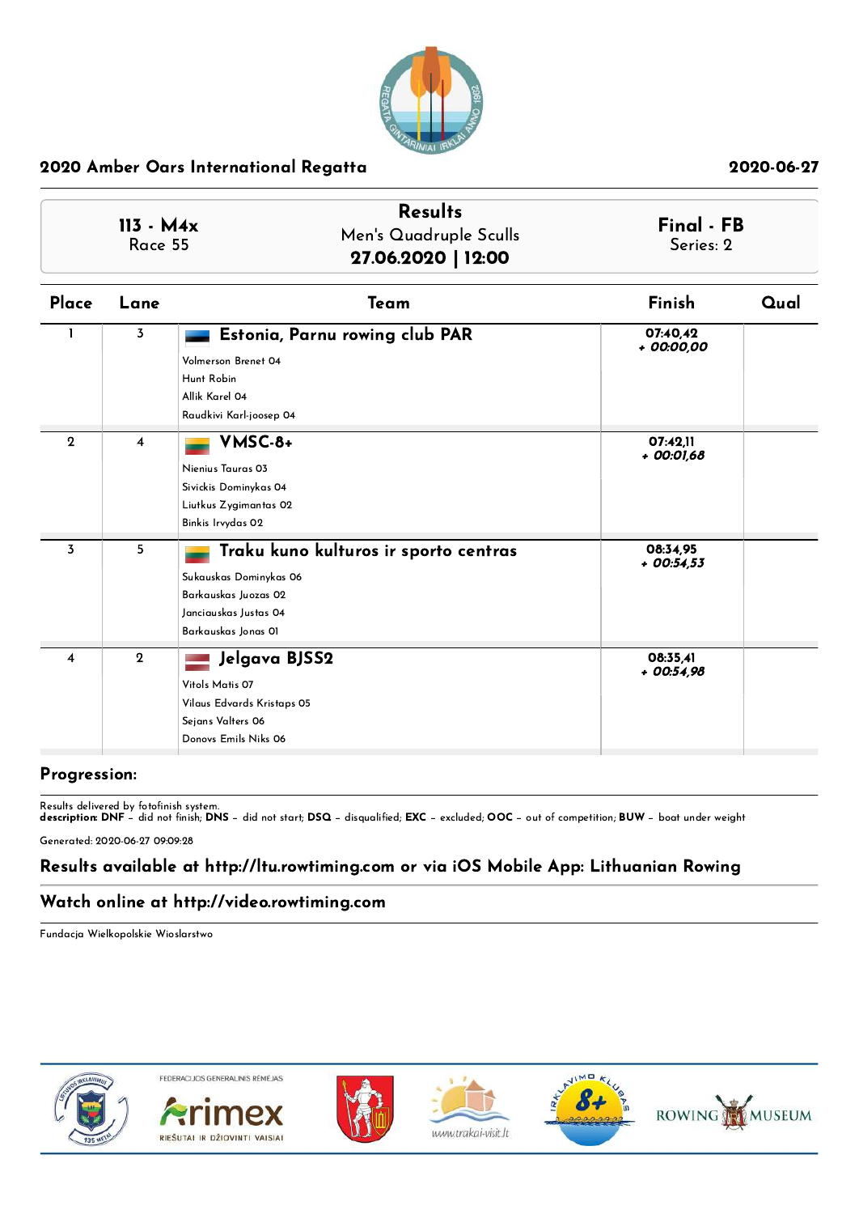## 2020 Amber Oars International Regatta

2020-06-27

| 113 - M4x<br>Race 55 | **Results**<br>Men's Quadruple Sculls<br>**27.06.2020 \| 12:00** | **Final - FB**<br>Series: 2 |
|---|---|---|

| Place | Lane | Team | Finish | Qual |
|---|---|---|---|---|
| 1 | 3 | **Estonia, Parnu rowing club PAR**<br>Volmerson Brenet 04<br>Hunt Robin<br>Allik Karel 04<br>Raudkivi Karl-joosep 04 | **07:40,42**<br>*+ 00:00,00* | |
| 2 | 4 | **VMSC-8+**<br>Nienius Tauras 03<br>Sivickis Dominykas 04<br>Liutkus Zygimantas 02<br>Binkis Irvydas 02 | **07:42,11**<br>*+ 00:01,68* | |
| 3 | 5 | **Traku kuno kulturos ir sporto centras**<br>Sukauskas Dominykas 06<br>Barkauskas Juozas 02<br>Janciauskas Justas 04<br>Barkauskas Jonas 01 | **08:34,95**<br>*+ 00:54,53* | |
| 4 | 2 | **Jelgava BJSS2**<br>Vitols Matis 07<br>Vilaus Edvards Kristaps 05<br>Sejans Valters 06<br>Donovs Emils Niks 06 | **08:35,41**<br>*+ 00:54,98* | |

**Progression:**

Results delivered by fotofinish system.
**description: DNF** – did not finish; **DNS** – did not start; **DSQ** – disqualified; **EXC** – excluded; **OOC** – out of competition; **BUW** – boat under weight

Generated: 2020-06-27 09:09:28

**Results available at http://ltu.rowtiming.com or via iOS Mobile App: Lithuanian Rowing**

**Watch online at http://video.rowtiming.com**

Fundacja Wielkopolskie Wioslarstwo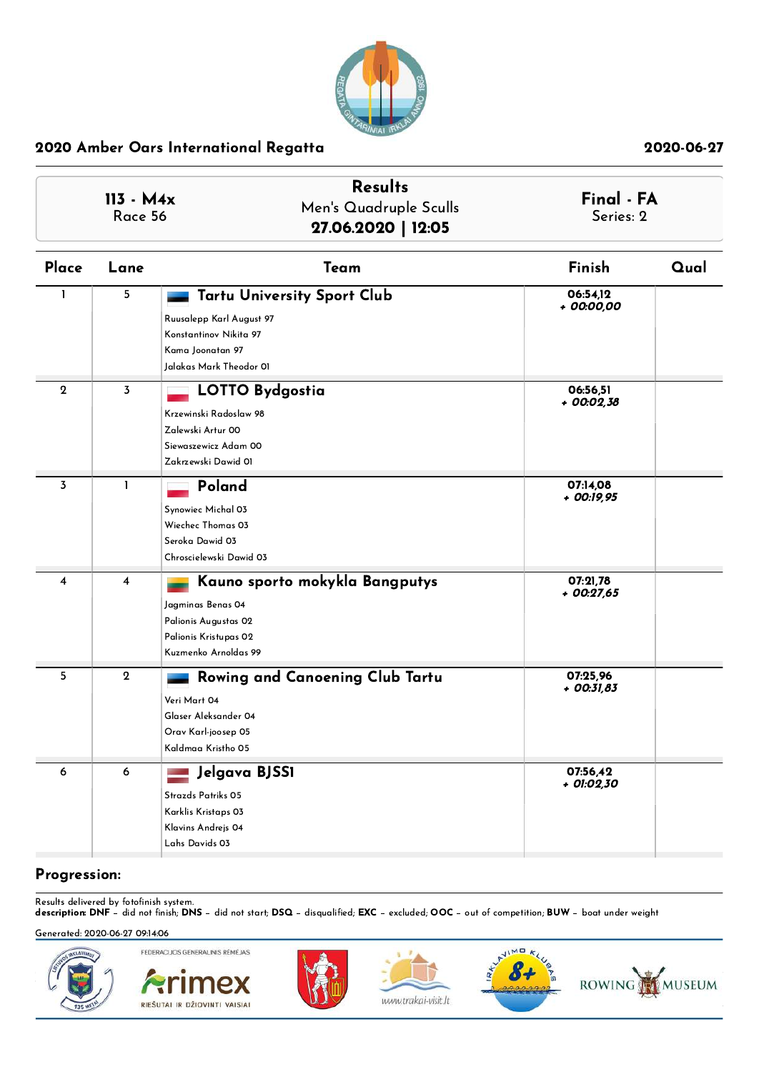## 2020 Amber Oars International Regatta

2020-06-27

| 113 - M4x<br>Race 56 | Results<br>Men's Quadruple Sculls<br>**27.06.2020 \| 12:05** | Final - FA<br>Series: 2 |
|---|---|---|

| Place | Lane | Team | Finish | Qual |
|---|---|---|---|---|
| 1 | 5 | **Tartu University Sport Club**<br>Ruusalepp Karl August 97<br>Konstantinov Nikita 97<br>Kama Joonatan 97<br>Jalakas Mark Theodor 01 | 06:54,12<br>*+ 00:00,00* | |
| 2 | 3 | **LOTTO Bydgostia**<br>Krzewinski Radoslaw 98<br>Zalewski Artur 00<br>Siewaszewicz Adam 00<br>Zakrzewski Dawid 01 | 06:56,51<br>*+ 00:02,38* | |
| 3 | 1 | **Poland**<br>Synowiec Michal 03<br>Wiechec Thomas 03<br>Seroka Dawid 03<br>Chroscielewski Dawid 03 | 07:14,08<br>*+ 00:19,95* | |
| 4 | 4 | **Kauno sporto mokykla Bangputys**<br>Jagminas Benas 04<br>Palionis Augustas 02<br>Palionis Kristupas 02<br>Kuzmenko Arnoldas 99 | 07:21,78<br>*+ 00:27,65* | |
| 5 | 2 | **Rowing and Canoening Club Tartu**<br>Veri Mart 04<br>Glaser Aleksander 04<br>Orav Karl-joosep 05<br>Kaldmaa Kristho 05 | 07:25,96<br>*+ 00:31,83* | |
| 6 | 6 | **Jelgava BJSSI**<br>Strazds Patriks 05<br>Karklis Kristaps 03<br>Klavins Andrejs 04<br>Lahs Davids 03 | 07:56,42<br>*+ 01:02,30* | |

**Progression:**

Results delivered by fotofinish system.
**description: DNF** – did not finish; **DNS** – did not start; **DSQ** – disqualified; **EXC** – excluded; **OOC** – out of competition; **BUW** – boat under weight

Generated: 2020-06-27 09:14:06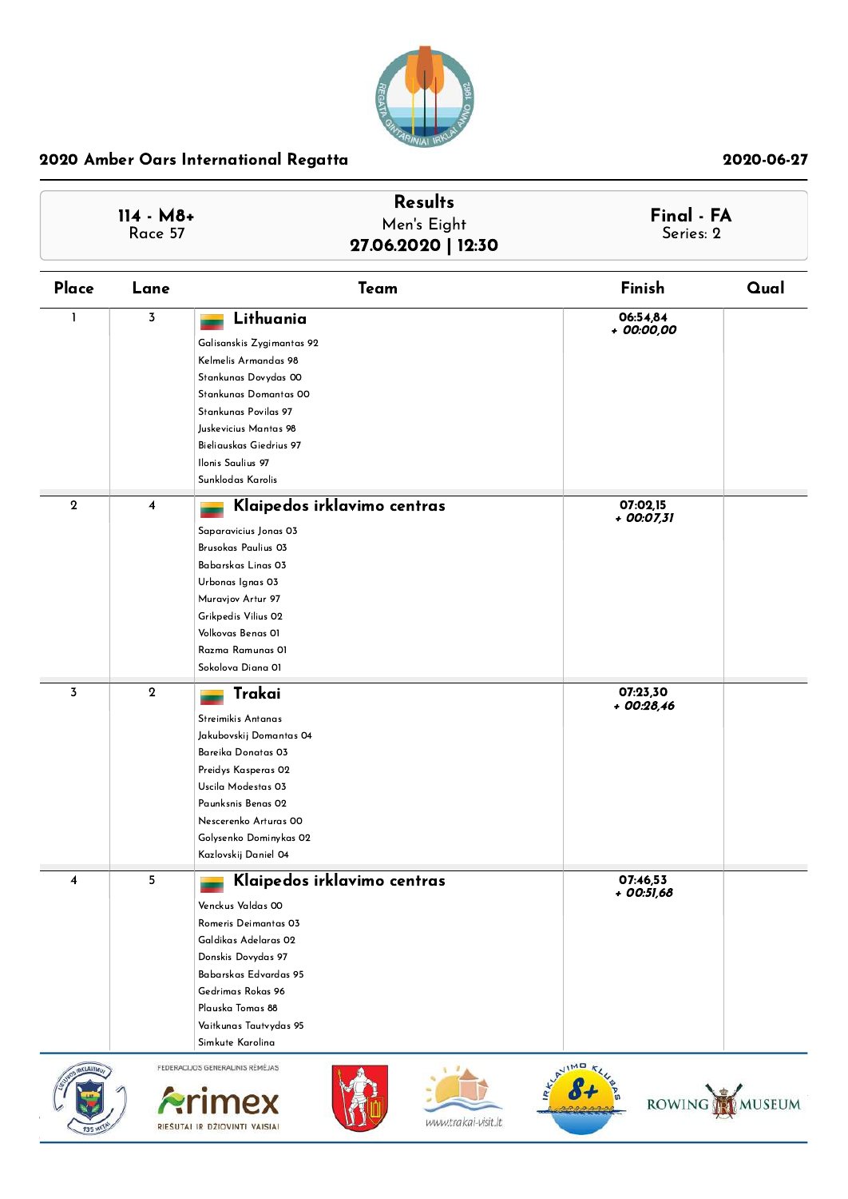## 2020 Amber Oars International Regatta

2020-06-27

| 114 - M8+ Race 57 | Results Men's Eight 27.06.2020 \| 12:30 | Final - FA Series: 2 |
|---|---|---|

| Place | Lane | Team | Finish | Qual |
|---|---|---|---|---|
| 1 | 3 | **Lithuania**<br>Galisanskis Zygimantas 92<br>Kelmelis Armandas 98<br>Stankunas Dovydas 00<br>Stankunas Domantas 00<br>Stankunas Povilas 97<br>Juskevicius Mantas 98<br>Bieliauskas Giedrius 97<br>Ilonis Saulius 97<br>Sunklodas Karolis | 06:54,84<br>*+ 00:00,00* | |
| 2 | 4 | **Klaipedos irklavimo centras**<br>Saparavicius Jonas 03<br>Brusokas Paulius 03<br>Babarskas Linas 03<br>Urbonas Ignas 03<br>Muravjov Artur 97<br>Grikpedis Vilius 02<br>Volkovas Benas 01<br>Razma Ramunas 01<br>Sokolova Diana 01 | 07:02,15<br>*+ 00:07,31* | |
| 3 | 2 | **Trakai**<br>Streimikis Antanas<br>Jakubovskij Domantas 04<br>Bareika Donatas 03<br>Preidys Kasperas 02<br>Uscila Modestas 03<br>Paunksnis Benas 02<br>Nescerenko Arturas 00<br>Golysenko Dominykas 02<br>Kazlovskij Daniel 04 | 07:23,30<br>*+ 00:28,46* | |
| 4 | 5 | **Klaipedos irklavimo centras**<br>Venckus Valdas 00<br>Romeris Deimantas 03<br>Galdikas Adelaras 02<br>Donskis Dovydas 97<br>Babarskas Edvardas 95<br>Gedrimas Rokas 96<br>Plauska Tomas 88<br>Vaitkunas Tautvydas 95<br>Simkute Karolina | 07:46,53<br>*+ 00:51,68* | |

FEDERACIJOS GENERALINIS RĖMĖJAS

Arimex RIEŠUTAI IR DŽIOVINTI VAISIAI

www.trakai-visit.lt

ROWING MUSEUM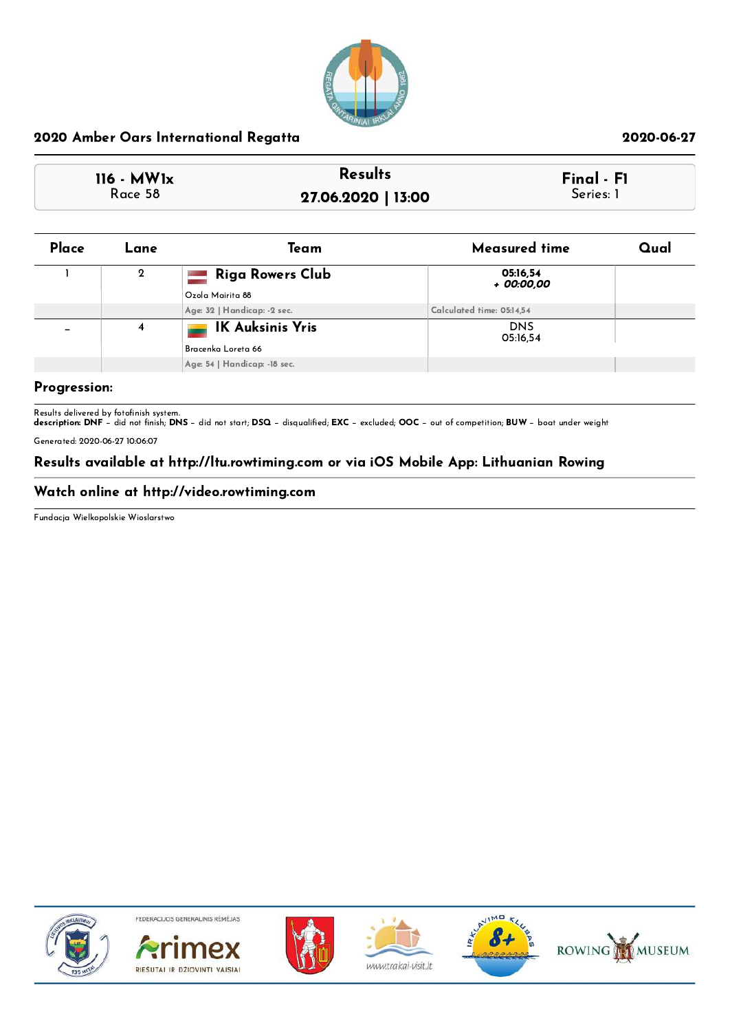## 2020 Amber Oars International Regatta

2020-06-27

| 116 - MW1x<br>Race 58 | Results<br>27.06.2020 \| 13:00 | Final - F1<br>Series: 1 |
|---|---|---|

| Place | Lane | Team | Measured time | Qual |
|---|---|---|---|---|
| 1 | 2 | **Riga Rowers Club**<br>Ozola Mairita 88 | **05:16,54**<br>**+ 00:00,00** | |
| | | Age: 32 \| Handicap: -2 sec. | Calculated time: 05:14,54 | |
| - | 4 | **IK Auksinis Yris**<br>Bracenka Loreta 66 | DNS<br>05:16,54 | |
| | | Age: 54 \| Handicap: -18 sec. | | |

### Progression:

Results delivered by fotofinish system.
**description: DNF** – did not finish; **DNS** – did not start; **DSQ** – disqualified; **EXC** – excluded; **OOC** – out of competition; **BUW** – boat under weight

Generated: 2020-06-27 10:06:07

### Results available at http://ltu.rowtiming.com or via iOS Mobile App: Lithuanian Rowing

### Watch online at http://video.rowtiming.com

Fundacja Wielkopolskie Wioslarstwo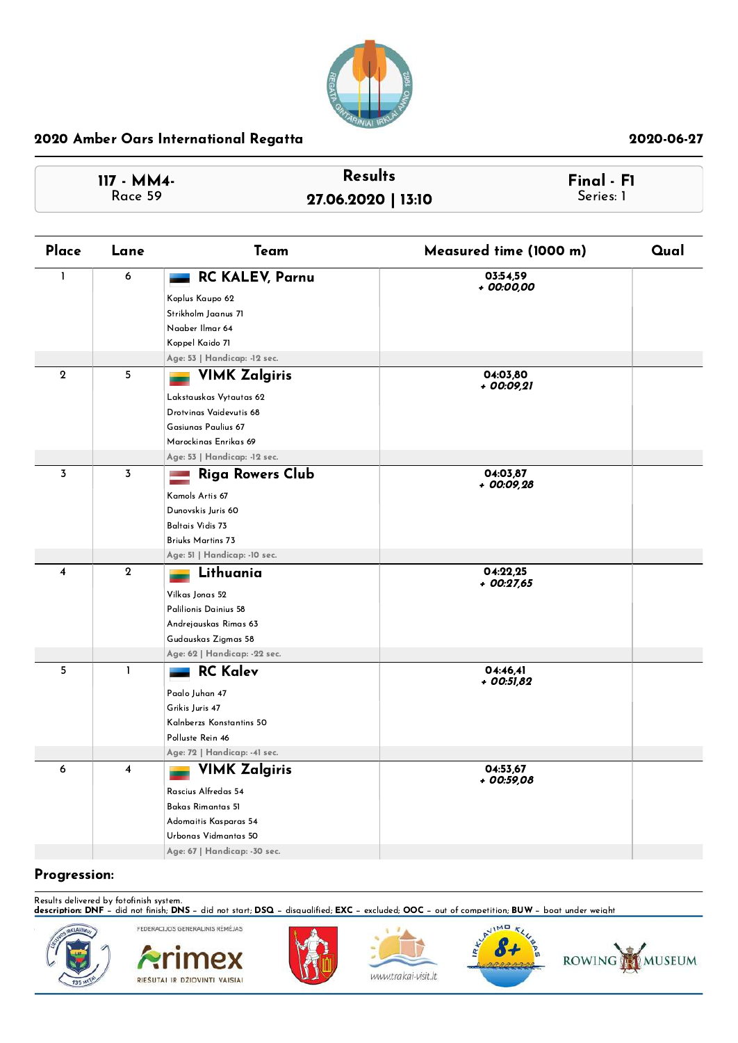## 2020 Amber Oars International Regatta

2020-06-27

**117 - MM4-**
Race 59

**Results**
**27.06.2020 | 13:10**

**Final - F1**
Series: 1

| Place | Lane | Team | Measured time (1000 m) | Qual |
|---|---|---|---|---|
| 1 | 6 | **RC KALEV, Parnu**<br>Koplus Kaupo 62<br>Strikholm Jaanus 71<br>Naaber Ilmar 64<br>Koppel Kaido 71<br>Age: 53 \| Handicap: -12 sec. | 03:54,59<br>*+ 00:00,00* | |
| 2 | 5 | **VIMK Zalgiris**<br>Lakstauskas Vytautas 62<br>Drotvinas Vaidevutis 68<br>Gasiunas Paulius 67<br>Marockinas Enrikas 69<br>Age: 53 \| Handicap: -12 sec. | 04:03,80<br>*+ 00:09,21* | |
| 3 | 3 | **Riga Rowers Club**<br>Kamols Artis 67<br>Dunovskis Juris 60<br>Baltais Vidis 73<br>Briuks Martins 73<br>Age: 51 \| Handicap: -10 sec. | 04:03,87<br>*+ 00:09,28* | |
| 4 | 2 | **Lithuania**<br>Vilkas Jonas 52<br>Palilionis Dainius 58<br>Andrejauskas Rimas 63<br>Gudauskas Zigmas 58<br>Age: 62 \| Handicap: -22 sec. | 04:22,25<br>*+ 00:27,65* | |
| 5 | 1 | **RC Kalev**<br>Paalo Juhan 47<br>Grikis Juris 47<br>Kalnberzs Konstantins 50<br>Polluste Rein 46<br>Age: 72 \| Handicap: -41 sec. | 04:46,41<br>*+ 00:51,82* | |
| 6 | 4 | **VIMK Zalgiris**<br>Rascius Alfredas 54<br>Bakas Rimantas 51<br>Adomaitis Kasparas 54<br>Urbonas Vidmantas 50<br>Age: 67 \| Handicap: -30 sec. | 04:53,67<br>*+ 00:59,08* | |

**Progression:**

Results delivered by fotofinish system.
**description: DNF** – did not finish; **DNS** – did not start; **DSQ** – disqualified; **EXC** – excluded; **OOC** – out of competition; **BUW** – boat under weight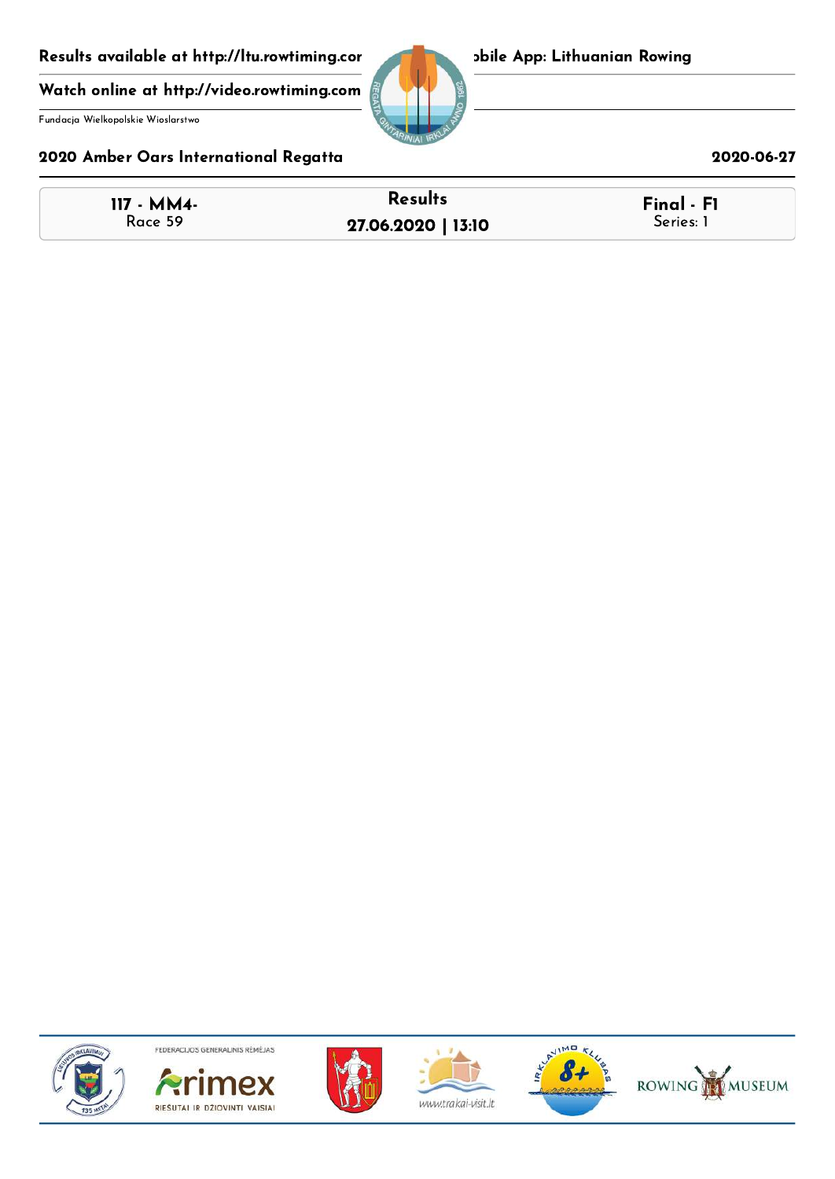## 2020 Amber Oars International Regatta

2020-06-27

| 117 - MM4- Race 59 | Results 27.06.2020 \| 13:10 | Final - F1 Series: 1 |
| --- | --- | --- |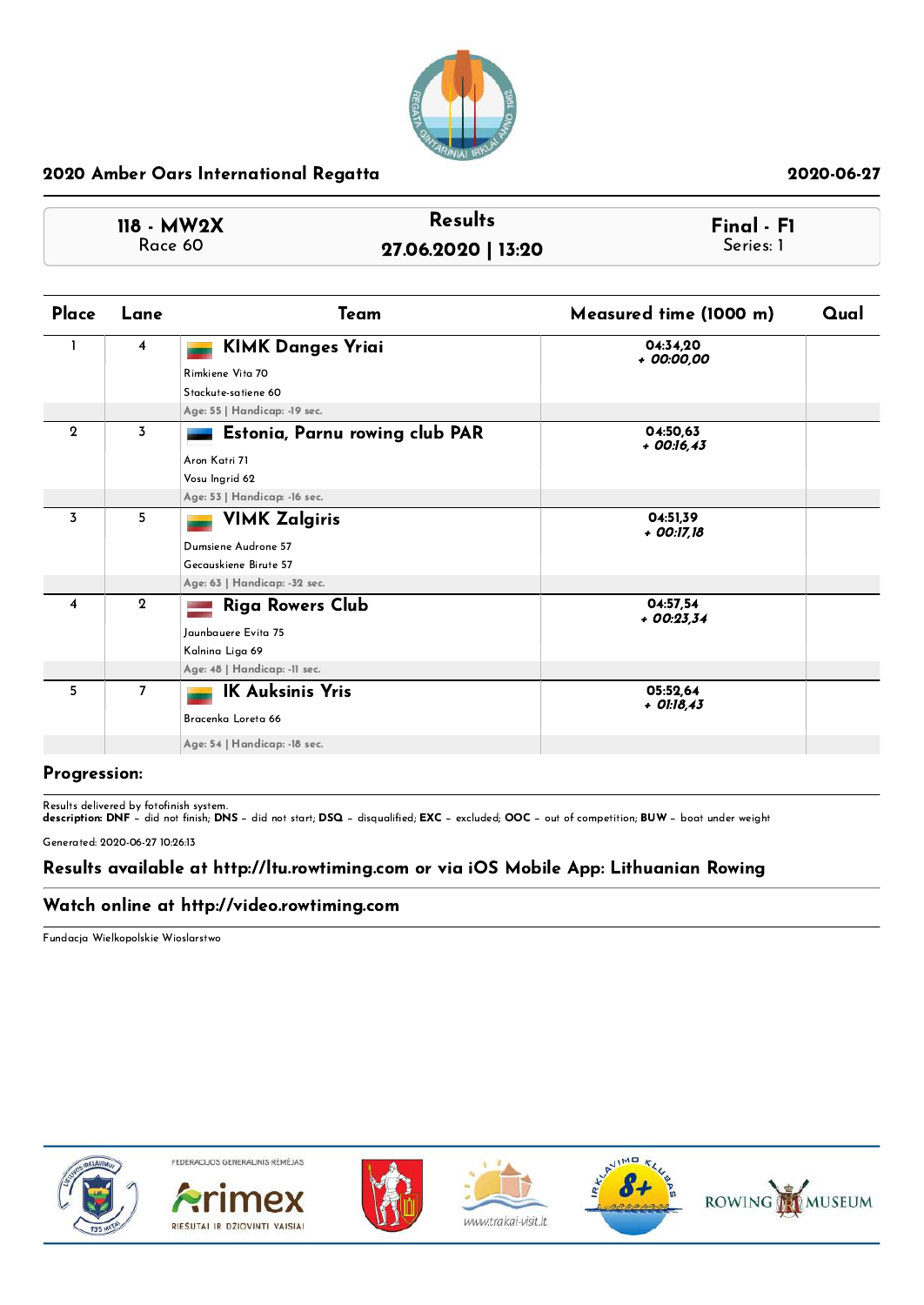## 2020 Amber Oars International Regatta

2020-06-27

| 118 - MW2X<br>Race 60 | Results<br>27.06.2020 \| 13:20 | Final - F1<br>Series: 1 |
|---|---|---|

| Place | Lane | Team | Measured time (1000 m) | Qual |
|---|---|---|---|---|
| 1 | 4 | **KIMK Danges Yriai**<br>Rimkiene Vita 70<br>Stackute-satiene 60<br>Age: 55 \| Handicap: -19 sec. | 04:34,20<br>+ 00:00,00 | |
| 2 | 3 | **Estonia, Parnu rowing club PAR**<br>Aron Katri 71<br>Vosu Ingrid 62<br>Age: 53 \| Handicap: -16 sec. | 04:50,63<br>+ 00:16,43 | |
| 3 | 5 | **VIMK Zalgiris**<br>Dumsiene Audrone 57<br>Gecauskiene Birute 57<br>Age: 63 \| Handicap: -32 sec. | 04:51,39<br>+ 00:17,18 | |
| 4 | 2 | **Riga Rowers Club**<br>Jaunbauere Evita 75<br>Kalnina Liga 69<br>Age: 48 \| Handicap: -11 sec. | 04:57,54<br>+ 00:23,34 | |
| 5 | 7 | **IK Auksinis Yris**<br>Bracenka Loreta 66<br>Age: 54 \| Handicap: -18 sec. | 05:52,64<br>+ 01:18,43 | |

**Progression:**

Results delivered by fotofinish system.
**description: DNF** – did not finish; **DNS** – did not start; **DSQ** – disqualified; **EXC** – excluded; **OOC** – out of competition; **BUW** – boat under weight

Generated: 2020-06-27 10:26:13

**Results available at http://ltu.rowtiming.com or via iOS Mobile App: Lithuanian Rowing**

**Watch online at http://video.rowtiming.com**

Fundacja Wielkopolskie Wioslarstwo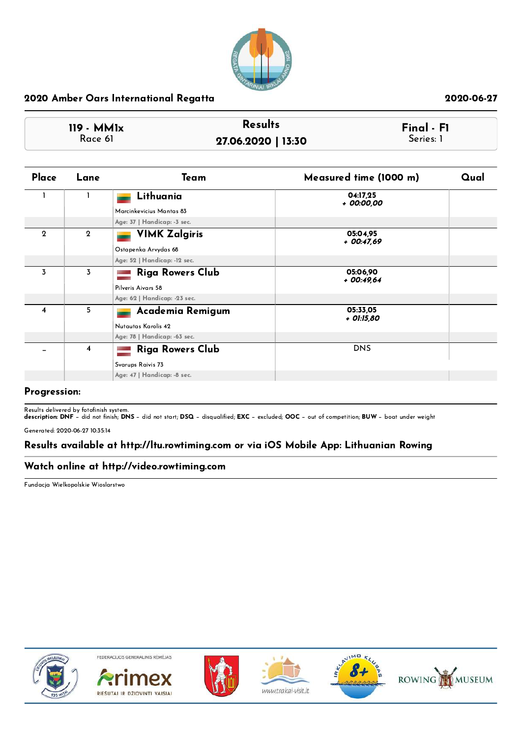## 2020 Amber Oars International Regatta

2020-06-27

| 119 - MM1x Race 61 | Results 27.06.2020 \| 13:30 | Final - F1 Series: 1 |
|---|---|---|

| Place | Lane | Team | Measured time (1000 m) | Qual |
|---|---|---|---|---|
| 1 | 1 | **Lithuania**<br>Marcinkevicius Mantas 83<br>Age: 37 \| Handicap: -3 sec. | 04:17,25<br>*+ 00:00,00* | |
| 2 | 2 | **VIMK Zalgiris**<br>Ostapenka Arvydas 68<br>Age: 52 \| Handicap: -12 sec. | 05:04,95<br>*+ 00:47,69* | |
| 3 | 3 | **Riga Rowers Club**<br>Pilveris Aivars 58<br>Age: 62 \| Handicap: -23 sec. | 05:06,90<br>*+ 00:49,64* | |
| 4 | 5 | **Academia Remigum**<br>Nutautas Karolis 42<br>Age: 78 \| Handicap: -63 sec. | 05:33,05<br>*+ 01:15,80* | |
| - | 4 | **Riga Rowers Club**<br>Svarups Raivis 73<br>Age: 47 \| Handicap: -8 sec. | DNS | |

**Progression:**

Results delivered by fotofinish system.
**description: DNF** – did not finish; **DNS** – did not start; **DSQ** – disqualified; **EXC** – excluded; **OOC** – out of competition; **BUW** – boat under weight

Generated: 2020-06-27 10:35:14

**Results available at http://ltu.rowtiming.com or via iOS Mobile App: Lithuanian Rowing**

**Watch online at http://video.rowtiming.com**

Fundacja Wielkopolskie Wioslarstwo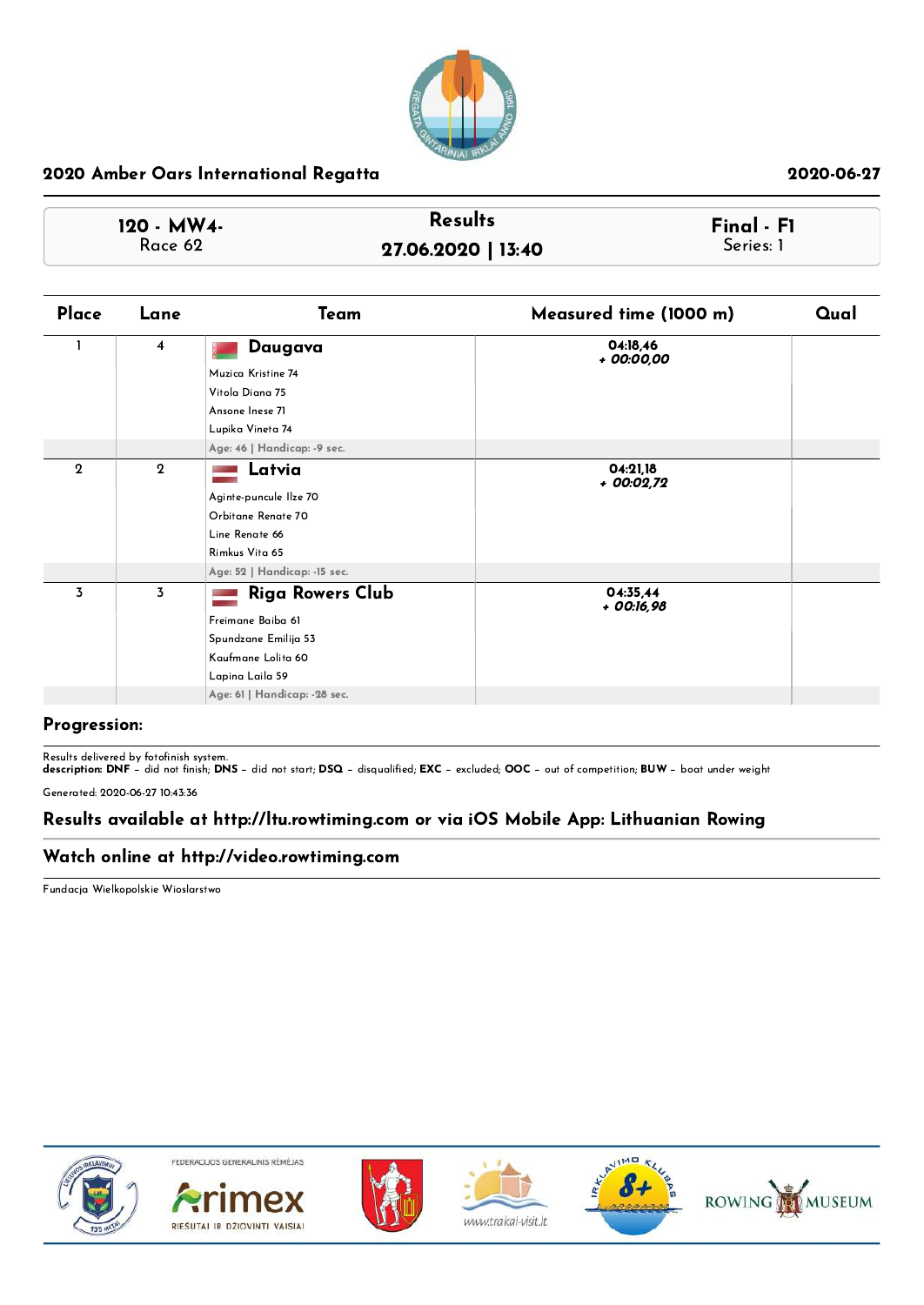## 2020 Amber Oars International Regatta

2020-06-27

| 120 - MW4- Race 62 | Results 27.06.2020 \| 13:40 | Final - F1 Series: 1 |
|---|---|---|

| Place | Lane | Team | Measured time (1000 m) | Qual |
|---|---|---|---|---|
| 1 | 4 | **Daugava** | 04:18,46 *+ 00:00,00* | |
| | | Muzica Kristine 74 | | |
| | | Vitola Diana 75 | | |
| | | Ansone Inese 71 | | |
| | | Lupika Vineta 74 | | |
| | | Age: 46 \| Handicap: -9 sec. | | |
| 2 | 2 | **Latvia** | 04:21,18 *+ 00:02,72* | |
| | | Aginte-puncule Ilze 70 | | |
| | | Orbitane Renate 70 | | |
| | | Line Renate 66 | | |
| | | Rimkus Vita 65 | | |
| | | Age: 52 \| Handicap: -15 sec. | | |
| 3 | 3 | **Riga Rowers Club** | 04:35,44 *+ 00:16,98* | |
| | | Freimane Baiba 61 | | |
| | | Spundzane Emilija 53 | | |
| | | Kaufmane Lolita 60 | | |
| | | Lapina Laila 59 | | |
| | | Age: 61 \| Handicap: -28 sec. | | |

### Progression:

Results delivered by fotofinish system.
**description: DNF** – did not finish; **DNS** – did not start; **DSQ** – disqualified; **EXC** – excluded; **OOC** – out of competition; **BUW** – boat under weight

Generated: 2020-06-27 10:43:36

### Results available at http://ltu.rowtiming.com or via iOS Mobile App: Lithuanian Rowing

### Watch online at http://video.rowtiming.com

Fundacja Wielkopolskie Wioslarstwo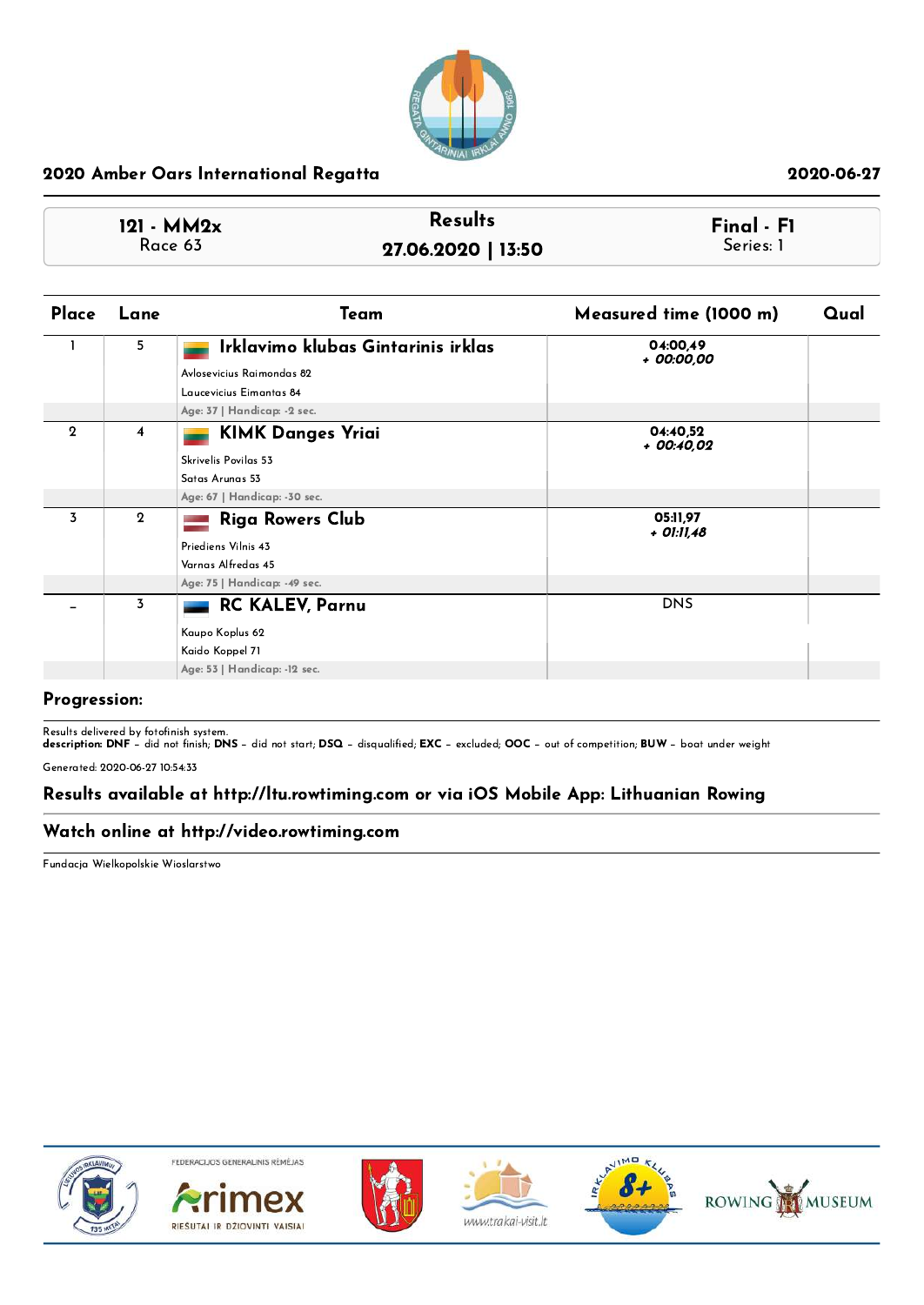## 2020 Amber Oars International Regatta

2020-06-27

| 121 - MM2x<br>Race 63 | Results<br>27.06.2020 \| 13:50 | Final - F1<br>Series: 1 |
|---|---|---|

| Place | Lane | Team | Measured time (1000 m) | Qual |
|---|---|---|---|---|
| 1 | 5 | **Irklavimo klubas Gintarinis irklas**<br>Avlosevicius Raimondas 82<br>Laucevicius Eimantas 84<br>Age: 37 \| Handicap: -2 sec. | 04:00,49<br>*+ 00:00,00* | |
| 2 | 4 | **KIMK Danges Yriai**<br>Skrivelis Povilas 53<br>Satas Arunas 53<br>Age: 67 \| Handicap: -30 sec. | 04:40,52<br>*+ 00:40,02* | |
| 3 | 2 | **Riga Rowers Club**<br>Priediens Vilnis 43<br>Varnas Alfredas 45<br>Age: 75 \| Handicap: -49 sec. | 05:11,97<br>*+ 01:11,48* | |
| - | 3 | **RC KALEV, Parnu**<br>Kaupo Koplus 62<br>Kaido Koppel 71<br>Age: 53 \| Handicap: -12 sec. | DNS | |

### Progression:

Results delivered by fotofinish system.
**description: DNF** – did not finish; **DNS** – did not start; **DSQ** – disqualified; **EXC** – excluded; **OOC** – out of competition; **BUW** – boat under weight

Generated: 2020-06-27 10:54:33

### Results available at http://ltu.rowtiming.com or via iOS Mobile App: Lithuanian Rowing

### Watch online at http://video.rowtiming.com

Fundacja Wielkopolskie Wioslarstwo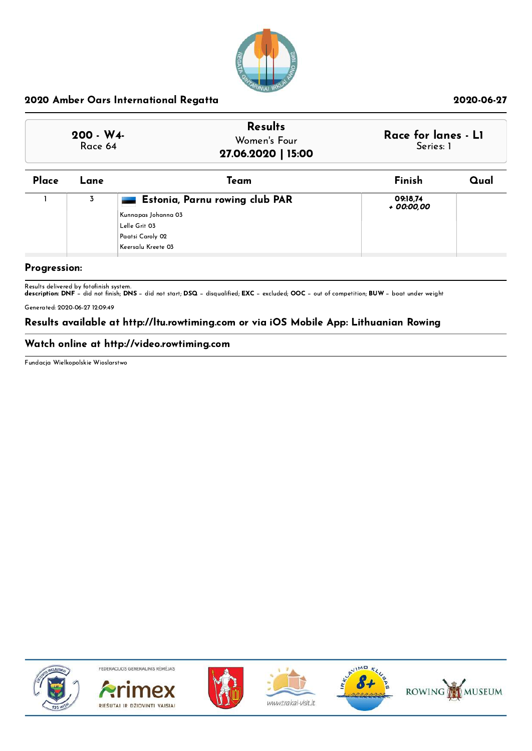## 2020 Amber Oars International Regatta

2020-06-27

| 200 - W4- Race 64 | Results Women's Four 27.06.2020 \| 15:00 | Race for lanes - L1 Series: 1 |
|---|---|---|

| Place | Lane | Team | Finish | Qual |
|---|---|---|---|---|
| 1 | 3 | **Estonia, Parnu rowing club PAR**<br>Kunnapas Johanna 03<br>Lelle Grit 03<br>Paatsi Caroly 02<br>Keersalu Kreete 03 | 09:18,74<br>*+ 00:00,00* | |

**Progression:**

Results delivered by fotofinish system.
**description: DNF** – did not finish; **DNS** – did not start; **DSQ** – disqualified; **EXC** – excluded; **OOC** – out of competition; **BUW** – boat under weight

Generated: 2020-06-27 12:09:49

**Results available at http://ltu.rowtiming.com or via iOS Mobile App: Lithuanian Rowing**

**Watch online at http://video.rowtiming.com**

Fundacja Wielkopolskie Wioslarstwo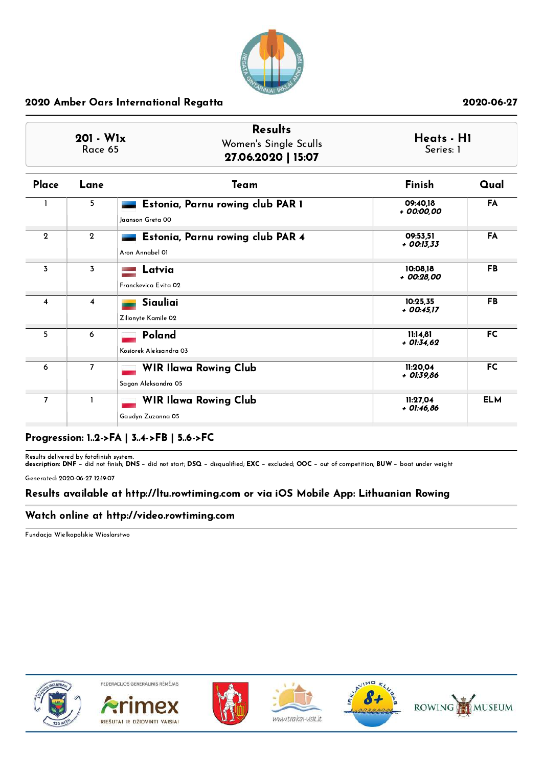2020 Amber Oars International Regatta

2020-06-27

| 201 - W1x<br>Race 65 | Results<br>Women's Single Sculls<br>**27.06.2020 \| 15:07** | Heats - H1<br>Series: 1 |
|---|---|---|

| Place | Lane | Team | Finish | Qual |
|---|---|---|---|---|
| 1 | 5 | **Estonia, Parnu rowing club PAR 1**<br>Jaanson Greta 00 | 09:40,18<br>*+ 00:00,00* | FA |
| 2 | 2 | **Estonia, Parnu rowing club PAR 4**<br>Aron Annabel 01 | 09:53,51<br>*+ 00:13,33* | FA |
| 3 | 3 | **Latvia**<br>Franckevica Evita 02 | 10:08,18<br>*+ 00:28,00* | FB |
| 4 | 4 | **Siauliai**<br>Zilionyte Kamile 02 | 10:25,35<br>*+ 00:45,17* | FB |
| 5 | 6 | **Poland**<br>Kosiorek Aleksandra 03 | 11:14,81<br>*+ 01:34,62* | FC |
| 6 | 7 | **WIR Ilawa Rowing Club**<br>Sagan Aleksandra 05 | 11:20,04<br>*+ 01:39,86* | FC |
| 7 | 1 | **WIR Ilawa Rowing Club**<br>Gaudyn Zuzanna 05 | 11:27,04<br>*+ 01:46,86* | ELM |

## Progression: 1..2->FA | 3..4->FB | 5..6->FC

Results delivered by fotofinish system.
**description: DNF** – did not finish; **DNS** – did not start; **DSQ** – disqualified; **EXC** – excluded; **OOC** – out of competition; **BUW** – boat under weight

Generated: 2020-06-27 12:19:07

## Results available at http://ltu.rowtiming.com or via iOS Mobile App: Lithuanian Rowing

## Watch online at http://video.rowtiming.com

Fundacja Wielkopolskie Wioslarstwo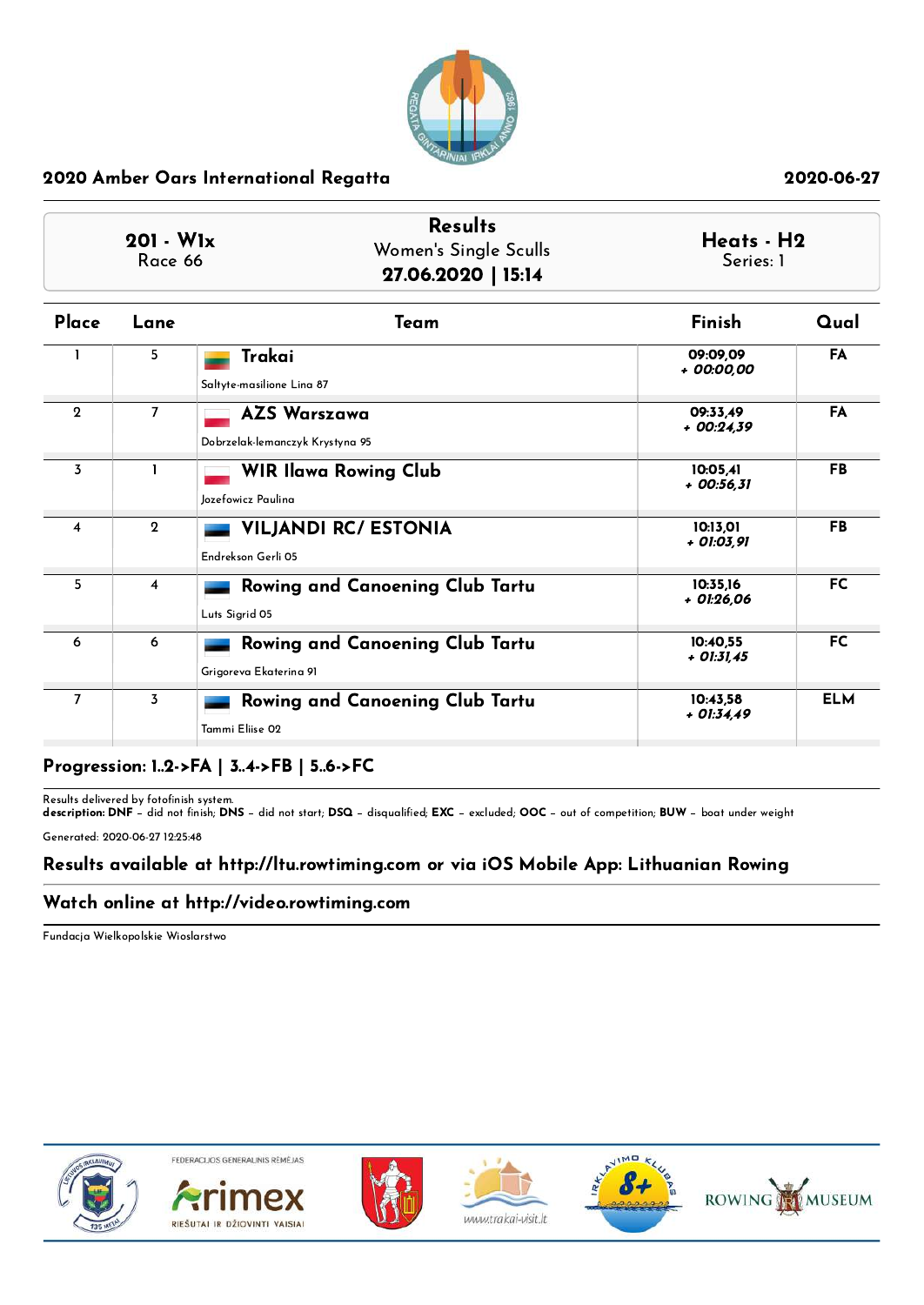## 2020 Amber Oars International Regatta

2020-06-27

| 201 - W1x<br>Race 66 | Results<br>Women's Single Sculls<br>**27.06.2020 \| 15:14** | Heats - H2<br>Series: 1 |
|---|---|---|

| Place | Lane | Team | Finish | Qual |
|---|---|---|---|---|
| 1 | 5 | **Trakai**<br>Saltyte-masilione Lina 87 | 09:09,09<br>*+ 00:00,00* | FA |
| 2 | 7 | **AZS Warszawa**<br>Dobrzelak-lemanczyk Krystyna 95 | 09:33,49<br>*+ 00:24,39* | FA |
| 3 | 1 | **WIR Ilawa Rowing Club**<br>Jozefowicz Paulina | 10:05,41<br>*+ 00:56,31* | FB |
| 4 | 2 | **VILJANDI RC/ ESTONIA**<br>Endrekson Gerli 05 | 10:13,01<br>*+ 01:03,91* | FB |
| 5 | 4 | **Rowing and Canoening Club Tartu**<br>Luts Sigrid 05 | 10:35,16<br>*+ 01:26,06* | FC |
| 6 | 6 | **Rowing and Canoening Club Tartu**<br>Grigoreva Ekaterina 91 | 10:40,55<br>*+ 01:31,45* | FC |
| 7 | 3 | **Rowing and Canoening Club Tartu**<br>Tammi Eliise 02 | 10:43,58<br>*+ 01:34,49* | ELM |

**Progression: 1..2->FA | 3..4->FB | 5..6->FC**

Results delivered by fotofinish system.
**description: DNF** – did not finish; **DNS** – did not start; **DSQ** – disqualified; **EXC** – excluded; **OOC** – out of competition; **BUW** – boat under weight

Generated: 2020-06-27 12:25:48

**Results available at http://ltu.rowtiming.com or via iOS Mobile App: Lithuanian Rowing**

**Watch online at http://video.rowtiming.com**

Fundacja Wielkopolskie Wioslarstwo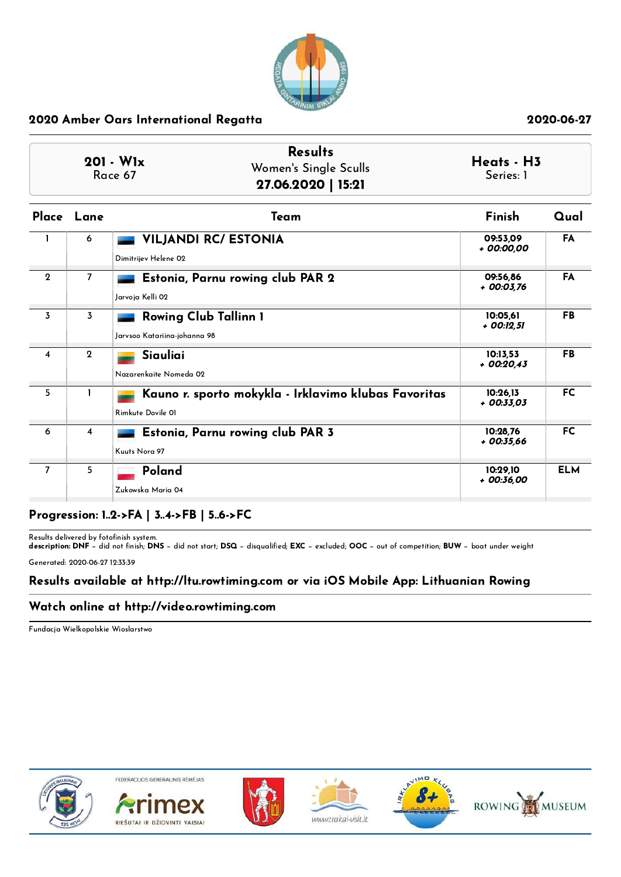## 2020 Amber Oars International Regatta

2020-06-27

**201 - W1x**
Race 67

**Results**
Women's Single Sculls
**27.06.2020 | 15:21**

**Heats - H3**
Series: 1

| Place | Lane | Team | Finish | Qual |
|---|---|---|---|---|
| 1 | 6 | **VILJANDI RC/ ESTONIA**<br>Dimitrijev Helene 02 | 09:53,09<br>*+ 00:00,00* | FA |
| 2 | 7 | **Estonia, Parnu rowing club PAR 2**<br>Jarvoja Kelli 02 | 09:56,86<br>*+ 00:03,76* | FA |
| 3 | 3 | **Rowing Club Tallinn 1**<br>Jarvsoo Katariina-johanna 98 | 10:05,61<br>*+ 00:12,51* | FB |
| 4 | 2 | **Siauliai**<br>Nazarenkaite Nomeda 02 | 10:13,53<br>*+ 00:20,43* | FB |
| 5 | 1 | **Kauno r. sporto mokykla - Irklavimo klubas Favoritas**<br>Rimkute Dovile 01 | 10:26,13<br>*+ 00:33,03* | FC |
| 6 | 4 | **Estonia, Parnu rowing club PAR 3**<br>Kuuts Nora 97 | 10:28,76<br>*+ 00:35,66* | FC |
| 7 | 5 | **Poland**<br>Zukowska Maria 04 | 10:29,10<br>*+ 00:36,00* | ELM |

**Progression: 1..2->FA | 3..4->FB | 5..6->FC**

Results delivered by fotofinish system.
**description: DNF** – did not finish; **DNS** – did not start; **DSQ** – disqualified; **EXC** – excluded; **OOC** – out of competition; **BUW** – boat under weight

Generated: 2020-06-27 12:33:39

**Results available at http://ltu.rowtiming.com or via iOS Mobile App: Lithuanian Rowing**

**Watch online at http://video.rowtiming.com**

Fundacja Wielkopolskie Wioslarstwo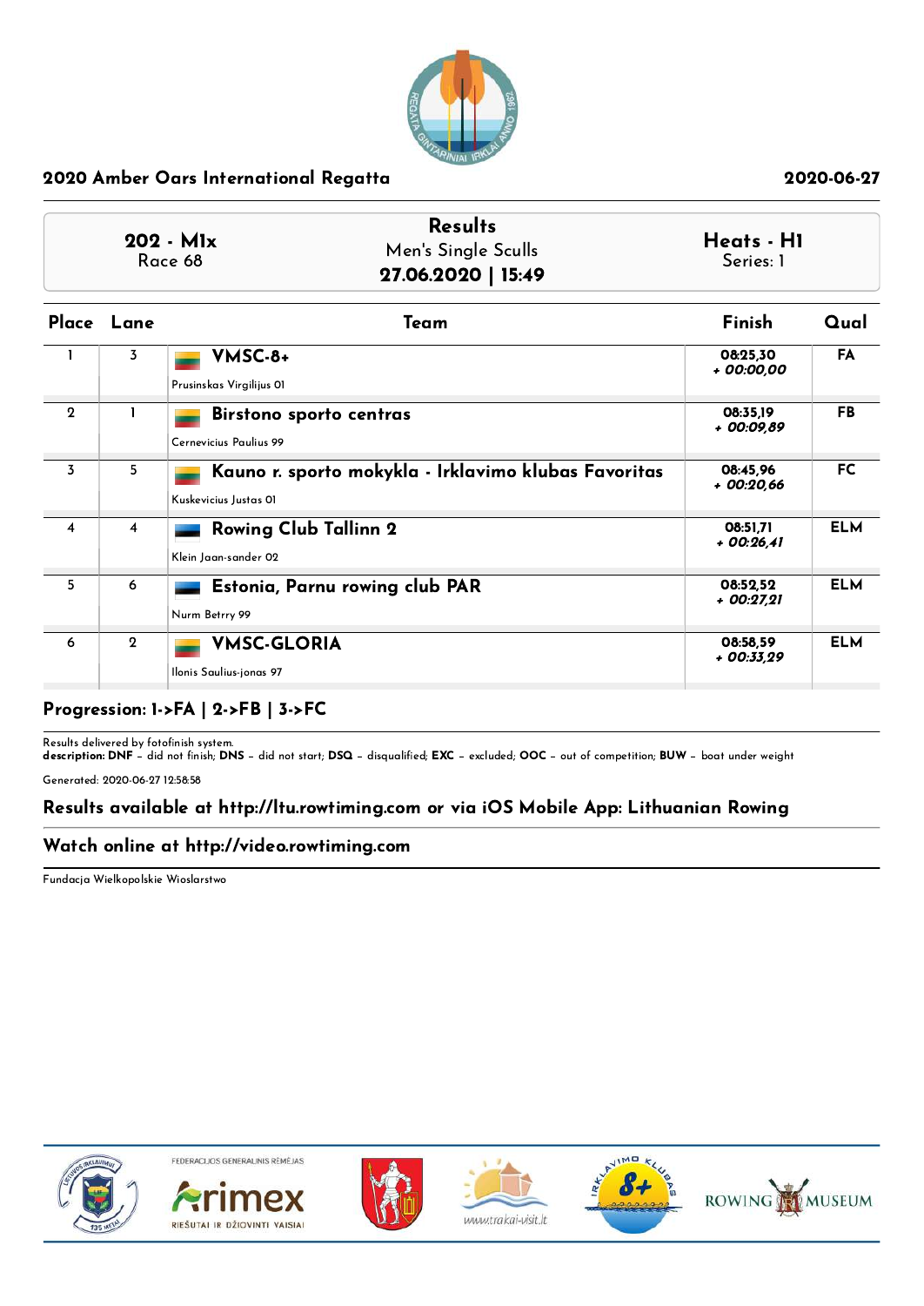2020 Amber Oars International Regatta — 2020-06-27

**202 - M1x**
Race 68

## Results
Men's Single Sculls
**27.06.2020 | 15:49**

**Heats - H1**
Series: 1

| Place | Lane | Team | Finish | Qual |
|---|---|---|---|---|
| 1 | 3 | **VMSC-8+**<br>Prusinskas Virgilijus 01 | 08:25,30<br>*+ 00:00,00* | FA |
| 2 | 1 | **Birstono sporto centras**<br>Cernevicius Paulius 99 | 08:35,19<br>*+ 00:09,89* | FB |
| 3 | 5 | **Kauno r. sporto mokykla - Irklavimo klubas Favoritas**<br>Kuskevicius Justas 01 | 08:45,96<br>*+ 00:20,66* | FC |
| 4 | 4 | **Rowing Club Tallinn 2**<br>Klein Jaan-sander 02 | 08:51,71<br>*+ 00:26,41* | ELM |
| 5 | 6 | **Estonia, Parnu rowing club PAR**<br>Nurm Betrry 99 | 08:52,52<br>*+ 00:27,21* | ELM |
| 6 | 2 | **VMSC-GLORIA**<br>Ilonis Saulius-jonas 97 | 08:58,59<br>*+ 00:33,29* | ELM |

**Progression: 1->FA | 2->FB | 3->FC**

Results delivered by fotofinish system.
**description: DNF** – did not finish; **DNS** – did not start; **DSQ** – disqualified; **EXC** – excluded; **OOC** – out of competition; **BUW** – boat under weight

Generated: 2020-06-27 12:58:58

**Results available at http://ltu.rowtiming.com or via iOS Mobile App: Lithuanian Rowing**

**Watch online at http://video.rowtiming.com**

Fundacja Wielkopolskie Wioslarstwo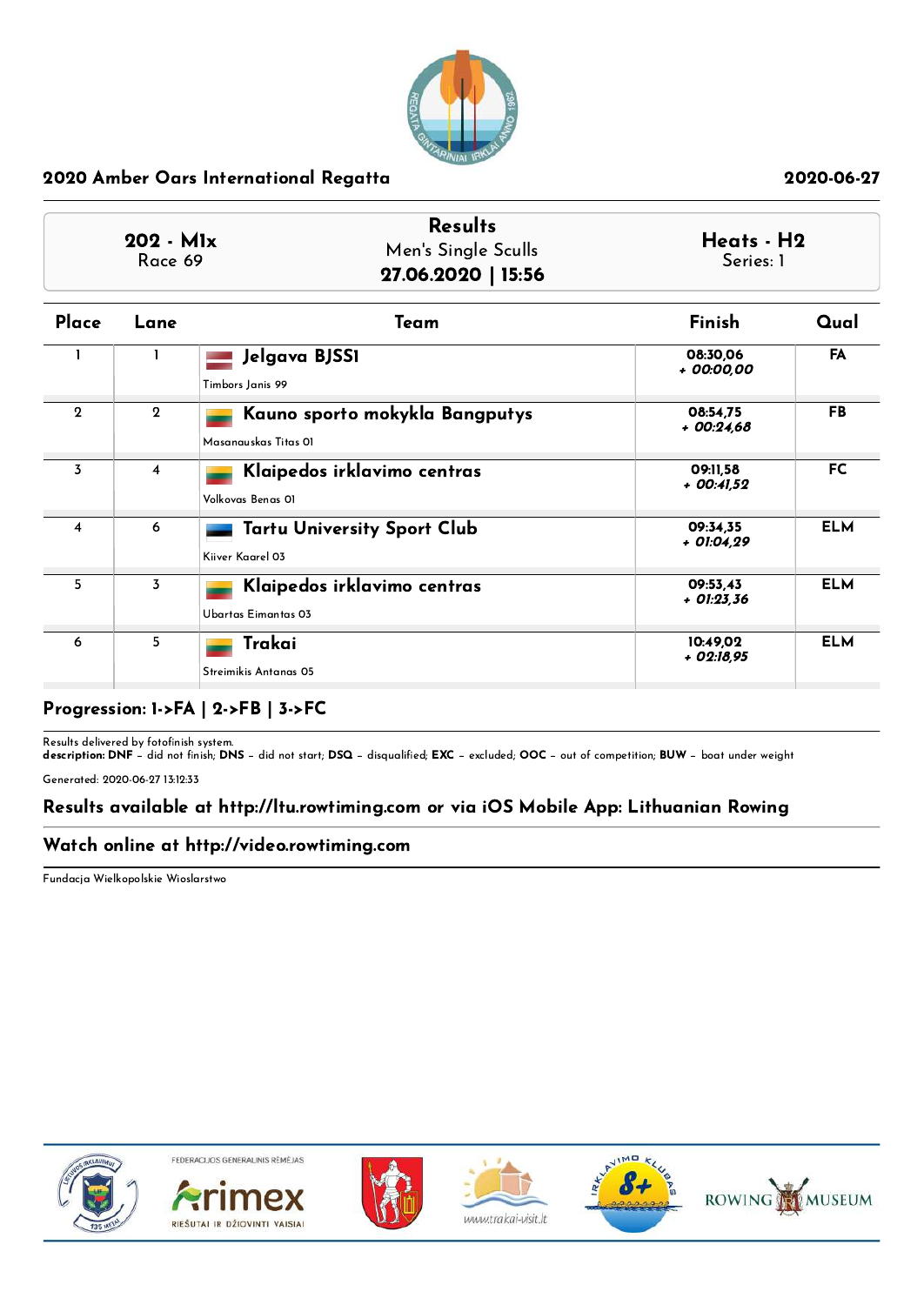**2020 Amber Oars International Regatta** **2020-06-27**

| **202 - M1x** Race 69 | **Results** Men's Single Sculls **27.06.2020 \| 15:56** | **Heats - H2** Series: 1 |
|---|---|---|

| Place | Lane | Team | Finish | Qual |
|---|---|---|---|---|
| 1 | 1 | **Jelgava BJSSI** Timbors Janis 99 | 08:30,06 + 00:00,00 | FA |
| 2 | 2 | **Kauno sporto mokykla Bangputys** Masanauskas Titas 01 | 08:54,75 + 00:24,68 | FB |
| 3 | 4 | **Klaipedos irklavimo centras** Volkovas Benas 01 | 09:11,58 + 00:41,52 | FC |
| 4 | 6 | **Tartu University Sport Club** Kiiver Kaarel 03 | 09:34,35 + 01:04,29 | ELM |
| 5 | 3 | **Klaipedos irklavimo centras** Ubartas Eimantas 03 | 09:53,43 + 01:23,36 | ELM |
| 6 | 5 | **Trakai** Streimikis Antanas 05 | 10:49,02 + 02:18,95 | ELM |

**Progression: 1->FA | 2->FB | 3->FC**

Results delivered by fotofinish system.
**description: DNF** – did not finish; **DNS** – did not start; **DSQ** – disqualified; **EXC** – excluded; **OOC** – out of competition; **BUW** – boat under weight

Generated: 2020-06-27 13:12:33

**Results available at http://ltu.rowtiming.com or via iOS Mobile App: Lithuanian Rowing**

**Watch online at http://video.rowtiming.com**

Fundacja Wielkopolskie Wioslarstwo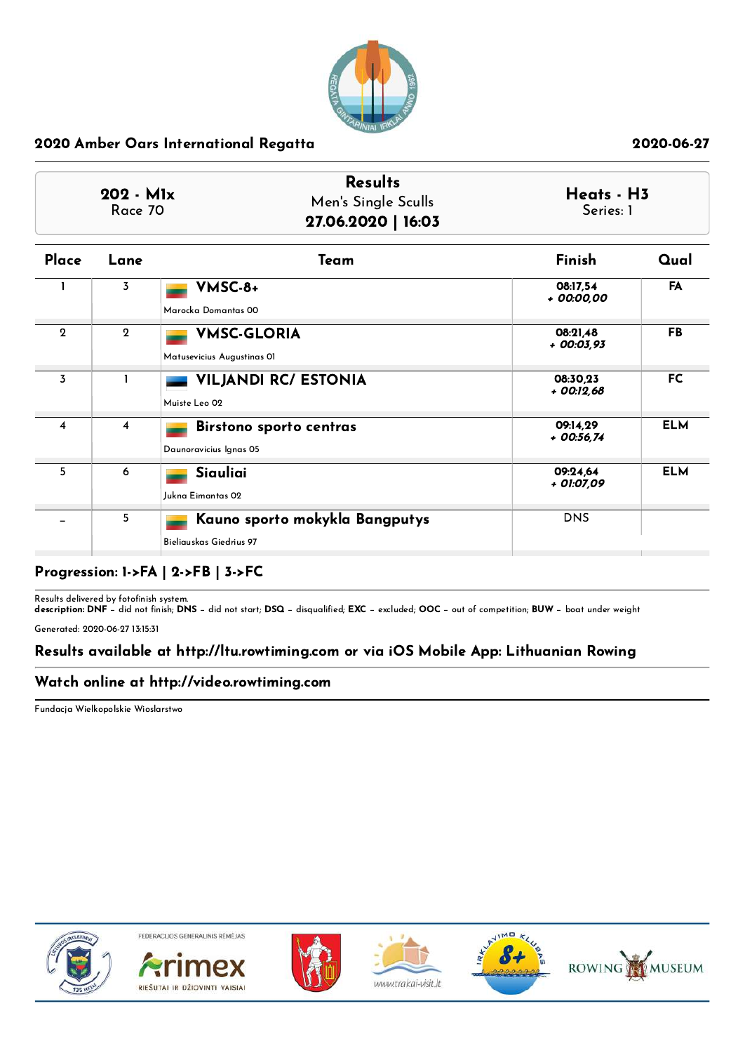## 2020 Amber Oars International Regatta

2020-06-27

| 202 - M1x<br>Race 70 | **Results**<br>Men's Single Sculls<br>**27.06.2020 \| 16:03** | **Heats - H3**<br>Series: 1 |
|---|---|---|

| Place | Lane | Team | Finish | Qual |
|---|---|---|---|---|
| 1 | 3 | **VMSC-8+**<br>Marocka Domantas 00 | 08:17,54<br>*+ 00:00,00* | FA |
| 2 | 2 | **VMSC-GLORIA**<br>Matusevicius Augustinas 01 | 08:21,48<br>*+ 00:03,93* | FB |
| 3 | 1 | **VILJANDI RC/ ESTONIA**<br>Muiste Leo 02 | 08:30,23<br>*+ 00:12,68* | FC |
| 4 | 4 | **Birstono sporto centras**<br>Daunoravicius Ignas 05 | 09:14,29<br>*+ 00:56,74* | ELM |
| 5 | 6 | **Siauliai**<br>Jukna Eimantas 02 | 09:24,64<br>*+ 01:07,09* | ELM |
| - | 5 | **Kauno sporto mokykla Bangputys**<br>Bieliauskas Giedrius 97 | DNS | |

**Progression: 1->FA | 2->FB | 3->FC**

Results delivered by fotofinish system.
**description: DNF** – did not finish; **DNS** – did not start; **DSQ** – disqualified; **EXC** – excluded; **OOC** – out of competition; **BUW** – boat under weight

Generated: 2020-06-27 13:15:31

**Results available at http://ltu.rowtiming.com or via iOS Mobile App: Lithuanian Rowing**

**Watch online at http://video.rowtiming.com**

Fundacja Wielkopolskie Wioslarstwo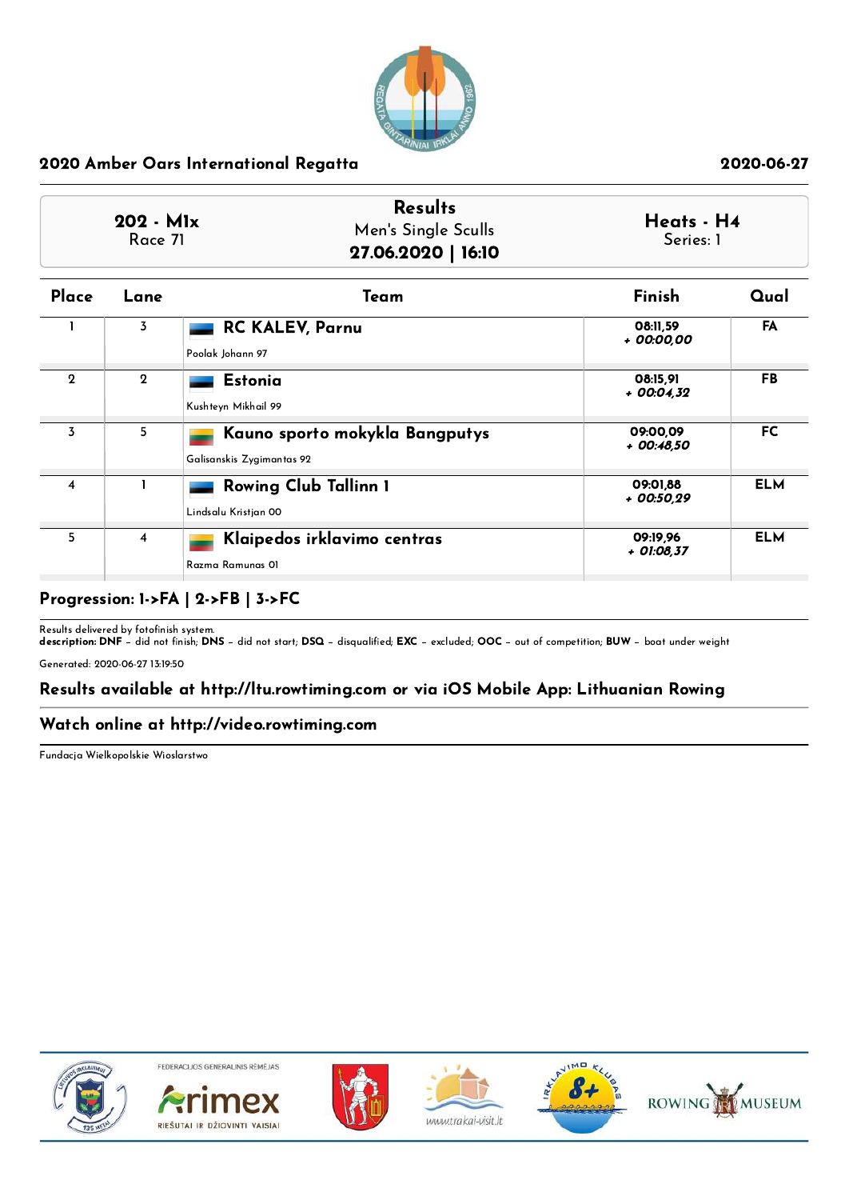## 2020 Amber Oars International Regatta

2020-06-27

| 202 - M1x<br>Race 71 | Results<br>Men's Single Sculls<br>**27.06.2020 \| 16:10** | Heats - H4<br>Series: 1 |
|---|---|---|

| Place | Lane | Team | Finish | Qual |
|---|---|---|---|---|
| 1 | 3 | **RC KALEV, Parnu**<br>Poolak Johann 97 | 08:11,59<br>*+ 00:00,00* | FA |
| 2 | 2 | **Estonia**<br>Kushteyn Mikhail 99 | 08:15,91<br>*+ 00:04,32* | FB |
| 3 | 5 | **Kauno sporto mokykla Bangputys**<br>Galisanskis Zygimantas 92 | 09:00,09<br>*+ 00:48,50* | FC |
| 4 | 1 | **Rowing Club Tallinn 1**<br>Lindsalu Kristjan 00 | 09:01,88<br>*+ 00:50,29* | ELM |
| 5 | 4 | **Klaipedos irklavimo centras**<br>Razma Ramunas 01 | 09:19,96<br>*+ 01:08,37* | ELM |

**Progression: 1->FA | 2->FB | 3->FC**

Results delivered by fotofinish system.
**description: DNF** – did not finish; **DNS** – did not start; **DSQ** – disqualified; **EXC** – excluded; **OOC** – out of competition; **BUW** – boat under weight

Generated: 2020-06-27 13:19:50

**Results available at http://ltu.rowtiming.com or via iOS Mobile App: Lithuanian Rowing**

**Watch online at http://video.rowtiming.com**

Fundacja Wielkopolskie Wioslarstwo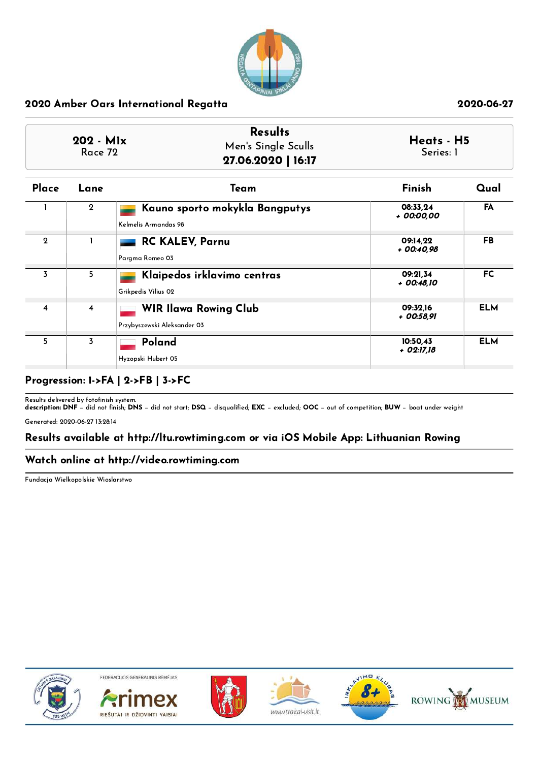## 2020 Amber Oars International Regatta

2020-06-27

| 202 - M1x | Results | Heats - H5 |
|---|---|---|
| Race 72 | Men's Single Sculls | Series: 1 |
| | **27.06.2020 \| 16:17** | |

| Place | Lane | Team | Finish | Qual |
|---|---|---|---|---|
| 1 | 2 | **Kauno sporto mokykla Bangputys**<br>Kelmelis Armandas 98 | 08:33,24<br>+ 00:00,00 | FA |
| 2 | 1 | **RC KALEV, Parnu**<br>Pargma Romeo 03 | 09:14,22<br>+ 00:40,98 | FB |
| 3 | 5 | **Klaipedos irklavimo centras**<br>Grikpedis Vilius 02 | 09:21,34<br>+ 00:48,10 | FC |
| 4 | 4 | **WIR Ilawa Rowing Club**<br>Przybyszewski Aleksander 03 | 09:32,16<br>+ 00:58,91 | ELM |
| 5 | 3 | **Poland**<br>Hyzopski Hubert 05 | 10:50,43<br>+ 02:17,18 | ELM |

**Progression: 1->FA | 2->FB | 3->FC**

Results delivered by fotofinish system.
**description: DNF** – did not finish; **DNS** – did not start; **DSQ** – disqualified; **EXC** – excluded; **OOC** – out of competition; **BUW** – boat under weight

Generated: 2020-06-27 13:28:14

**Results available at http://ltu.rowtiming.com or via iOS Mobile App: Lithuanian Rowing**

**Watch online at http://video.rowtiming.com**

Fundacja Wielkopolskie Wioslarstwo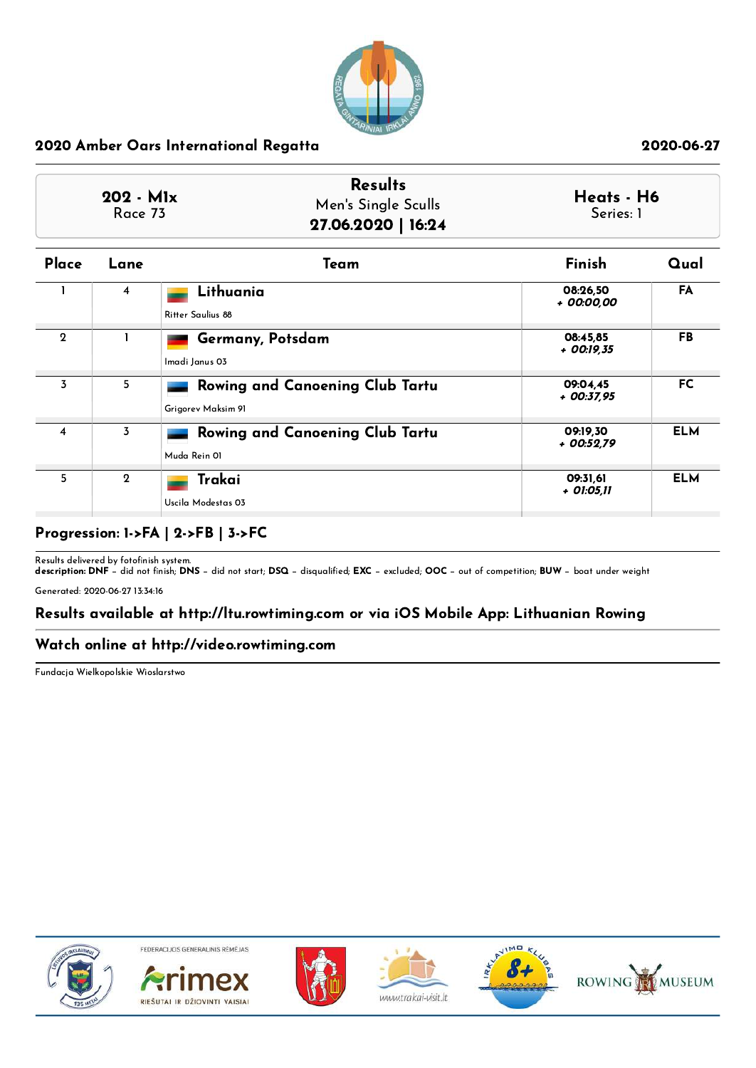## 2020 Amber Oars International Regatta

2020-06-27

| 202 - M1x<br>Race 73 | Results<br>Men's Single Sculls<br>**27.06.2020 \| 16:24** | Heats - H6<br>Series: 1 |
|---|---|---|

| Place | Lane | Team | Finish | Qual |
|---|---|---|---|---|
| 1 | 4 | **Lithuania**<br>Ritter Saulius 88 | 08:26,50<br>*+ 00:00,00* | FA |
| 2 | 1 | **Germany, Potsdam**<br>Imadi Janus 03 | 08:45,85<br>*+ 00:19,35* | FB |
| 3 | 5 | **Rowing and Canoening Club Tartu**<br>Grigorev Maksim 91 | 09:04,45<br>*+ 00:37,95* | FC |
| 4 | 3 | **Rowing and Canoening Club Tartu**<br>Muda Rein 01 | 09:19,30<br>*+ 00:52,79* | ELM |
| 5 | 2 | **Trakai**<br>Uscila Modestas 03 | 09:31,61<br>*+ 01:05,11* | ELM |

**Progression: 1->FA | 2->FB | 3->FC**

Results delivered by fotofinish system.
**description: DNF** – did not finish; **DNS** – did not start; **DSQ** – disqualified; **EXC** – excluded; **OOC** – out of competition; **BUW** – boat under weight

Generated: 2020-06-27 13:34:16

**Results available at http://ltu.rowtiming.com or via iOS Mobile App: Lithuanian Rowing**

**Watch online at http://video.rowtiming.com**

Fundacja Wielkopolskie Wioslarstwo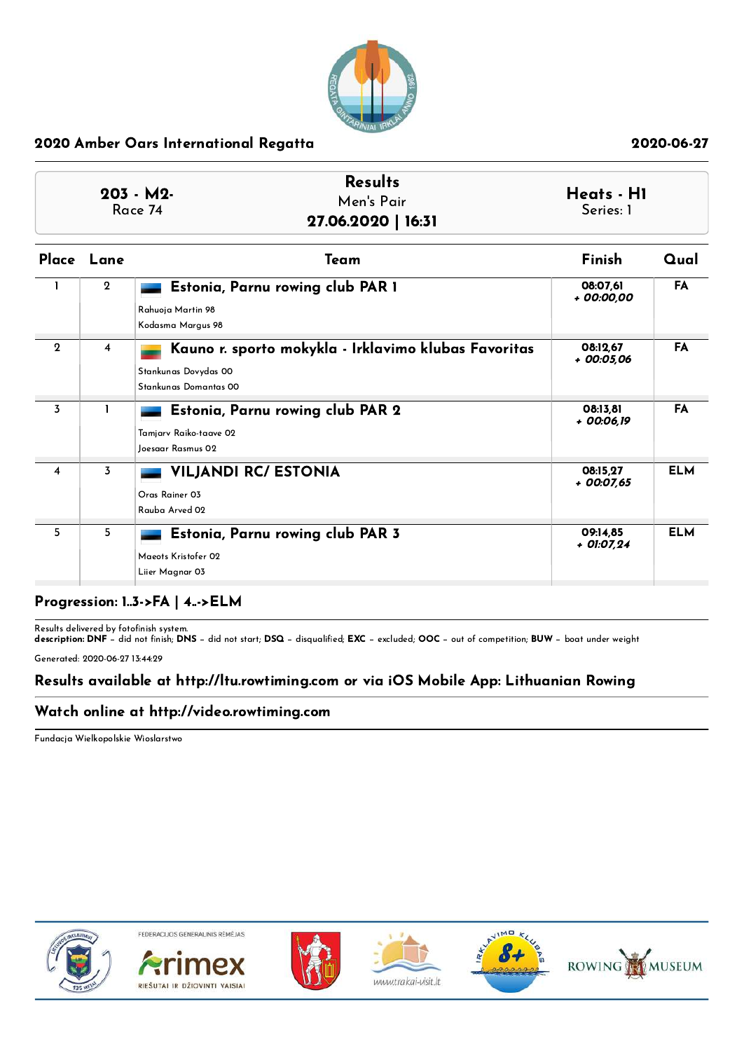**2020 Amber Oars International Regatta** | **2020-06-27**

| 203 - M2- Race 74 | Results Men's Pair 27.06.2020 \| 16:31 | Heats - H1 Series: 1 |
|---|---|---|

| Place | Lane | Team | Finish | Qual |
|---|---|---|---|---|
| 1 | 2 | **Estonia, Parnu rowing club PAR 1** Rahuoja Martin 98 Kodasma Margus 98 | 08:07,61 *+ 00:00,00* | FA |
| 2 | 4 | **Kauno r. sporto mokykla - Irklavimo klubas Favoritas** Stankunas Dovydas 00 Stankunas Domantas 00 | 08:12,67 *+ 00:05,06* | FA |
| 3 | 1 | **Estonia, Parnu rowing club PAR 2** Tamjarv Raiko-taave 02 Joesaar Rasmus 02 | 08:13,81 *+ 00:06,19* | FA |
| 4 | 3 | **VILJANDI RC/ ESTONIA** Oras Rainer 03 Rauba Arved 02 | 08:15,27 *+ 00:07,65* | ELM |
| 5 | 5 | **Estonia, Parnu rowing club PAR 3** Maeots Kristofer 02 Liier Magnar 03 | 09:14,85 *+ 01:07,24* | ELM |

**Progression: 1..3->FA | 4..->ELM**

Results delivered by fotofinish system.
**description: DNF** – did not finish; **DNS** – did not start; **DSQ** – disqualified; **EXC** – excluded; **OOC** – out of competition; **BUW** – boat under weight

Generated: 2020-06-27 13:44:29

**Results available at http://ltu.rowtiming.com or via iOS Mobile App: Lithuanian Rowing**

**Watch online at http://video.rowtiming.com**

Fundacja Wielkopolskie Wioslarstwo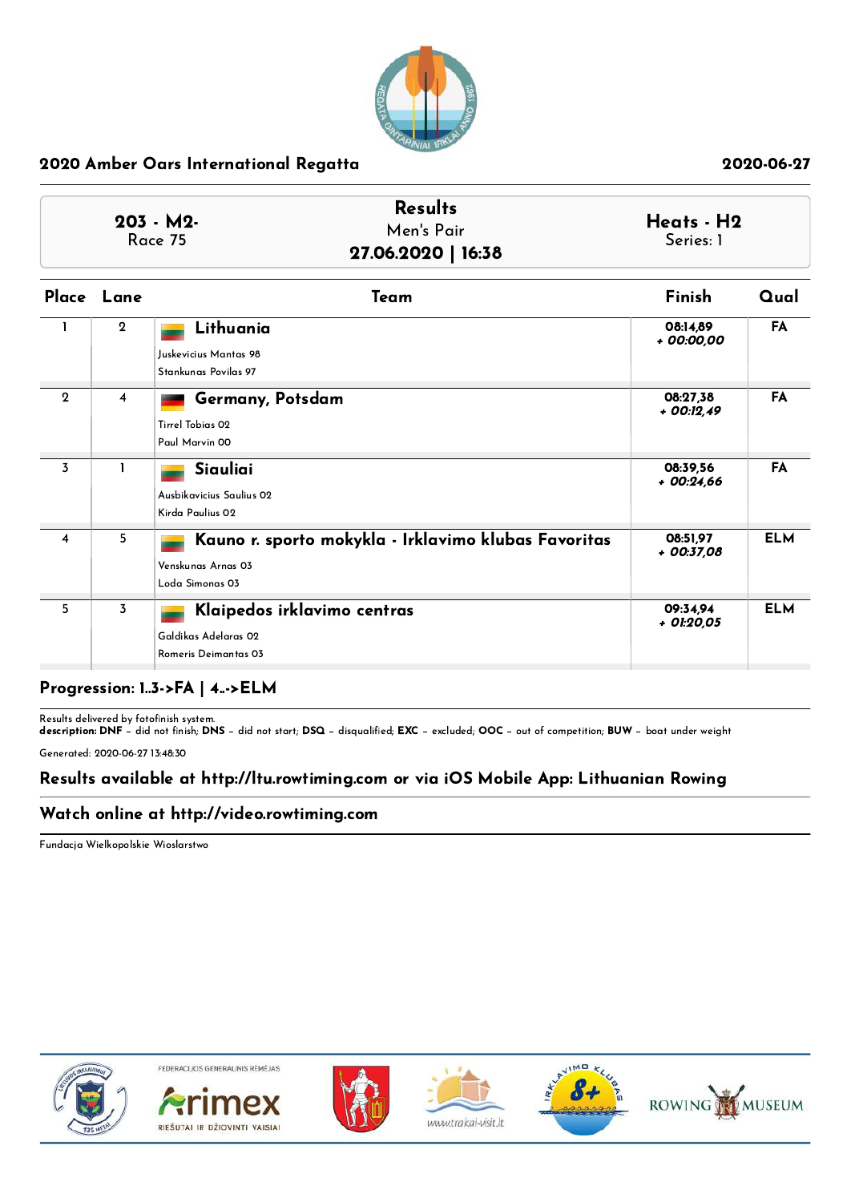## 2020 Amber Oars International Regatta

2020-06-27

**203 - M2-**
Race 75

**Results**
Men's Pair
**27.06.2020 | 16:38**

**Heats - H2**
Series: 1

| Place | Lane | Team | Finish | Qual |
|---|---|---|---|---|
| 1 | 2 | **Lithuania**<br>Juskevicius Mantas 98<br>Stankunas Povilas 97 | **08:14,89**<br>***+ 00:00,00*** | **FA** |
| 2 | 4 | **Germany, Potsdam**<br>Tirrel Tobias 02<br>Paul Marvin 00 | **08:27,38**<br>***+ 00:12,49*** | **FA** |
| 3 | 1 | **Siauliai**<br>Ausbikavicius Saulius 02<br>Kirda Paulius 02 | **08:39,56**<br>***+ 00:24,66*** | **FA** |
| 4 | 5 | **Kauno r. sporto mokykla - Irklavimo klubas Favoritas**<br>Venskunas Arnas 03<br>Loda Simonas 03 | **08:51,97**<br>***+ 00:37,08*** | **ELM** |
| 5 | 3 | **Klaipedos irklavimo centras**<br>Galdikas Adelaras 02<br>Romeris Deimantas 03 | **09:34,94**<br>***+ 01:20,05*** | **ELM** |

**Progression: 1..3->FA | 4..->ELM**

Results delivered by fotofinish system.
**description: DNF** – did not finish; **DNS** – did not start; **DSQ** – disqualified; **EXC** – excluded; **OOC** – out of competition; **BUW** – boat under weight

Generated: 2020-06-27 13:48:30

**Results available at http://ltu.rowtiming.com or via iOS Mobile App: Lithuanian Rowing**

**Watch online at http://video.rowtiming.com**

Fundacja Wielkopolskie Wioslarstwo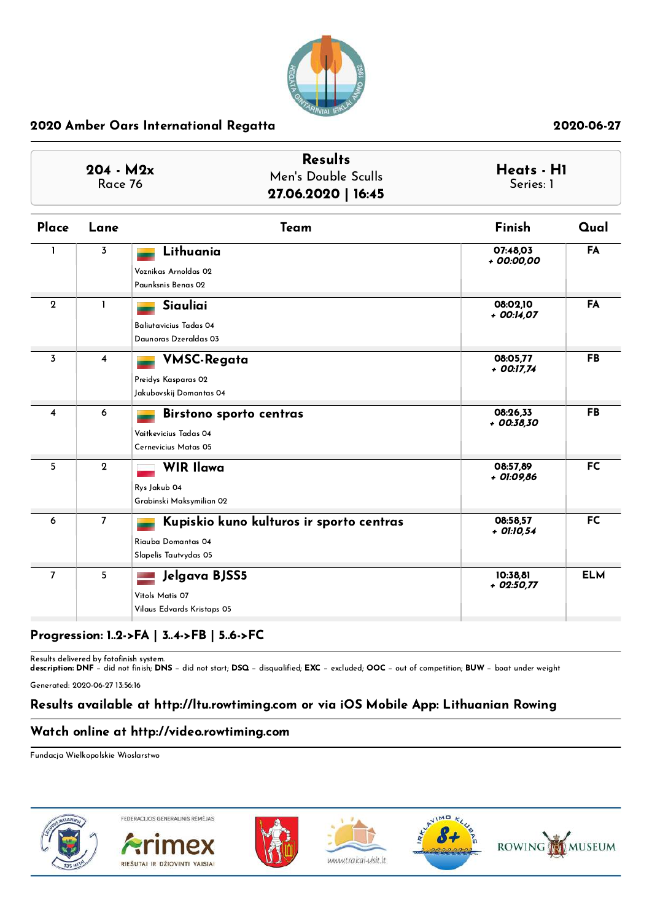## 2020 Amber Oars International Regatta

2020-06-27

| 204 - M2x<br>Race 76 | Results<br>Men's Double Sculls<br>**27.06.2020 \| 16:45** | Heats - H1<br>Series: 1 |
|---|---|---|

| Place | Lane | Team | Finish | Qual |
|---|---|---|---|---|
| 1 | 3 | **Lithuania**<br>Voznikas Arnoldas 02<br>Paunksnis Benas 02 | 07:48,03<br>*+ 00:00,00* | FA |
| 2 | 1 | **Siauliai**<br>Baliutavicius Tadas 04<br>Daunoras Dzeraldas 03 | 08:02,10<br>*+ 00:14,07* | FA |
| 3 | 4 | **VMSC-Regata**<br>Preidys Kasparas 02<br>Jakubovskij Domantas 04 | 08:05,77<br>*+ 00:17,74* | FB |
| 4 | 6 | **Birstono sporto centras**<br>Vaitkevicius Tadas 04<br>Cernevicius Matas 05 | 08:26,33<br>*+ 00:38,30* | FB |
| 5 | 2 | **WIR Ilawa**<br>Rys Jakub 04<br>Grabinski Maksymilian 02 | 08:57,89<br>*+ 01:09,86* | FC |
| 6 | 7 | **Kupiskio kuno kulturos ir sporto centras**<br>Riauba Domantas 04<br>Slapelis Tautvydas 05 | 08:58,57<br>*+ 01:10,54* | FC |
| 7 | 5 | **Jelgava BJSS5**<br>Vitols Matis 07<br>Vilaus Edvards Kristaps 05 | 10:38,81<br>*+ 02:50,77* | ELM |

**Progression: 1..2->FA | 3..4->FB | 5..6->FC**

Results delivered by fotofinish system.
**description: DNF** – did not finish; **DNS** – did not start; **DSQ** – disqualified; **EXC** – excluded; **OOC** – out of competition; **BUW** – boat under weight

Generated: 2020-06-27 13:56:16

**Results available at http://ltu.rowtiming.com or via iOS Mobile App: Lithuanian Rowing**

**Watch online at http://video.rowtiming.com**

Fundacja Wielkopolskie Wioslarstwo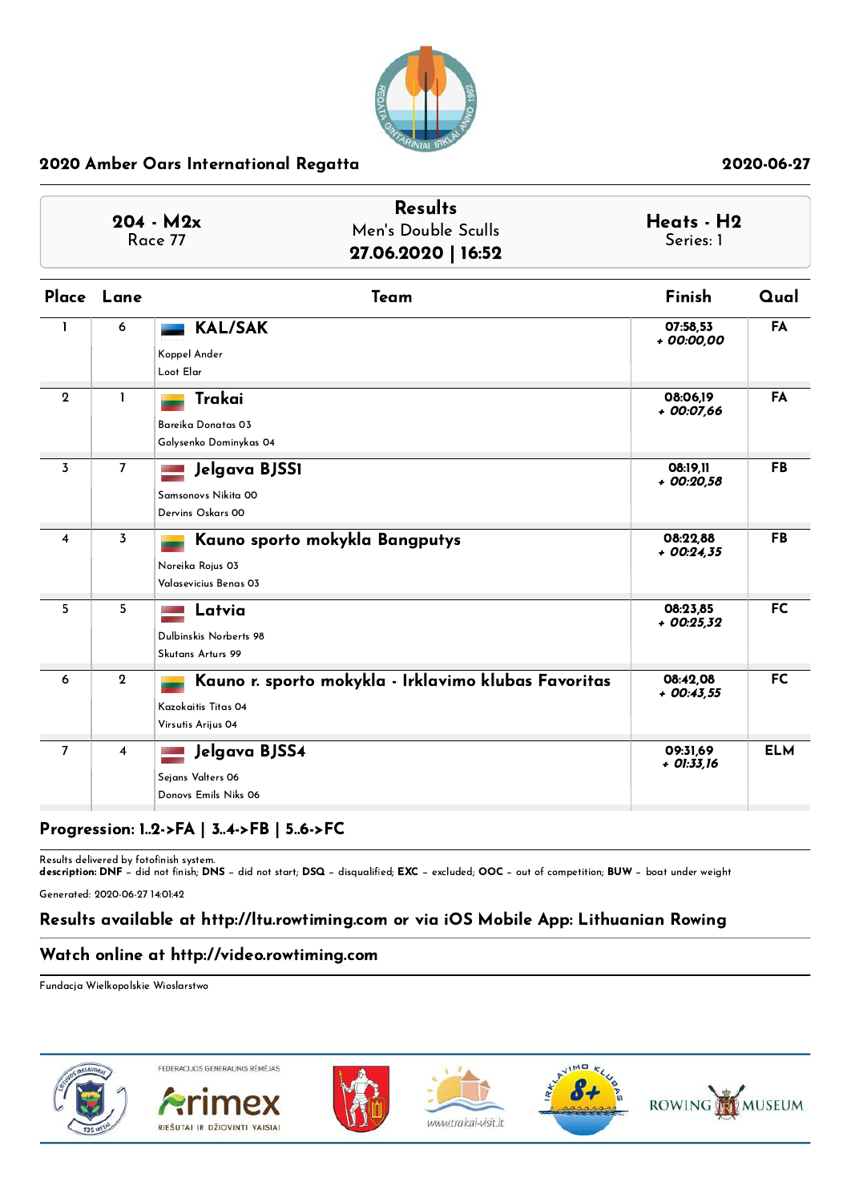## 2020 Amber Oars International Regatta

2020-06-27

| 204 - M2x<br>Race 77 | Results<br>Men's Double Sculls<br>**27.06.2020 \| 16:52** | Heats - H2<br>Series: 1 |
|---|---|---|

| Place | Lane | Team | Finish | Qual |
|---|---|---|---|---|
| 1 | 6 | **KAL/SAK**<br>Koppel Ander<br>Loot Elar | 07:58,53<br>*+ 00:00,00* | FA |
| 2 | 1 | **Trakai**<br>Bareika Donatas 03<br>Golysenko Dominykas 04 | 08:06,19<br>*+ 00:07,66* | FA |
| 3 | 7 | **Jelgava BJSS1**<br>Samsonovs Nikita 00<br>Dervins Oskars 00 | 08:19,11<br>*+ 00:20,58* | FB |
| 4 | 3 | **Kauno sporto mokykla Bangputys**<br>Noreika Rojus 03<br>Valasevicius Benas 03 | 08:22,88<br>*+ 00:24,35* | FB |
| 5 | 5 | **Latvia**<br>Dulbinskis Norberts 98<br>Skutans Arturs 99 | 08:23,85<br>*+ 00:25,32* | FC |
| 6 | 2 | **Kauno r. sporto mokykla - Irklavimo klubas Favoritas**<br>Kazokaitis Titas 04<br>Virsutis Arijus 04 | 08:42,08<br>*+ 00:43,55* | FC |
| 7 | 4 | **Jelgava BJSS4**<br>Sejans Valters 06<br>Donovs Emils Niks 06 | 09:31,69<br>*+ 01:33,16* | ELM |

**Progression: 1..2->FA | 3..4->FB | 5..6->FC**

Results delivered by fotofinish system.
**description: DNF** – did not finish; **DNS** – did not start; **DSQ** – disqualified; **EXC** – excluded; **OOC** – out of competition; **BUW** – boat under weight

Generated: 2020-06-27 14:01:42

**Results available at http://ltu.rowtiming.com or via iOS Mobile App: Lithuanian Rowing**

**Watch online at http://video.rowtiming.com**

Fundacja Wielkopolskie Wioslarstwo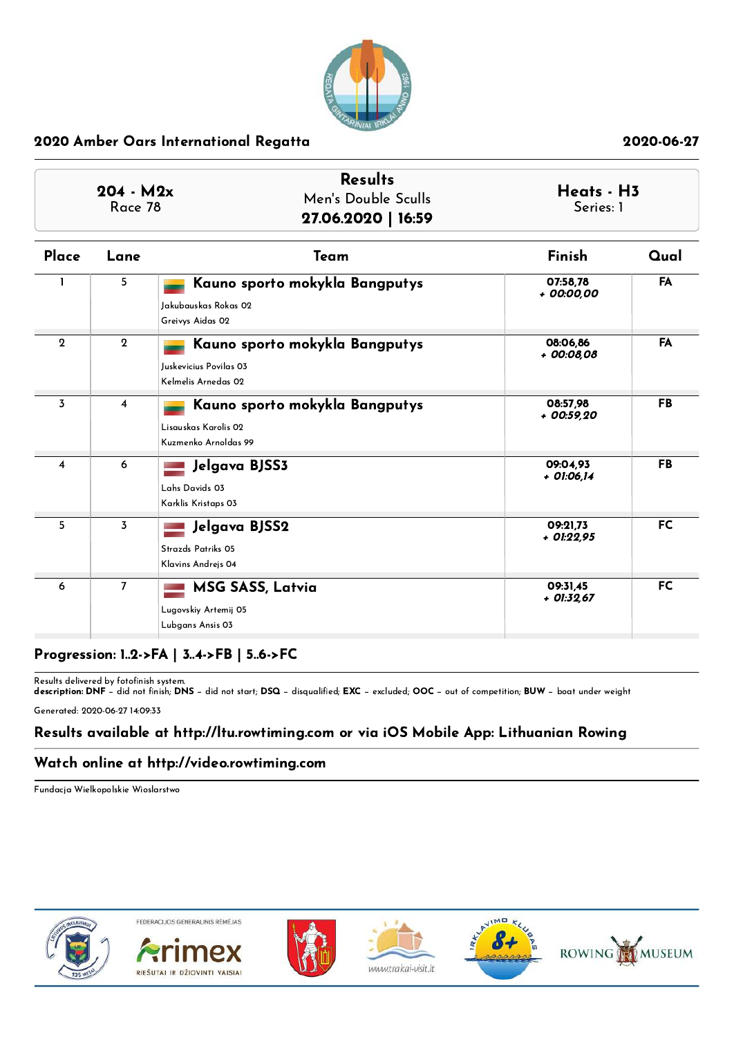## 2020 Amber Oars International Regatta

2020-06-27

| 204 - M2x<br>Race 78 | Results<br>Men's Double Sculls<br>**27.06.2020 \| 16:59** | Heats - H3<br>Series: 1 |
|---|---|---|

| Place | Lane | Team | Finish | Qual |
|---|---|---|---|---|
| 1 | 5 | **Kauno sporto mokykla Bangputys**<br>Jakubauskas Rokas 02<br>Greivys Aidas 02 | 07:58,78<br>*+ 00:00,00* | FA |
| 2 | 2 | **Kauno sporto mokykla Bangputys**<br>Juskevicius Povilas 03<br>Kelmelis Arnedas 02 | 08:06,86<br>*+ 00:08,08* | FA |
| 3 | 4 | **Kauno sporto mokykla Bangputys**<br>Lisauskas Karolis 02<br>Kuzmenko Arnoldas 99 | 08:57,98<br>*+ 00:59,20* | FB |
| 4 | 6 | **Jelgava BJSS3**<br>Lahs Davids 03<br>Karklis Kristaps 03 | 09:04,93<br>*+ 01:06,14* | FB |
| 5 | 3 | **Jelgava BJSS2**<br>Strazds Patriks 05<br>Klavins Andrejs 04 | 09:21,73<br>*+ 01:22,95* | FC |
| 6 | 7 | **MSG SASS, Latvia**<br>Lugovskiy Artemij 05<br>Lubgans Ansis 03 | 09:31,45<br>*+ 01:32,67* | FC |

### Progression: 1..2->FA | 3..4->FB | 5..6->FC

Results delivered by fotofinish system.
**description: DNF** – did not finish; **DNS** – did not start; **DSQ** – disqualified; **EXC** – excluded; **OOC** – out of competition; **BUW** – boat under weight

Generated: 2020-06-27 14:09:33

### Results available at http://ltu.rowtiming.com or via iOS Mobile App: Lithuanian Rowing

### Watch online at http://video.rowtiming.com

Fundacja Wielkopolskie Wioslarstwo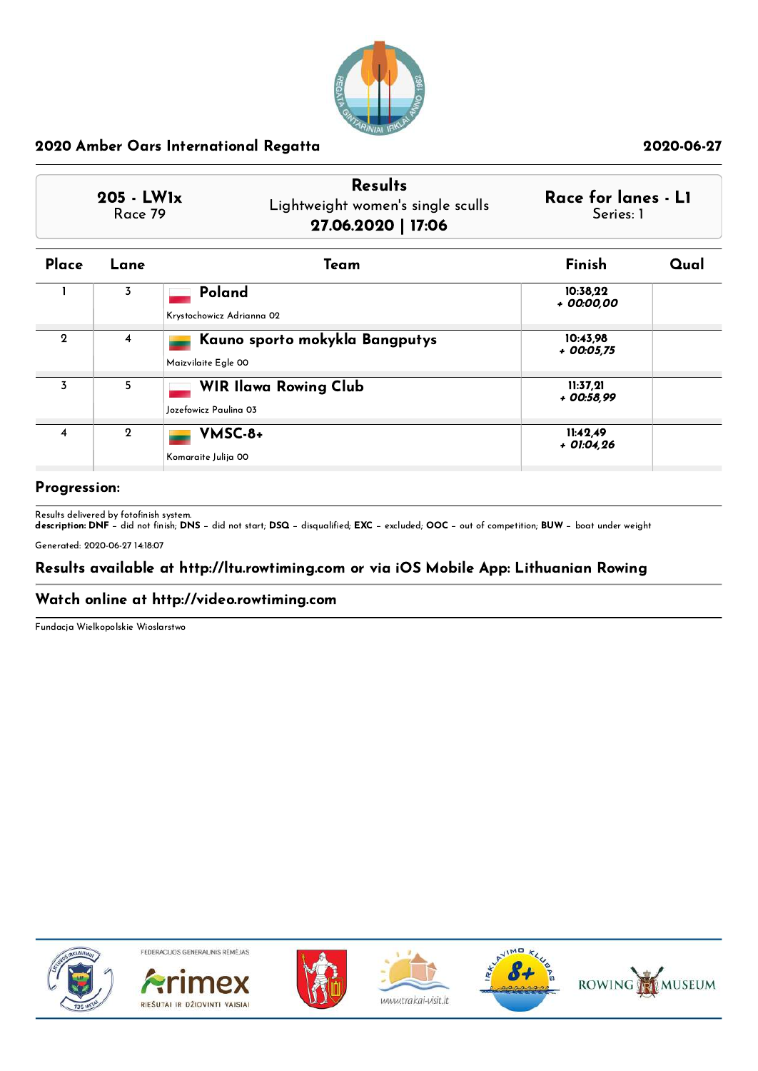## 2020 Amber Oars International Regatta

2020-06-27

| 205 - LW1x<br>Race 79 | Results<br>Lightweight women's single sculls<br>**27.06.2020 \| 17:06** | Race for lanes - L1<br>Series: 1 |
|---|---|---|

| Place | Lane | Team | Finish | Qual |
|---|---|---|---|---|
| 1 | 3 | **Poland**<br>Krystochowicz Adrianna 02 | 10:38,22<br>+ 00:00,00 | |
| 2 | 4 | **Kauno sporto mokykla Bangputys**<br>Maizvilaite Egle 00 | 10:43,98<br>+ 00:05,75 | |
| 3 | 5 | **WIR Ilawa Rowing Club**<br>Jozefowicz Paulina 03 | 11:37,21<br>+ 00:58,99 | |
| 4 | 2 | **VMSC-8+**<br>Komaraite Julija 00 | 11:42,49<br>+ 01:04,26 | |

**Progression:**

Results delivered by fotofinish system.
**description: DNF** – did not finish; **DNS** – did not start; **DSQ** – disqualified; **EXC** – excluded; **OOC** – out of competition; **BUW** – boat under weight

Generated: 2020-06-27 14:18:07

**Results available at http://ltu.rowtiming.com or via iOS Mobile App: Lithuanian Rowing**

**Watch online at http://video.rowtiming.com**

Fundacja Wielkopolskie Wioslarstwo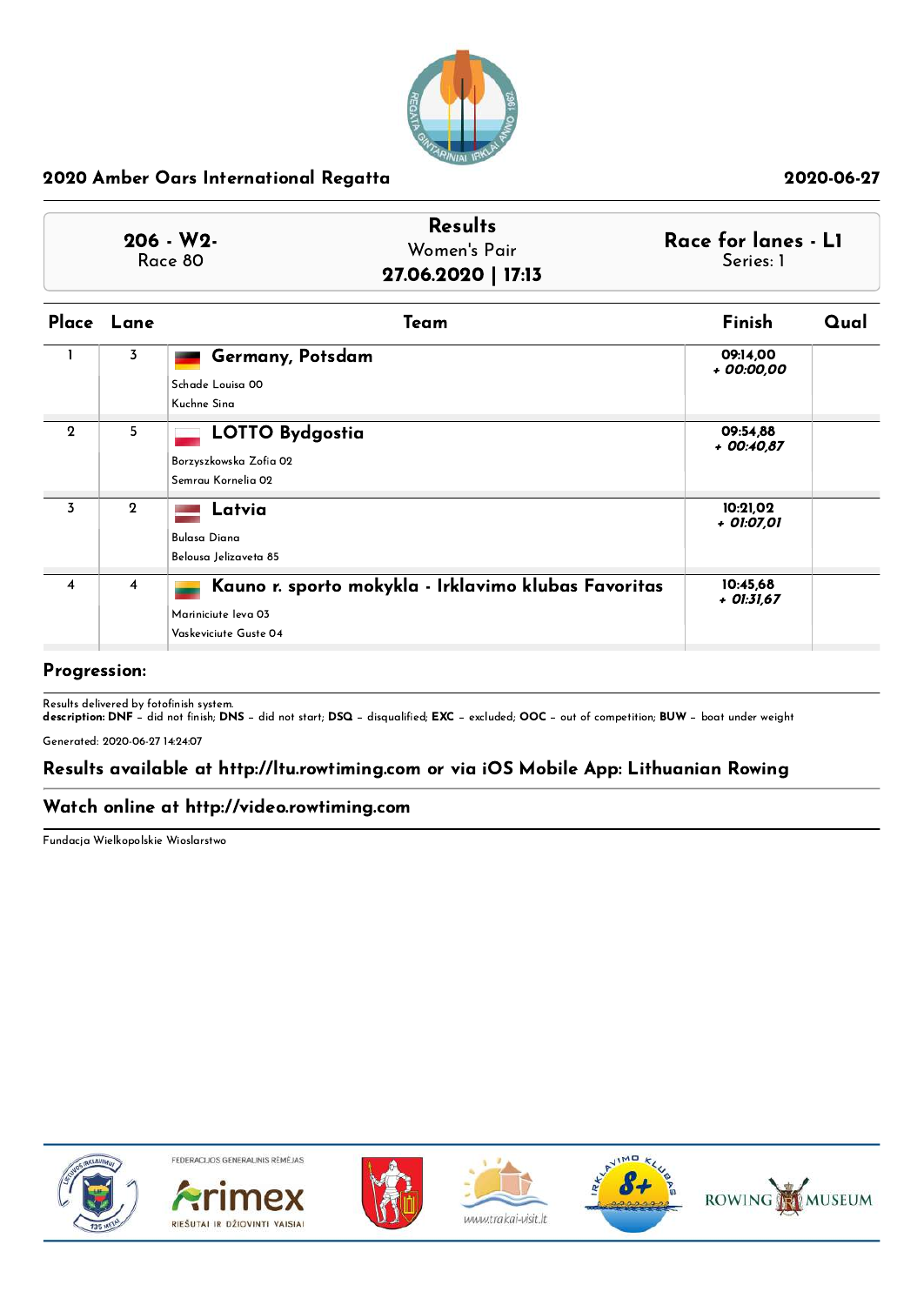## 2020 Amber Oars International Regatta

2020-06-27

**206 - W2-**
Race 80

**Results**
Women's Pair
**27.06.2020 | 17:13**

**Race for lanes - L1**
Series: 1

| Place | Lane | Team | Finish | Qual |
|---|---|---|---|---|
| 1 | 3 | **Germany, Potsdam**<br>Schade Louisa 00<br>Kuchne Sina | 09:14,00<br>*+ 00:00,00* | |
| 2 | 5 | **LOTTO Bydgostia**<br>Borzyszkowska Zofia 02<br>Semrau Kornelia 02 | 09:54,88<br>*+ 00:40,87* | |
| 3 | 2 | **Latvia**<br>Bulasa Diana<br>Belousa Jelizaveta 85 | 10:21,02<br>*+ 01:07,01* | |
| 4 | 4 | **Kauno r. sporto mokykla - Irklavimo klubas Favoritas**<br>Mariniciute Ieva 03<br>Vaskeviciute Guste 04 | 10:45,68<br>*+ 01:31,67* | |

**Progression:**

Results delivered by fotofinish system.
**description: DNF** – did not finish; **DNS** – did not start; **DSQ** – disqualified; **EXC** – excluded; **OOC** – out of competition; **BUW** – boat under weight

Generated: 2020-06-27 14:24:07

**Results available at http://ltu.rowtiming.com or via iOS Mobile App: Lithuanian Rowing**

**Watch online at http://video.rowtiming.com**

Fundacja Wielkopolskie Wioslarstwo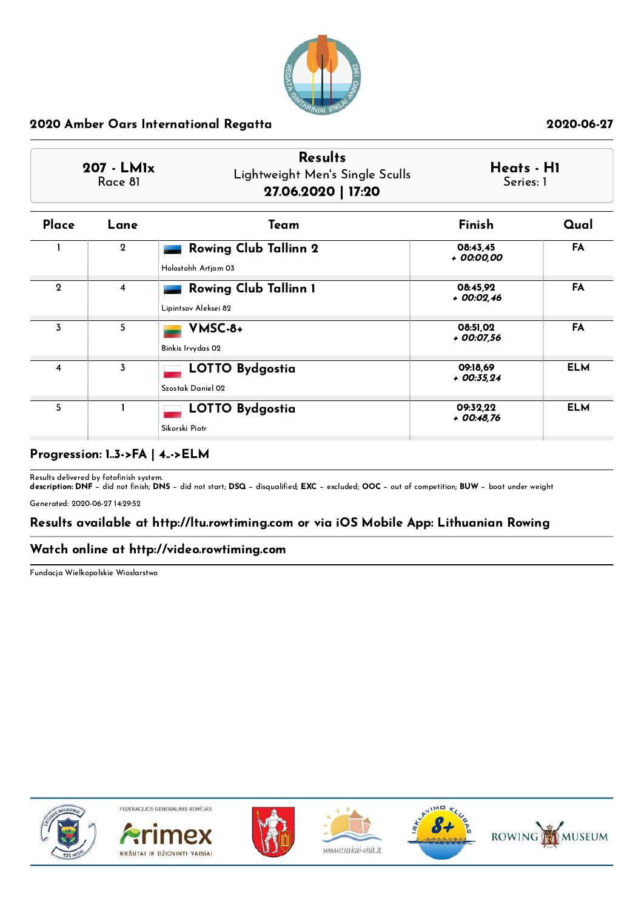## 2020 Amber Oars International Regatta

2020-06-27

| 207 - LM1x<br>Race 81 | Results<br>Lightweight Men's Single Sculls<br>**27.06.2020 \| 17:20** | Heats - H1<br>Series: 1 |
|---|---|---|

| Place | Lane | Team | Finish | Qual |
|---|---|---|---|---|
| 1 | 2 | **Rowing Club Tallinn 2**<br>Holostohh Artjom 03 | 08:43,45<br>*+ 00:00,00* | FA |
| 2 | 4 | **Rowing Club Tallinn 1**<br>Lipintsov Aleksei 82 | 08:45,92<br>*+ 00:02,46* | FA |
| 3 | 5 | **VMSC-8+**<br>Binkis Irvydas 02 | 08:51,02<br>*+ 00:07,56* | FA |
| 4 | 3 | **LOTTO Bydgostia**<br>Szostak Daniel 02 | 09:18,69<br>*+ 00:35,24* | ELM |
| 5 | 1 | **LOTTO Bydgostia**<br>Sikorski Piotr | 09:32,22<br>*+ 00:48,76* | ELM |

**Progression: 1..3->FA | 4..->ELM**

Results delivered by fotofinish system.
**description: DNF** – did not finish; **DNS** – did not start; **DSQ** – disqualified; **EXC** – excluded; **OOC** – out of competition; **BUW** – boat under weight

Generated: 2020-06-27 14:29:52

**Results available at http://ltu.rowtiming.com or via iOS Mobile App: Lithuanian Rowing**

**Watch online at http://video.rowtiming.com**

Fundacja Wielkopolskie Wioslarstwo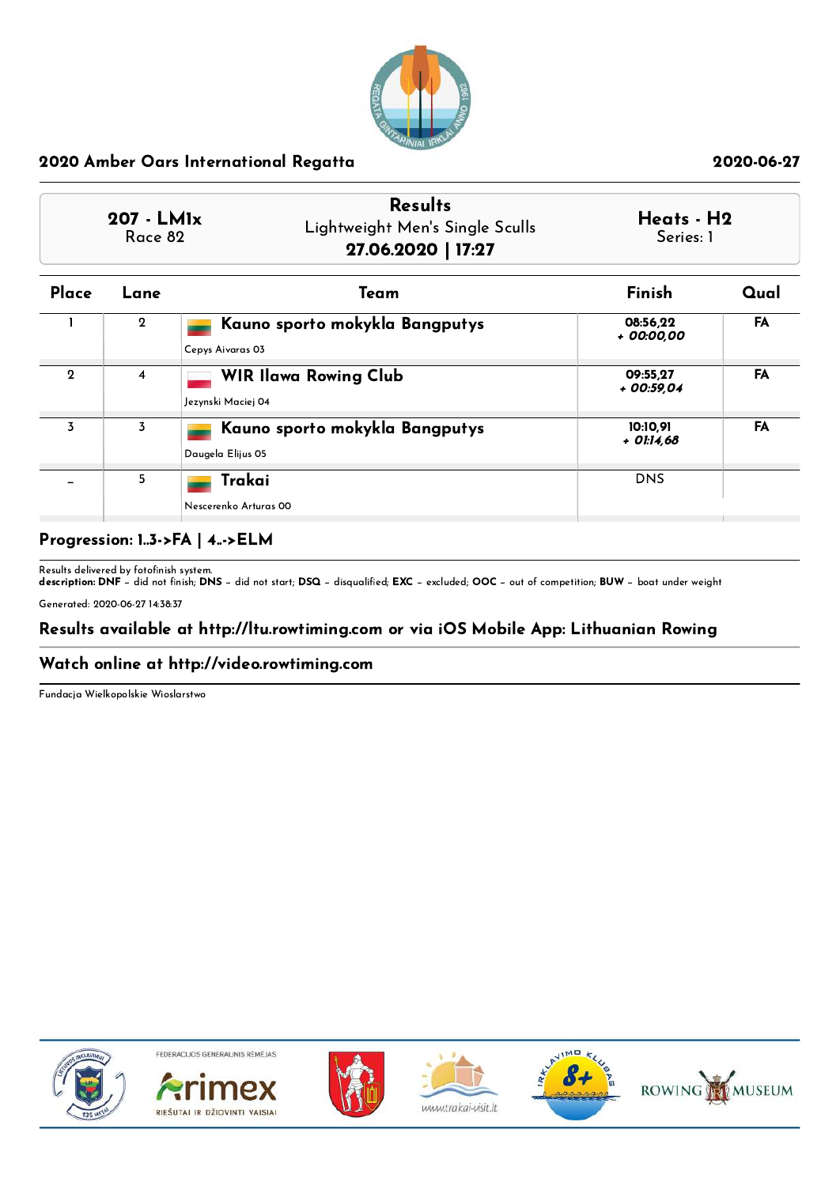**2020 Amber Oars International Regatta** **2020-06-27**

**207 - LM1x**
Race 82

**Results**
Lightweight Men's Single Sculls
**27.06.2020 | 17:27**

**Heats - H2**
Series: 1

| Place | Lane | Team | Finish | Qual |
|---|---|---|---|---|
| 1 | 2 | **Kauno sporto mokykla Bangputys**<br>Cepys Aivaras 03 | 08:56,22<br>*+ 00:00,00* | FA |
| 2 | 4 | **WIR Ilawa Rowing Club**<br>Jezynski Maciej 04 | 09:55,27<br>*+ 00:59,04* | FA |
| 3 | 3 | **Kauno sporto mokykla Bangputys**<br>Daugela Elijus 05 | 10:10,91<br>*+ 01:14,68* | FA |
| - | 5 | **Trakai**<br>Nescerenko Arturas 00 | DNS | |

**Progression: 1..3->FA | 4..->ELM**

Results delivered by fotofinish system.
**description: DNF** – did not finish; **DNS** – did not start; **DSQ** – disqualified; **EXC** – excluded; **OOC** – out of competition; **BUW** – boat under weight

Generated: 2020-06-27 14:38:37

**Results available at http://ltu.rowtiming.com or via iOS Mobile App: Lithuanian Rowing**

**Watch online at http://video.rowtiming.com**

Fundacja Wielkopolskie Wioslarstwo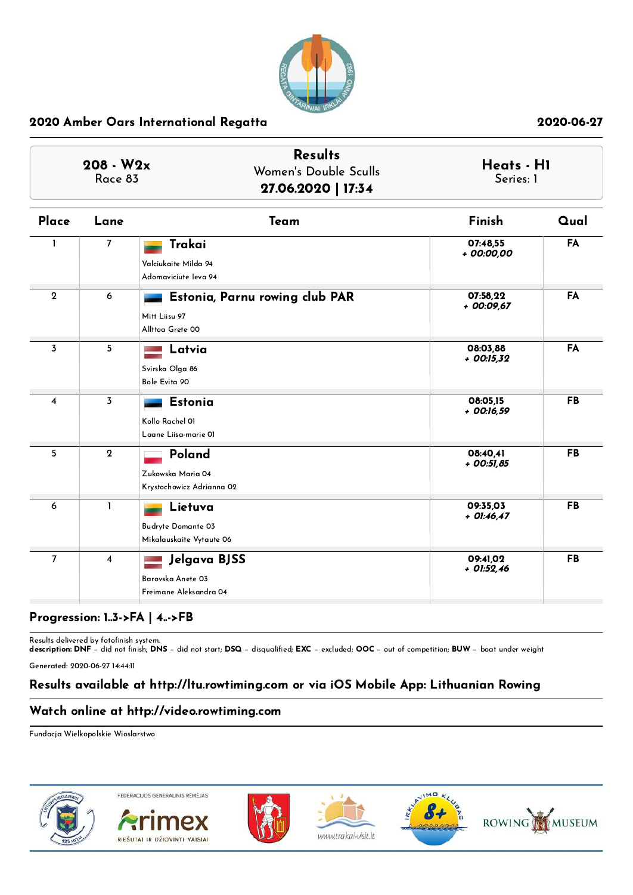## 2020 Amber Oars International Regatta

2020-06-27

| 208 - W2x Race 83 | Results Women's Double Sculls **27.06.2020 \| 17:34** | Heats - H1 Series: 1 |
|---|---|---|

| Place | Lane | Team | Finish | Qual |
|---|---|---|---|---|
| 1 | 7 | **Trakai** Valciukaite Milda 94 Adomaviciute Ieva 94 | 07:48,55 + 00:00,00 | FA |
| 2 | 6 | **Estonia, Parnu rowing club PAR** Mitt Liisu 97 Allttoa Grete 00 | 07:58,22 + 00:09,67 | FA |
| 3 | 5 | **Latvia** Svirska Olga 86 Bole Evita 90 | 08:03,88 + 00:15,32 | FA |
| 4 | 3 | **Estonia** Kollo Rachel 01 Laane Liisa-marie 01 | 08:05,15 + 00:16,59 | FB |
| 5 | 2 | **Poland** Zukowska Maria 04 Krystochowicz Adrianna 02 | 08:40,41 + 00:51,85 | FB |
| 6 | 1 | **Lietuva** Budryte Domante 03 Mikalauskaite Vytaute 06 | 09:35,03 + 01:46,47 | FB |
| 7 | 4 | **Jelgava BJSS** Barovska Anete 03 Freimane Aleksandra 04 | 09:41,02 + 01:52,46 | FB |

**Progression: 1..3->FA | 4..->FB**

Results delivered by fotofinish system.
**description: DNF** – did not finish; **DNS** – did not start; **DSQ** – disqualified; **EXC** – excluded; **OOC** – out of competition; **BUW** – boat under weight

Generated: 2020-06-27 14:44:11

### Results available at http://ltu.rowtiming.com or via iOS Mobile App: Lithuanian Rowing

### Watch online at http://video.rowtiming.com

Fundacja Wielkopolskie Wioslarstwo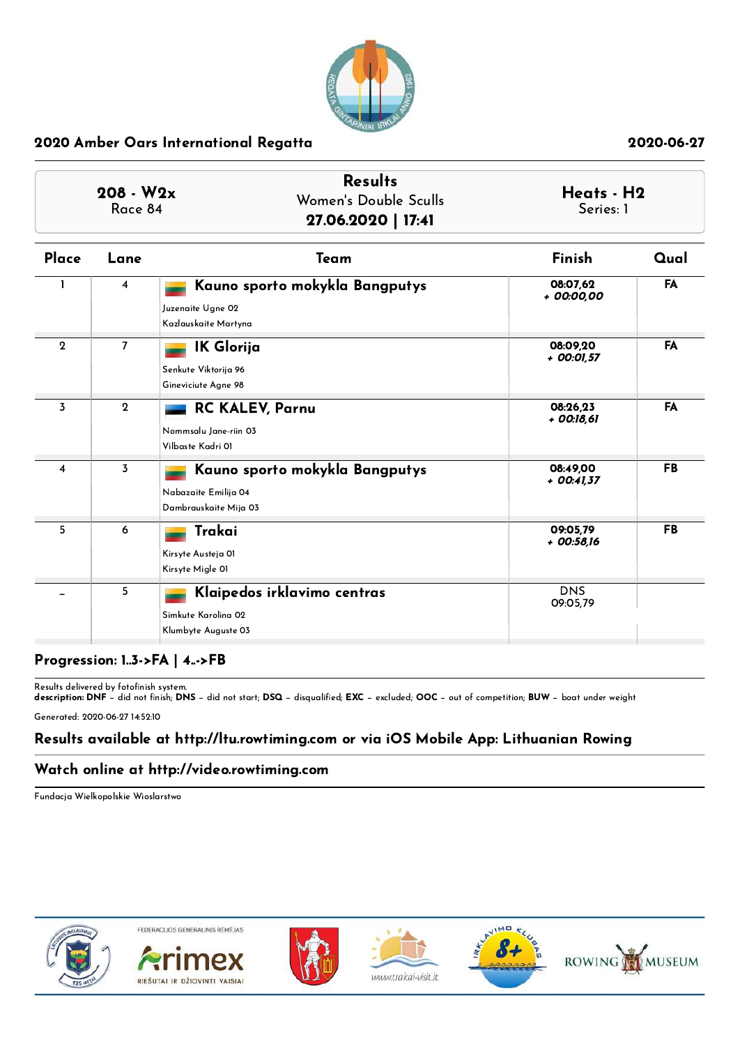2020 Amber Oars International Regatta

2020-06-27

**208 - W2x**
Race 84

## Results

Women's Double Sculls

**27.06.2020 | 17:41**

**Heats - H2**
Series: 1

| Place | Lane | Team | Finish | Qual |
|---|---|---|---|---|
| 1 | 4 | **Kauno sporto mokykla Bangputys**<br>Juzenaite Ugne 02<br>Kazlauskaite Martyna | 08:07,62<br>*+ 00:00,00* | FA |
| 2 | 7 | **IK Glorija**<br>Senkute Viktorija 96<br>Gineviciute Agne 98 | 08:09,20<br>*+ 00:01,57* | FA |
| 3 | 2 | **RC KALEV, Parnu**<br>Nommsalu Jane-riin 03<br>Vilbaste Kadri 01 | 08:26,23<br>*+ 00:18,61* | FA |
| 4 | 3 | **Kauno sporto mokykla Bangputys**<br>Nabazaite Emilija 04<br>Dambrauskaite Mija 03 | 08:49,00<br>*+ 00:41,37* | FB |
| 5 | 6 | **Trakai**<br>Kirsyte Austeja 01<br>Kirsyte Migle 01 | 09:05,79<br>*+ 00:58,16* | FB |
| - | 5 | **Klaipedos irklavimo centras**<br>Simkute Karolina 02<br>Klumbyte Auguste 03 | DNS<br>09:05,79 | |

**Progression: 1..3->FA | 4..->FB**

Results delivered by fotofinish system.
**description: DNF** – did not finish; **DNS** – did not start; **DSQ** – disqualified; **EXC** – excluded; **OOC** – out of competition; **BUW** – boat under weight

Generated: 2020-06-27 14:52:10

**Results available at http://ltu.rowtiming.com or via iOS Mobile App: Lithuanian Rowing**

**Watch online at http://video.rowtiming.com**

Fundacja Wielkopolskie Wioslarstwo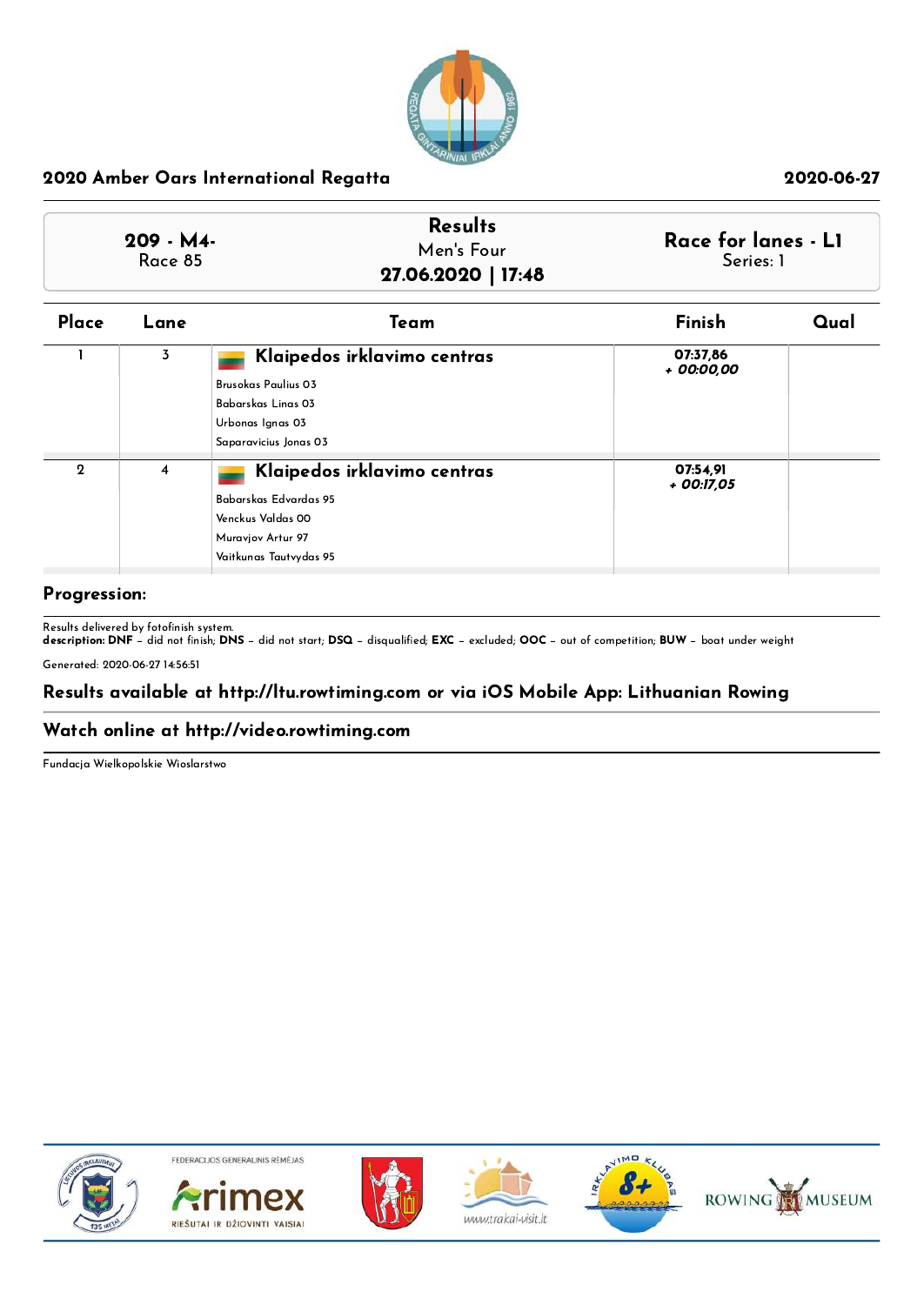## 2020 Amber Oars International Regatta

2020-06-27

| 209 - M4- Race 85 | Results Men's Four 27.06.2020 \| 17:48 | Race for lanes - L1 Series: 1 |
|---|---|---|

| Place | Lane | Team | Finish | Qual |
|---|---|---|---|---|
| 1 | 3 | **Klaipedos irklavimo centras**<br>Brusokas Paulius 03<br>Babarskas Linas 03<br>Urbonas Ignas 03<br>Saparavicius Jonas 03 | **07:37,86**<br>***+ 00:00,00*** | |
| 2 | 4 | **Klaipedos irklavimo centras**<br>Babarskas Edvardas 95<br>Venckus Valdas 00<br>Muravjov Artur 97<br>Vaitkunas Tautvydas 95 | **07:54,91**<br>***+ 00:17,05*** | |

**Progression:**

Results delivered by fotofinish system.
**description: DNF** – did not finish; **DNS** – did not start; **DSQ** – disqualified; **EXC** – excluded; **OOC** – out of competition; **BUW** – boat under weight

Generated: 2020-06-27 14:56:51

### Results available at http://ltu.rowtiming.com or via iOS Mobile App: Lithuanian Rowing

### Watch online at http://video.rowtiming.com

Fundacja Wielkopolskie Wioslarstwo